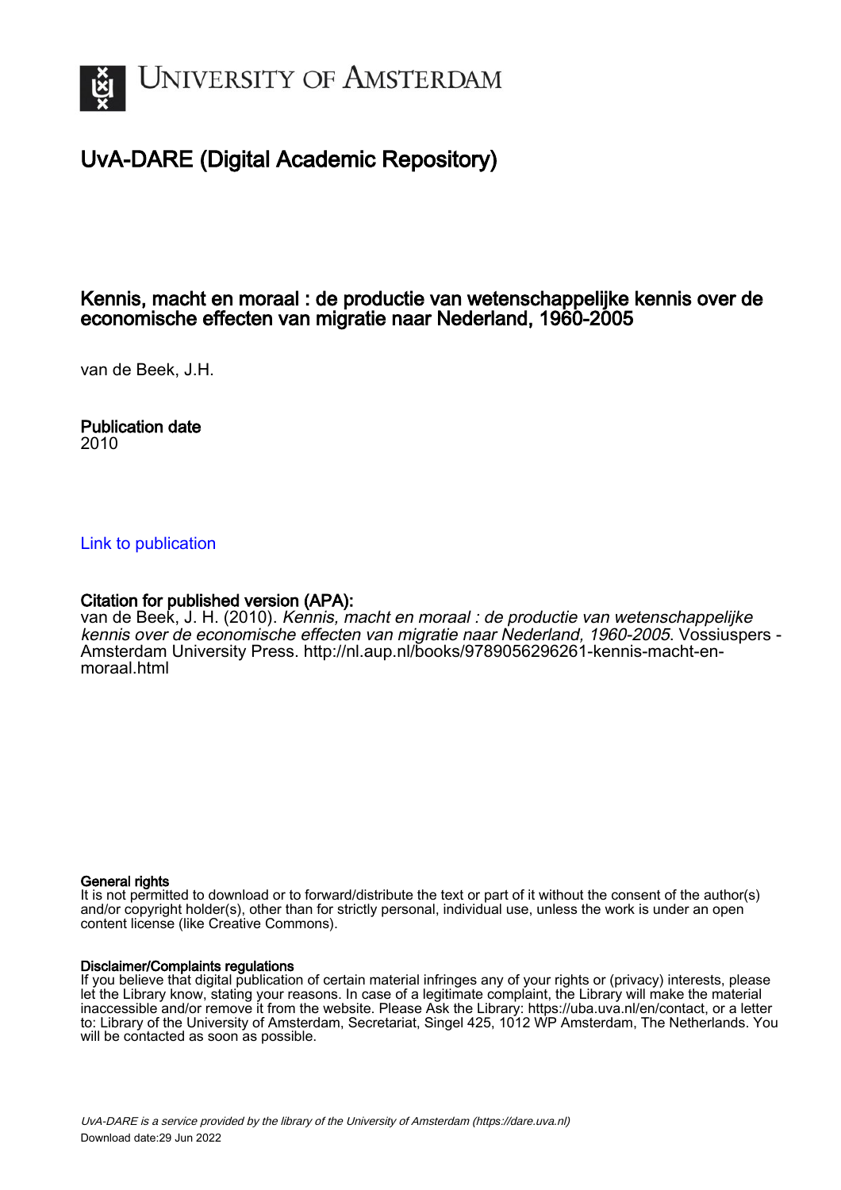# UvA-DARE (Digital Academic Repository)

## Kennis, macht en moraal : de productie van wetenschappelijke kennis over de economische effecten van migratie naar Nederland, 1960-2005

van de Beek, J.H.

**Publication date**
2010

Link to publication

**Citation for published version (APA):**
van de Beek, J. H. (2010). *Kennis, macht en moraal : de productie van wetenschappelijke kennis over de economische effecten van migratie naar Nederland, 1960-2005*. Vossiuspers - Amsterdam University Press. http://nl.aup.nl/books/9789056296261-kennis-macht-en-moraal.html

**General rights**
It is not permitted to download or to forward/distribute the text or part of it without the consent of the author(s) and/or copyright holder(s), other than for strictly personal, individual use, unless the work is under an open content license (like Creative Commons).

**Disclaimer/Complaints regulations**
If you believe that digital publication of certain material infringes any of your rights or (privacy) interests, please let the Library know, stating your reasons. In case of a legitimate complaint, the Library will make the material inaccessible and/or remove it from the website. Please Ask the Library: https://uba.uva.nl/en/contact, or a letter to: Library of the University of Amsterdam, Secretariat, Singel 425, 1012 WP Amsterdam, The Netherlands. You will be contacted as soon as possible.

UvA-DARE is a service provided by the library of the University of Amsterdam (https://dare.uva.nl)
Download date:29 Jun 2022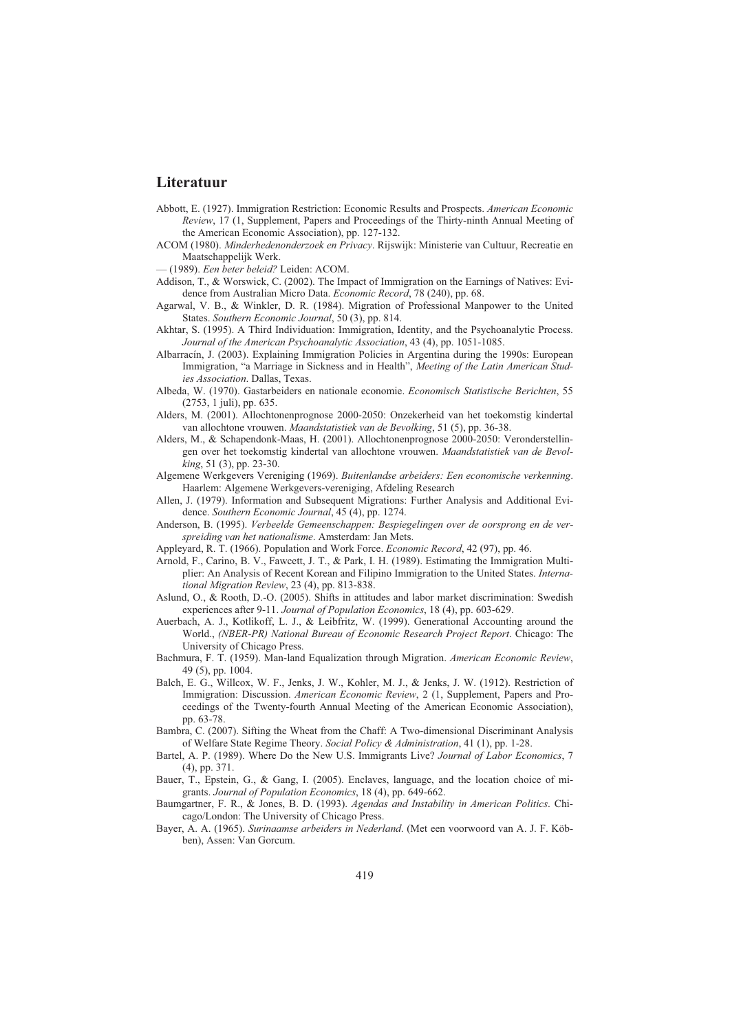# Literatuur

Abbott, E. (1927). Immigration Restriction: Economic Results and Prospects. *American Economic Review*, 17 (1, Supplement, Papers and Proceedings of the Thirty-ninth Annual Meeting of the American Economic Association), pp. 127-132.

ACOM (1980). *Minderhedenonderzoek en Privacy*. Rijswijk: Ministerie van Cultuur, Recreatie en Maatschappelijk Werk.

— (1989). *Een beter beleid?* Leiden: ACOM.

Addison, T., & Worswick, C. (2002). The Impact of Immigration on the Earnings of Natives: Evidence from Australian Micro Data. *Economic Record*, 78 (240), pp. 68.

Agarwal, V. B., & Winkler, D. R. (1984). Migration of Professional Manpower to the United States. *Southern Economic Journal*, 50 (3), pp. 814.

Akhtar, S. (1995). A Third Individuation: Immigration, Identity, and the Psychoanalytic Process. *Journal of the American Psychoanalytic Association*, 43 (4), pp. 1051-1085.

Albarracín, J. (2003). Explaining Immigration Policies in Argentina during the 1990s: European Immigration, "a Marriage in Sickness and in Health", *Meeting of the Latin American Studies Association*. Dallas, Texas.

Albeda, W. (1970). Gastarbeiders en nationale economie. *Economisch Statistische Berichten*, 55 (2753, 1 juli), pp. 635.

Alders, M. (2001). Allochtonenprognose 2000-2050: Onzekerheid van het toekomstig kindertal van allochtone vrouwen. *Maandstatistiek van de Bevolking*, 51 (5), pp. 36-38.

Alders, M., & Schapendonk-Maas, H. (2001). Allochtonenprognose 2000-2050: Veronderstellingen over het toekomstig kindertal van allochtone vrouwen. *Maandstatistiek van de Bevolking*, 51 (3), pp. 23-30.

Algemene Werkgevers Vereniging (1969). *Buitenlandse arbeiders: Een economische verkenning*. Haarlem: Algemene Werkgevers-vereniging, Afdeling Research

Allen, J. (1979). Information and Subsequent Migrations: Further Analysis and Additional Evidence. *Southern Economic Journal*, 45 (4), pp. 1274.

Anderson, B. (1995). *Verbeelde Gemeenschappen: Bespiegelingen over de oorsprong en de verspreiding van het nationalisme*. Amsterdam: Jan Mets.

Appleyard, R. T. (1966). Population and Work Force. *Economic Record*, 42 (97), pp. 46.

Arnold, F., Carino, B. V., Fawcett, J. T., & Park, I. H. (1989). Estimating the Immigration Multiplier: An Analysis of Recent Korean and Filipino Immigration to the United States. *International Migration Review*, 23 (4), pp. 813-838.

Aslund, O., & Rooth, D.-O. (2005). Shifts in attitudes and labor market discrimination: Swedish experiences after 9-11. *Journal of Population Economics*, 18 (4), pp. 603-629.

Auerbach, A. J., Kotlikoff, L. J., & Leibfritz, W. (1999). Generational Accounting around the World., *(NBER-PR) National Bureau of Economic Research Project Report*. Chicago: The University of Chicago Press.

Bachmura, F. T. (1959). Man-land Equalization through Migration. *American Economic Review*, 49 (5), pp. 1004.

Balch, E. G., Willcox, W. F., Jenks, J. W., Kohler, M. J., & Jenks, J. W. (1912). Restriction of Immigration: Discussion. *American Economic Review*, 2 (1, Supplement, Papers and Proceedings of the Twenty-fourth Annual Meeting of the American Economic Association), pp. 63-78.

Bambra, C. (2007). Sifting the Wheat from the Chaff: A Two-dimensional Discriminant Analysis of Welfare State Regime Theory. *Social Policy & Administration*, 41 (1), pp. 1-28.

Bartel, A. P. (1989). Where Do the New U.S. Immigrants Live? *Journal of Labor Economics*, 7 (4), pp. 371.

Bauer, T., Epstein, G., & Gang, I. (2005). Enclaves, language, and the location choice of migrants. *Journal of Population Economics*, 18 (4), pp. 649-662.

Baumgartner, F. R., & Jones, B. D. (1993). *Agendas and Instability in American Politics*. Chicago/London: The University of Chicago Press.

Bayer, A. A. (1965). *Surinaamse arbeiders in Nederland*. (Met een voorwoord van A. J. F. Köbben), Assen: Van Gorcum.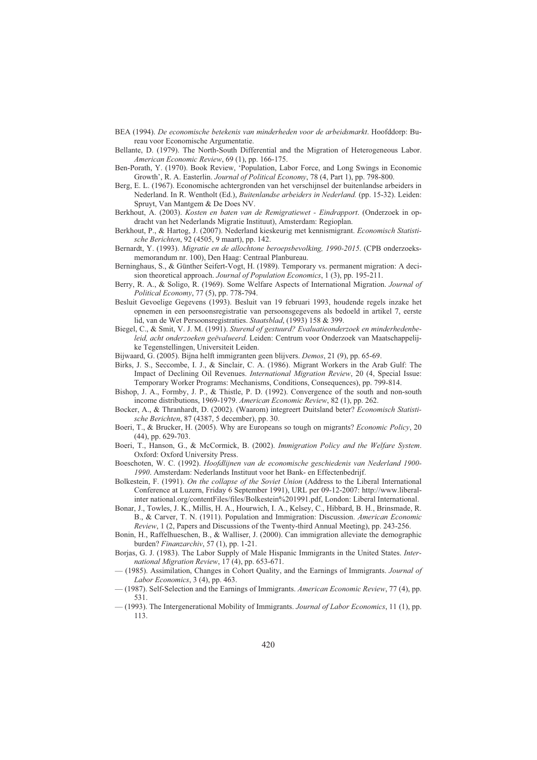BEA (1994). *De economische betekenis van minderheden voor de arbeidsmarkt*. Hoofddorp: Bureau voor Economische Argumentatie.

Bellante, D. (1979). The North-South Differential and the Migration of Heterogeneous Labor. *American Economic Review*, 69 (1), pp. 166-175.

Ben-Porath, Y. (1970). Book Review, 'Population, Labor Force, and Long Swings in Economic Growth', R. A. Easterlin. *Journal of Political Economy*, 78 (4, Part 1), pp. 798-800.

Berg, E. L. (1967). Economische achtergronden van het verschijnsel der buitenlandse arbeiders in Nederland. In R. Wentholt (Ed.), *Buitenlandse arbeiders in Nederland.* (pp. 15-32). Leiden: Spruyt, Van Mantgem & De Does NV.

Berkhout, A. (2003). *Kosten en baten van de Remigratiewet - Eindrapport*. (Onderzoek in opdracht van het Nederlands Migratie Instituut), Amsterdam: Regioplan.

Berkhout, P., & Hartog, J. (2007). Nederland kieskeurig met kennismigrant. *Economisch Statistische Berichten*, 92 (4505, 9 maart), pp. 142.

Bernardt, Y. (1993). *Migratie en de allochtone beroepsbevolking, 1990-2015*. (CPB onderzoeksmemorandum nr. 100), Den Haag: Centraal Planbureau.

Berninghaus, S., & Günther Seifert-Vogt, H. (1989). Temporary vs. permanent migration: A decision theoretical approach. *Journal of Population Economics*, 1 (3), pp. 195-211.

Berry, R. A., & Soligo, R. (1969). Some Welfare Aspects of International Migration. *Journal of Political Economy*, 77 (5), pp. 778-794.

Besluit Gevoelige Gegevens (1993). Besluit van 19 februari 1993, houdende regels inzake het opnemen in een persoonsregistratie van persoonsgegevens als bedoeld in artikel 7, eerste lid, van de Wet Persoonsregistraties. *Staatsblad*, (1993) 158 & 399.

Biegel, C., & Smit, V. J. M. (1991). *Sturend of gestuurd? Evaluatieonderzoek en minderhedenbeleid, acht onderzoeken geëvalueerd*. Leiden: Centrum voor Onderzoek van Maatschappelijke Tegenstellingen, Universiteit Leiden.

Bijwaard, G. (2005). Bijna helft immigranten geen blijvers. *Demos*, 21 (9), pp. 65-69.

Birks, J. S., Seccombe, I. J., & Sinclair, C. A. (1986). Migrant Workers in the Arab Gulf: The Impact of Declining Oil Revenues. *International Migration Review*, 20 (4, Special Issue: Temporary Worker Programs: Mechanisms, Conditions, Consequences), pp. 799-814.

Bishop, J. A., Formby, J. P., & Thistle, P. D. (1992). Convergence of the south and non-south income distributions, 1969-1979. *American Economic Review*, 82 (1), pp. 262.

Bocker, A., & Thranhardt, D. (2002). (Waarom) integreert Duitsland beter? *Economisch Statistische Berichten*, 87 (4387, 5 december), pp. 30.

Boeri, T., & Brucker, H. (2005). Why are Europeans so tough on migrants? *Economic Policy*, 20 (44), pp. 629-703.

Boeri, T., Hanson, G., & McCormick, B. (2002). *Immigration Policy and the Welfare System*. Oxford: Oxford University Press.

Boeschoten, W. C. (1992). *Hoofdlijnen van de economische geschiedenis van Nederland 1900-1990*. Amsterdam: Nederlands Instituut voor het Bank- en Effectenbedrijf.

Bolkestein, F. (1991). *On the collapse of the Soviet Union* (Address to the Liberal International Conference at Luzern, Friday 6 September 1991), URL per 09-12-2007: http://www.liberal-inter national.org/contentFiles/files/Bolkestein%201991.pdf, London: Liberal International.

Bonar, J., Towles, J. K., Millis, H. A., Hourwich, I. A., Kelsey, C., Hibbard, B. H., Brinsmade, R. B., & Carver, T. N. (1911). Population and Immigration: Discussion. *American Economic Review*, 1 (2, Papers and Discussions of the Twenty-third Annual Meeting), pp. 243-256.

Bonin, H., Raffelhueschen, B., & Walliser, J. (2000). Can immigration alleviate the demographic burden? *Finanzarchiv*, 57 (1), pp. 1-21.

Borjas, G. J. (1983). The Labor Supply of Male Hispanic Immigrants in the United States. *International Migration Review*, 17 (4), pp. 653-671.

— (1985). Assimilation, Changes in Cohort Quality, and the Earnings of Immigrants. *Journal of Labor Economics*, 3 (4), pp. 463.

— (1987). Self-Selection and the Earnings of Immigrants. *American Economic Review*, 77 (4), pp. 531.

— (1993). The Intergenerational Mobility of Immigrants. *Journal of Labor Economics*, 11 (1), pp. 113.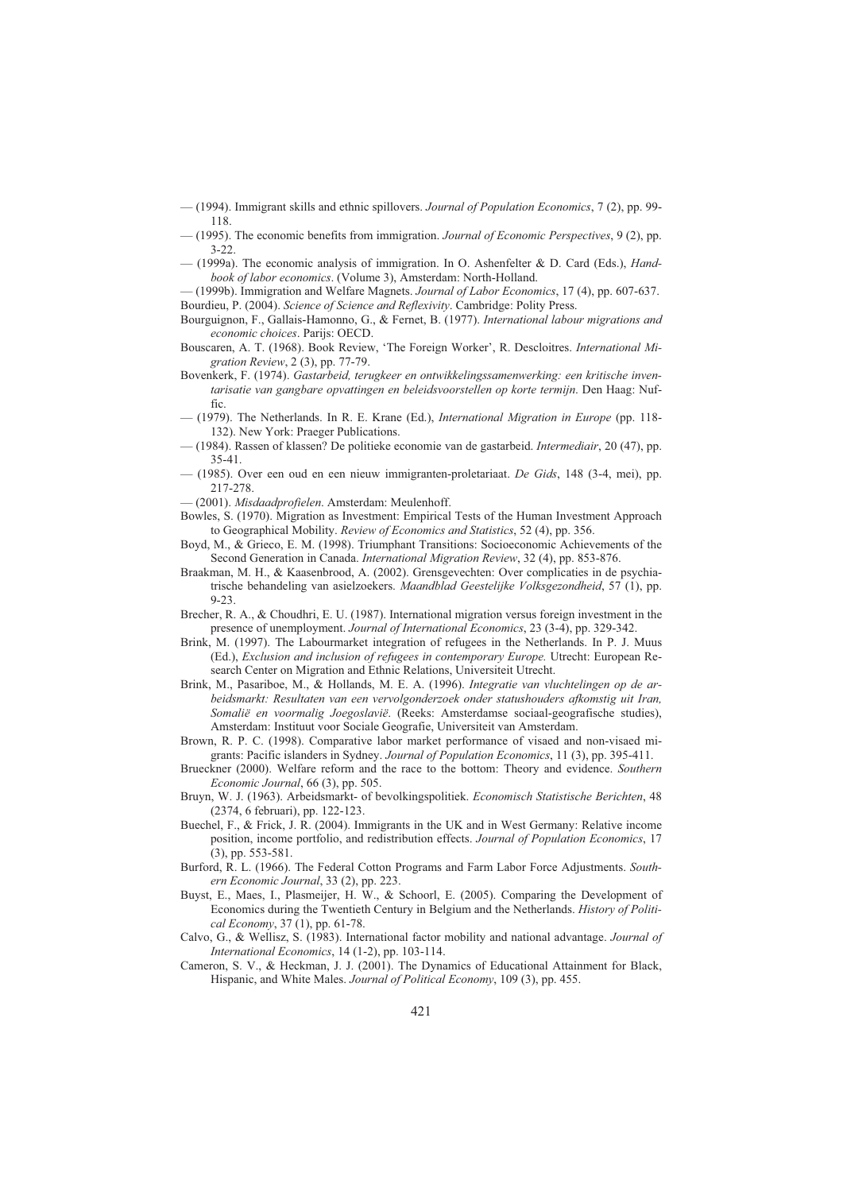— (1994). Immigrant skills and ethnic spillovers. *Journal of Population Economics*, 7 (2), pp. 99-118.

— (1995). The economic benefits from immigration. *Journal of Economic Perspectives*, 9 (2), pp. 3-22.

— (1999a). The economic analysis of immigration. In O. Ashenfelter & D. Card (Eds.), *Handbook of labor economics*. (Volume 3), Amsterdam: North-Holland.

— (1999b). Immigration and Welfare Magnets. *Journal of Labor Economics*, 17 (4), pp. 607-637.

Bourdieu, P. (2004). *Science of Science and Reflexivity*. Cambridge: Polity Press.

Bourguignon, F., Gallais-Hamonno, G., & Fernet, B. (1977). *International labour migrations and economic choices*. Parijs: OECD.

Bouscaren, A. T. (1968). Book Review, 'The Foreign Worker', R. Descloitres. *International Migration Review*, 2 (3), pp. 77-79.

Bovenkerk, F. (1974). *Gastarbeid, terugkeer en ontwikkelingssamenwerking: een kritische inventarisatie van gangbare opvattingen en beleidsvoorstellen op korte termijn*. Den Haag: Nuffic.

— (1979). The Netherlands. In R. E. Krane (Ed.), *International Migration in Europe* (pp. 118-132). New York: Praeger Publications.

— (1984). Rassen of klassen? De politieke economie van de gastarbeid. *Intermediair*, 20 (47), pp. 35-41.

— (1985). Over een oud en een nieuw immigranten-proletariaat. *De Gids*, 148 (3-4, mei), pp. 217-278.

— (2001). *Misdaadprofielen*. Amsterdam: Meulenhoff.

Bowles, S. (1970). Migration as Investment: Empirical Tests of the Human Investment Approach to Geographical Mobility. *Review of Economics and Statistics*, 52 (4), pp. 356.

Boyd, M., & Grieco, E. M. (1998). Triumphant Transitions: Socioeconomic Achievements of the Second Generation in Canada. *International Migration Review*, 32 (4), pp. 853-876.

Braakman, M. H., & Kaasenbrood, A. (2002). Grensgevechten: Over complicaties in de psychiatrische behandeling van asielzoekers. *Maandblad Geestelijke Volksgezondheid*, 57 (1), pp. 9-23.

Brecher, R. A., & Choudhri, E. U. (1987). International migration versus foreign investment in the presence of unemployment. *Journal of International Economics*, 23 (3-4), pp. 329-342.

Brink, M. (1997). The Labourmarket integration of refugees in the Netherlands. In P. J. Muus (Ed.), *Exclusion and inclusion of refugees in contemporary Europe.* Utrecht: European Research Center on Migration and Ethnic Relations, Universiteit Utrecht.

Brink, M., Pasariboe, M., & Hollands, M. E. A. (1996). *Integratie van vluchtelingen op de arbeidsmarkt: Resultaten van een vervolgonderzoek onder statushouders afkomstig uit Iran, Somalië en voormalig Joegoslavië.* (Reeks: Amsterdamse sociaal-geografische studies), Amsterdam: Instituut voor Sociale Geografie, Universiteit van Amsterdam.

Brown, R. P. C. (1998). Comparative labor market performance of visaed and non-visaed migrants: Pacific islanders in Sydney. *Journal of Population Economics*, 11 (3), pp. 395-411.

Brueckner (2000). Welfare reform and the race to the bottom: Theory and evidence. *Southern Economic Journal*, 66 (3), pp. 505.

Bruyn, W. J. (1963). Arbeidsmarkt- of bevolkingspolitiek. *Economisch Statistische Berichten*, 48 (2374, 6 februari), pp. 122-123.

Buechel, F., & Frick, J. R. (2004). Immigrants in the UK and in West Germany: Relative income position, income portfolio, and redistribution effects. *Journal of Population Economics*, 17 (3), pp. 553-581.

Burford, R. L. (1966). The Federal Cotton Programs and Farm Labor Force Adjustments. *Southern Economic Journal*, 33 (2), pp. 223.

Buyst, E., Maes, I., Plasmeijer, H. W., & Schoorl, E. (2005). Comparing the Development of Economics during the Twentieth Century in Belgium and the Netherlands. *History of Political Economy*, 37 (1), pp. 61-78.

Calvo, G., & Wellisz, S. (1983). International factor mobility and national advantage. *Journal of International Economics*, 14 (1-2), pp. 103-114.

Cameron, S. V., & Heckman, J. J. (2001). The Dynamics of Educational Attainment for Black, Hispanic, and White Males. *Journal of Political Economy*, 109 (3), pp. 455.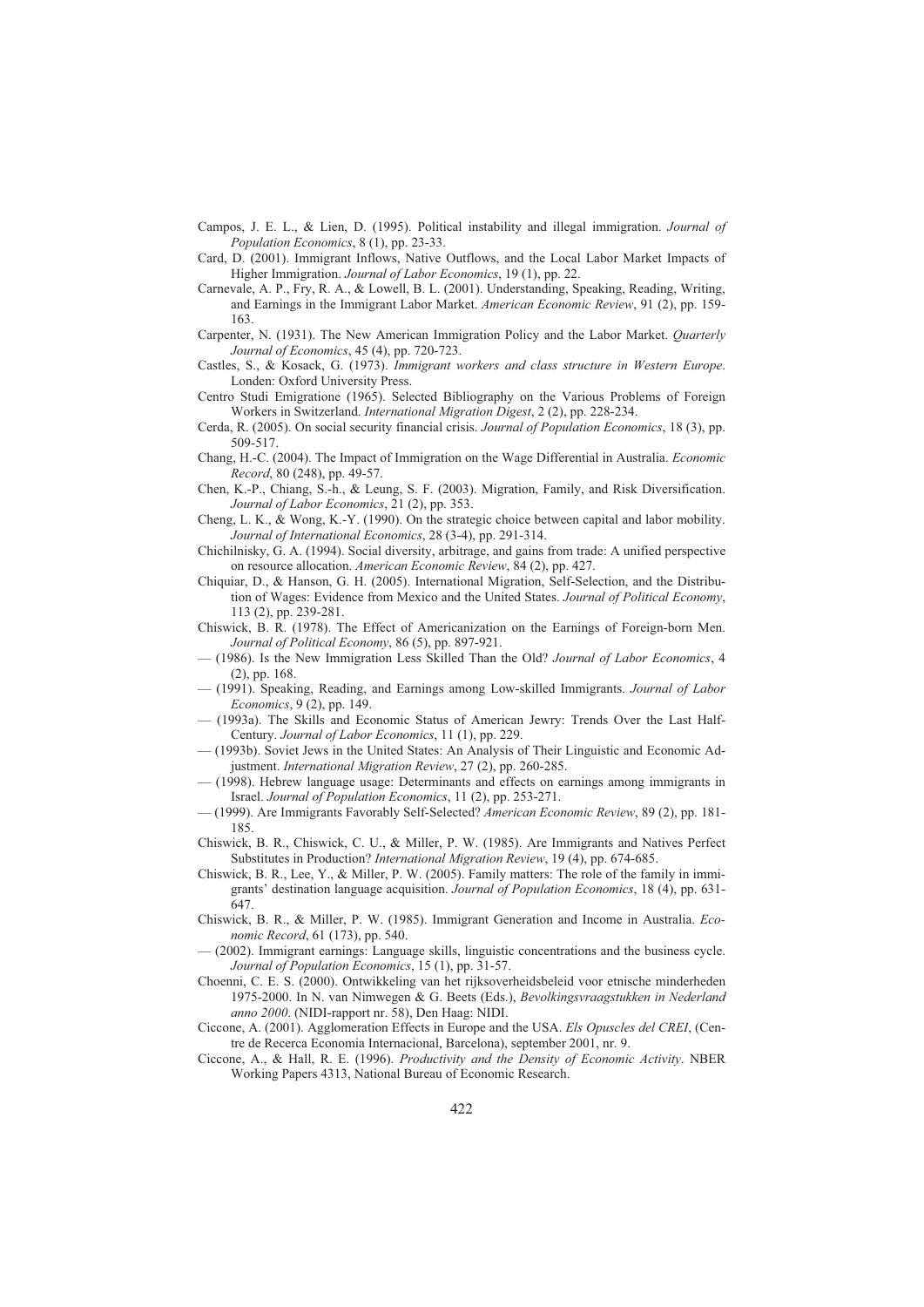Campos, J. E. L., & Lien, D. (1995). Political instability and illegal immigration. *Journal of Population Economics*, 8 (1), pp. 23-33.

Card, D. (2001). Immigrant Inflows, Native Outflows, and the Local Labor Market Impacts of Higher Immigration. *Journal of Labor Economics*, 19 (1), pp. 22.

Carnevale, A. P., Fry, R. A., & Lowell, B. L. (2001). Understanding, Speaking, Reading, Writing, and Earnings in the Immigrant Labor Market. *American Economic Review*, 91 (2), pp. 159-163.

Carpenter, N. (1931). The New American Immigration Policy and the Labor Market. *Quarterly Journal of Economics*, 45 (4), pp. 720-723.

Castles, S., & Kosack, G. (1973). *Immigrant workers and class structure in Western Europe*. Londen: Oxford University Press.

Centro Studi Emigratione (1965). Selected Bibliography on the Various Problems of Foreign Workers in Switzerland. *International Migration Digest*, 2 (2), pp. 228-234.

Cerda, R. (2005). On social security financial crisis. *Journal of Population Economics*, 18 (3), pp. 509-517.

Chang, H.-C. (2004). The Impact of Immigration on the Wage Differential in Australia. *Economic Record*, 80 (248), pp. 49-57.

Chen, K.-P., Chiang, S.-h., & Leung, S. F. (2003). Migration, Family, and Risk Diversification. *Journal of Labor Economics*, 21 (2), pp. 353.

Cheng, L. K., & Wong, K.-Y. (1990). On the strategic choice between capital and labor mobility. *Journal of International Economics*, 28 (3-4), pp. 291-314.

Chichilnisky, G. A. (1994). Social diversity, arbitrage, and gains from trade: A unified perspective on resource allocation. *American Economic Review*, 84 (2), pp. 427.

Chiquiar, D., & Hanson, G. H. (2005). International Migration, Self-Selection, and the Distribution of Wages: Evidence from Mexico and the United States. *Journal of Political Economy*, 113 (2), pp. 239-281.

Chiswick, B. R. (1978). The Effect of Americanization on the Earnings of Foreign-born Men. *Journal of Political Economy*, 86 (5), pp. 897-921.

— (1986). Is the New Immigration Less Skilled Than the Old? *Journal of Labor Economics*, 4 (2), pp. 168.

— (1991). Speaking, Reading, and Earnings among Low-skilled Immigrants. *Journal of Labor Economics*, 9 (2), pp. 149.

— (1993a). The Skills and Economic Status of American Jewry: Trends Over the Last Half-Century. *Journal of Labor Economics*, 11 (1), pp. 229.

— (1993b). Soviet Jews in the United States: An Analysis of Their Linguistic and Economic Adjustment. *International Migration Review*, 27 (2), pp. 260-285.

— (1998). Hebrew language usage: Determinants and effects on earnings among immigrants in Israel. *Journal of Population Economics*, 11 (2), pp. 253-271.

— (1999). Are Immigrants Favorably Self-Selected? *American Economic Review*, 89 (2), pp. 181-185.

Chiswick, B. R., Chiswick, C. U., & Miller, P. W. (1985). Are Immigrants and Natives Perfect Substitutes in Production? *International Migration Review*, 19 (4), pp. 674-685.

Chiswick, B. R., Lee, Y., & Miller, P. W. (2005). Family matters: The role of the family in immigrants' destination language acquisition. *Journal of Population Economics*, 18 (4), pp. 631-647.

Chiswick, B. R., & Miller, P. W. (1985). Immigrant Generation and Income in Australia. *Economic Record*, 61 (173), pp. 540.

— (2002). Immigrant earnings: Language skills, linguistic concentrations and the business cycle. *Journal of Population Economics*, 15 (1), pp. 31-57.

Choenni, C. E. S. (2000). Ontwikkeling van het rijksoverheidsbeleid voor etnische minderheden 1975-2000. In N. van Nimwegen & G. Beets (Eds.), *Bevolkingsvraagstukken in Nederland anno 2000*. (NIDI-rapport nr. 58), Den Haag: NIDI.

Ciccone, A. (2001). Agglomeration Effects in Europe and the USA. *Els Opuscles del CREI*, (Centre de Recerca Economia Internacional, Barcelona), september 2001, nr. 9.

Ciccone, A., & Hall, R. E. (1996). *Productivity and the Density of Economic Activity*. NBER Working Papers 4313, National Bureau of Economic Research.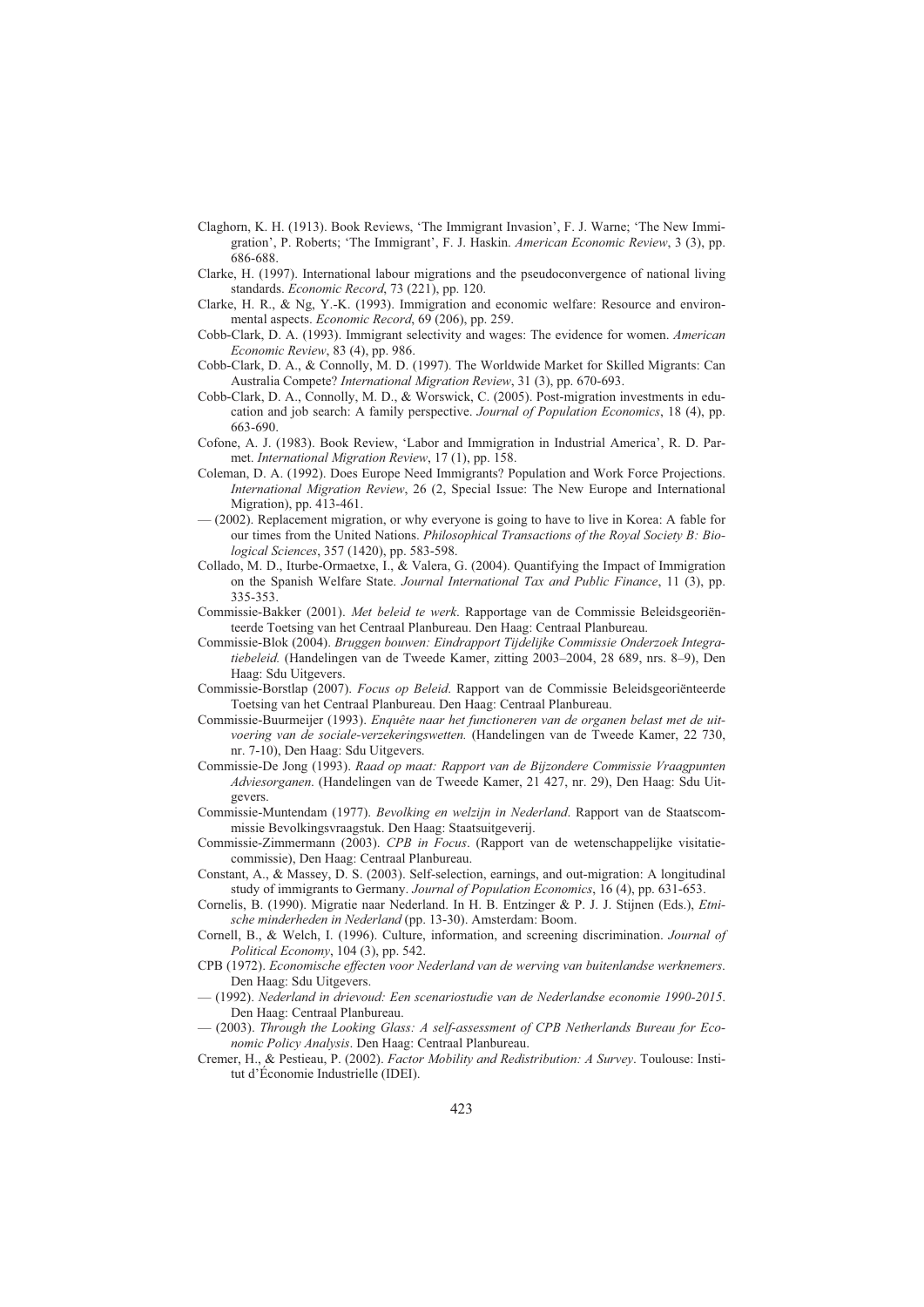Claghorn, K. H. (1913). Book Reviews, 'The Immigrant Invasion', F. J. Warne; 'The New Immigration', P. Roberts; 'The Immigrant', F. J. Haskin. *American Economic Review*, 3 (3), pp. 686-688.

Clarke, H. (1997). International labour migrations and the pseudoconvergence of national living standards. *Economic Record*, 73 (221), pp. 120.

Clarke, H. R., & Ng, Y.-K. (1993). Immigration and economic welfare: Resource and environmental aspects. *Economic Record*, 69 (206), pp. 259.

Cobb-Clark, D. A. (1993). Immigrant selectivity and wages: The evidence for women. *American Economic Review*, 83 (4), pp. 986.

Cobb-Clark, D. A., & Connolly, M. D. (1997). The Worldwide Market for Skilled Migrants: Can Australia Compete? *International Migration Review*, 31 (3), pp. 670-693.

Cobb-Clark, D. A., Connolly, M. D., & Worswick, C. (2005). Post-migration investments in education and job search: A family perspective. *Journal of Population Economics*, 18 (4), pp. 663-690.

Cofone, A. J. (1983). Book Review, 'Labor and Immigration in Industrial America', R. D. Parmet. *International Migration Review*, 17 (1), pp. 158.

Coleman, D. A. (1992). Does Europe Need Immigrants? Population and Work Force Projections. *International Migration Review*, 26 (2, Special Issue: The New Europe and International Migration), pp. 413-461.

— (2002). Replacement migration, or why everyone is going to have to live in Korea: A fable for our times from the United Nations. *Philosophical Transactions of the Royal Society B: Biological Sciences*, 357 (1420), pp. 583-598.

Collado, M. D., Iturbe-Ormaetxe, I., & Valera, G. (2004). Quantifying the Impact of Immigration on the Spanish Welfare State. *Journal International Tax and Public Finance*, 11 (3), pp. 335-353.

Commissie-Bakker (2001). *Met beleid te werk*. Rapportage van de Commissie Beleidsgeoriënteerde Toetsing van het Centraal Planbureau. Den Haag: Centraal Planbureau.

Commissie-Blok (2004). *Bruggen bouwen: Eindrapport Tijdelijke Commissie Onderzoek Integratiebeleid.* (Handelingen van de Tweede Kamer, zitting 2003–2004, 28 689, nrs. 8–9), Den Haag: Sdu Uitgevers.

Commissie-Borstlap (2007). *Focus op Beleid*. Rapport van de Commissie Beleidsgeoriënteerde Toetsing van het Centraal Planbureau. Den Haag: Centraal Planbureau.

Commissie-Buurmeijer (1993). *Enquête naar het functioneren van de organen belast met de uitvoering van de sociale-verzekeringswetten.* (Handelingen van de Tweede Kamer, 22 730, nr. 7-10), Den Haag: Sdu Uitgevers.

Commissie-De Jong (1993). *Raad op maat: Rapport van de Bijzondere Commissie Vraagpunten Adviesorganen*. (Handelingen van de Tweede Kamer, 21 427, nr. 29), Den Haag: Sdu Uitgevers.

Commissie-Muntendam (1977). *Bevolking en welzijn in Nederland*. Rapport van de Staatscommissie Bevolkingsvraagstuk. Den Haag: Staatsuitgeverij.

Commissie-Zimmermann (2003). *CPB in Focus*. (Rapport van de wetenschappelijke visitatiecommissie), Den Haag: Centraal Planbureau.

Constant, A., & Massey, D. S. (2003). Self-selection, earnings, and out-migration: A longitudinal study of immigrants to Germany. *Journal of Population Economics*, 16 (4), pp. 631-653.

Cornelis, B. (1990). Migratie naar Nederland. In H. B. Entzinger & P. J. J. Stijnen (Eds.), *Etnische minderheden in Nederland* (pp. 13-30). Amsterdam: Boom.

Cornell, B., & Welch, I. (1996). Culture, information, and screening discrimination. *Journal of Political Economy*, 104 (3), pp. 542.

CPB (1972). *Economische effecten voor Nederland van de werving van buitenlandse werknemers*. Den Haag: Sdu Uitgevers.

— (1992). *Nederland in drievoud: Een scenariostudie van de Nederlandse economie 1990-2015*. Den Haag: Centraal Planbureau.

— (2003). *Through the Looking Glass: A self-assessment of CPB Netherlands Bureau for Economic Policy Analysis*. Den Haag: Centraal Planbureau.

Cremer, H., & Pestieau, P. (2002). *Factor Mobility and Redistribution: A Survey*. Toulouse: Institut d'Économie Industrielle (IDEI).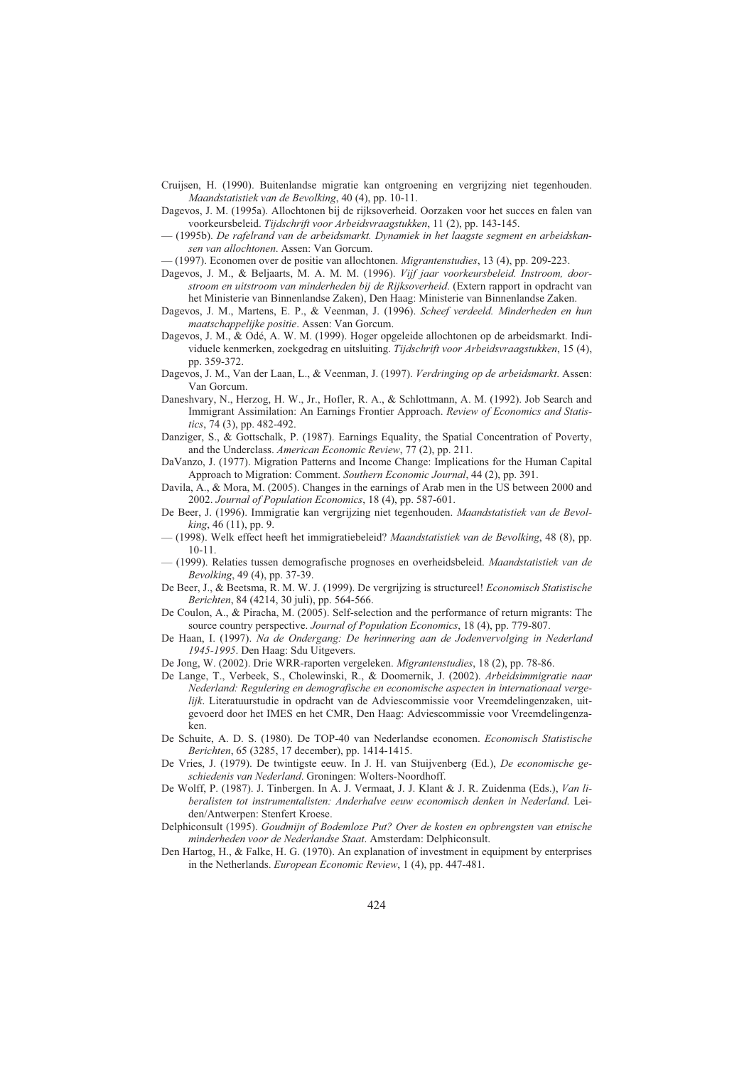Cruijsen, H. (1990). Buitenlandse migratie kan ontgroening en vergrijzing niet tegenhouden. *Maandstatistiek van de Bevolking*, 40 (4), pp. 10-11.

Dagevos, J. M. (1995a). Allochtonen bij de rijksoverheid. Oorzaken voor het succes en falen van voorkeursbeleid. *Tijdschrift voor Arbeidsvraagstukken*, 11 (2), pp. 143-145.

— (1995b). *De rafelrand van de arbeidsmarkt. Dynamiek in het laagste segment en arbeidskansen van allochtonen*. Assen: Van Gorcum.

— (1997). Economen over de positie van allochtonen. *Migrantenstudies*, 13 (4), pp. 209-223.

Dagevos, J. M., & Beljaarts, M. A. M. M. (1996). *Vijf jaar voorkeursbeleid. Instroom, doorstroom en uitstroom van minderheden bij de Rijksoverheid*. (Extern rapport in opdracht van het Ministerie van Binnenlandse Zaken), Den Haag: Ministerie van Binnenlandse Zaken.

Dagevos, J. M., Martens, E. P., & Veenman, J. (1996). *Scheef verdeeld. Minderheden en hun maatschappelijke positie*. Assen: Van Gorcum.

Dagevos, J. M., & Odé, A. W. M. (1999). Hoger opgeleide allochtonen op de arbeidsmarkt. Individuele kenmerken, zoekgedrag en uitsluiting. *Tijdschrift voor Arbeidsvraagstukken*, 15 (4), pp. 359-372.

Dagevos, J. M., Van der Laan, L., & Veenman, J. (1997). *Verdringing op de arbeidsmarkt*. Assen: Van Gorcum.

Daneshvary, N., Herzog, H. W., Jr., Hofler, R. A., & Schlottmann, A. M. (1992). Job Search and Immigrant Assimilation: An Earnings Frontier Approach. *Review of Economics and Statistics*, 74 (3), pp. 482-492.

Danziger, S., & Gottschalk, P. (1987). Earnings Equality, the Spatial Concentration of Poverty, and the Underclass. *American Economic Review*, 77 (2), pp. 211.

DaVanzo, J. (1977). Migration Patterns and Income Change: Implications for the Human Capital Approach to Migration: Comment. *Southern Economic Journal*, 44 (2), pp. 391.

Davila, A., & Mora, M. (2005). Changes in the earnings of Arab men in the US between 2000 and 2002. *Journal of Population Economics*, 18 (4), pp. 587-601.

De Beer, J. (1996). Immigratie kan vergrijzing niet tegenhouden. *Maandstatistiek van de Bevolking*, 46 (11), pp. 9.

— (1998). Welk effect heeft het immigratiebeleid? *Maandstatistiek van de Bevolking*, 48 (8), pp. 10-11.

— (1999). Relaties tussen demografische prognoses en overheidsbeleid. *Maandstatistiek van de Bevolking*, 49 (4), pp. 37-39.

De Beer, J., & Beetsma, R. M. W. J. (1999). De vergrijzing is structureel! *Economisch Statistische Berichten*, 84 (4214, 30 juli), pp. 564-566.

De Coulon, A., & Piracha, M. (2005). Self-selection and the performance of return migrants: The source country perspective. *Journal of Population Economics*, 18 (4), pp. 779-807.

De Haan, I. (1997). *Na de Ondergang: De herinnering aan de Jodenvervolging in Nederland 1945-1995*. Den Haag: Sdu Uitgevers.

De Jong, W. (2002). Drie WRR-raporten vergeleken. *Migrantenstudies*, 18 (2), pp. 78-86.

De Lange, T., Verbeek, S., Cholewinski, R., & Doomernik, J. (2002). *Arbeidsimmigratie naar Nederland: Regulering en demografische en economische aspecten in internationaal vergelijk*. Literatuurstudie in opdracht van de Adviescommissie voor Vreemdelingenzaken, uitgevoerd door het IMES en het CMR, Den Haag: Adviescommissie voor Vreemdelingenzaken.

De Schuite, A. D. S. (1980). De TOP-40 van Nederlandse economen. *Economisch Statistische Berichten*, 65 (3285, 17 december), pp. 1414-1415.

De Vries, J. (1979). De twintigste eeuw. In J. H. van Stuijvenberg (Ed.), *De economische geschiedenis van Nederland*. Groningen: Wolters-Noordhoff.

De Wolff, P. (1987). J. Tinbergen. In A. J. Vermaat, J. J. Klant & J. R. Zuidenma (Eds.), *Van liberalisten tot instrumentalisten: Anderhalve eeuw economisch denken in Nederland*. Leiden/Antwerpen: Stenfert Kroese.

Delphiconsult (1995). *Goudmijn of Bodemloze Put? Over de kosten en opbrengsten van etnische minderheden voor de Nederlandse Staat*. Amsterdam: Delphiconsult.

Den Hartog, H., & Falke, H. G. (1970). An explanation of investment in equipment by enterprises in the Netherlands. *European Economic Review*, 1 (4), pp. 447-481.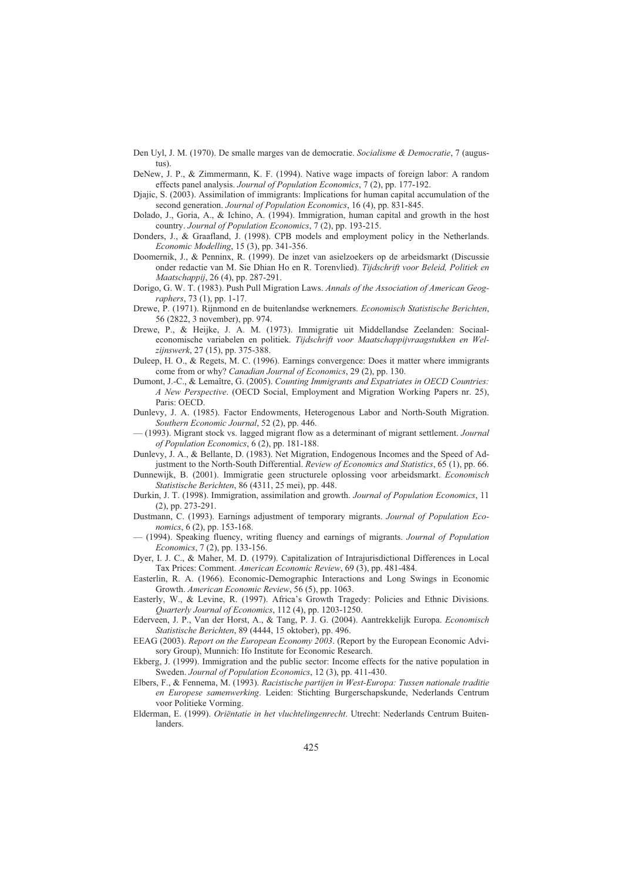Den Uyl, J. M. (1970). De smalle marges van de democratie. *Socialisme & Democratie*, 7 (augustus).

DeNew, J. P., & Zimmermann, K. F. (1994). Native wage impacts of foreign labor: A random effects panel analysis. *Journal of Population Economics*, 7 (2), pp. 177-192.

Djajic, S. (2003). Assimilation of immigrants: Implications for human capital accumulation of the second generation. *Journal of Population Economics*, 16 (4), pp. 831-845.

Dolado, J., Goria, A., & Ichino, A. (1994). Immigration, human capital and growth in the host country. *Journal of Population Economics*, 7 (2), pp. 193-215.

Donders, J., & Graafland, J. (1998). CPB models and employment policy in the Netherlands. *Economic Modelling*, 15 (3), pp. 341-356.

Doomernik, J., & Penninx, R. (1999). De inzet van asielzoekers op de arbeidsmarkt (Discussie onder redactie van M. Sie Dhian Ho en R. Torenvlied). *Tijdschrift voor Beleid, Politiek en Maatschappij*, 26 (4), pp. 287-291.

Dorigo, G. W. T. (1983). Push Pull Migration Laws. *Annals of the Association of American Geographers*, 73 (1), pp. 1-17.

Drewe, P. (1971). Rijnmond en de buitenlandse werknemers. *Economisch Statistische Berichten*, 56 (2822, 3 november), pp. 974.

Drewe, P., & Heijke, J. A. M. (1973). Immigratie uit Middellandse Zeelanden: Sociaal-economische variabelen en politiek. *Tijdschrift voor Maatschappijvraagstukken en Welzijnswerk*, 27 (15), pp. 375-388.

Duleep, H. O., & Regets, M. C. (1996). Earnings convergence: Does it matter where immigrants come from or why? *Canadian Journal of Economics*, 29 (2), pp. 130.

Dumont, J.-C., & Lemaître, G. (2005). *Counting Immigrants and Expatriates in OECD Countries: A New Perspective*. (OECD Social, Employment and Migration Working Papers nr. 25), Paris: OECD.

Dunlevy, J. A. (1985). Factor Endowments, Heterogenous Labor and North-South Migration. *Southern Economic Journal*, 52 (2), pp. 446.

— (1993). Migrant stock vs. lagged migrant flow as a determinant of migrant settlement. *Journal of Population Economics*, 6 (2), pp. 181-188.

Dunlevy, J. A., & Bellante, D. (1983). Net Migration, Endogenous Incomes and the Speed of Adjustment to the North-South Differential. *Review of Economics and Statistics*, 65 (1), pp. 66.

Dunnewijk, B. (2001). Immigratie geen structurele oplossing voor arbeidsmarkt. *Economisch Statistische Berichten*, 86 (4311, 25 mei), pp. 448.

Durkin, J. T. (1998). Immigration, assimilation and growth. *Journal of Population Economics*, 11 (2), pp. 273-291.

Dustmann, C. (1993). Earnings adjustment of temporary migrants. *Journal of Population Economics*, 6 (2), pp. 153-168.

— (1994). Speaking fluency, writing fluency and earnings of migrants. *Journal of Population Economics*, 7 (2), pp. 133-156.

Dyer, I. J. C., & Maher, M. D. (1979). Capitalization of Intrajurisdictional Differences in Local Tax Prices: Comment. *American Economic Review*, 69 (3), pp. 481-484.

Easterlin, R. A. (1966). Economic-Demographic Interactions and Long Swings in Economic Growth. *American Economic Review*, 56 (5), pp. 1063.

Easterly, W., & Levine, R. (1997). Africa's Growth Tragedy: Policies and Ethnic Divisions. *Quarterly Journal of Economics*, 112 (4), pp. 1203-1250.

Ederveen, J. P., Van der Horst, A., & Tang, P. J. G. (2004). Aantrekkelijk Europa. *Economisch Statistische Berichten*, 89 (4444, 15 oktober), pp. 496.

EEAG (2003). *Report on the European Economy 2003*. (Report by the European Economic Advisory Group), Munnich: Ifo Institute for Economic Research.

Ekberg, J. (1999). Immigration and the public sector: Income effects for the native population in Sweden. *Journal of Population Economics*, 12 (3), pp. 411-430.

Elbers, F., & Fennema, M. (1993). *Racistische partijen in West-Europa: Tussen nationale traditie en Europese samenwerking*. Leiden: Stichting Burgerschapskunde, Nederlands Centrum voor Politieke Vorming.

Elderman, E. (1999). *Oriëntatie in het vluchtelingenrecht*. Utrecht: Nederlands Centrum Buitenlanders.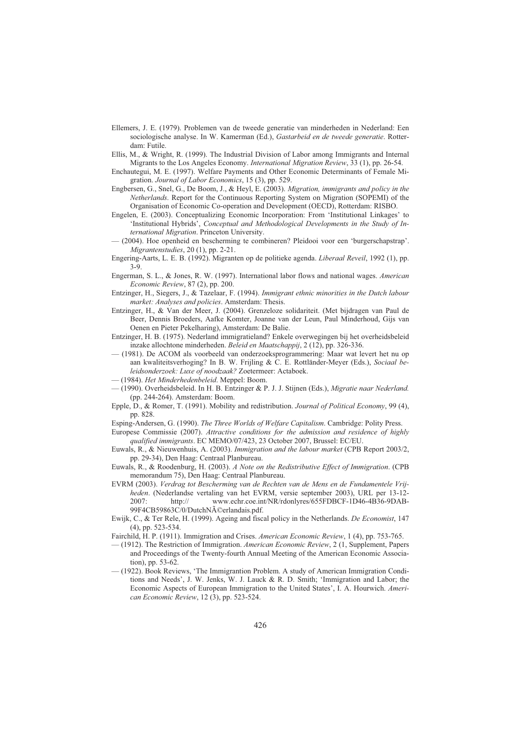Ellemers, J. E. (1979). Problemen van de tweede generatie van minderheden in Nederland: Een sociologische analyse. In W. Kamerman (Ed.), *Gastarbeid en de tweede generatie*. Rotterdam: Futile.

Ellis, M., & Wright, R. (1999). The Industrial Division of Labor among Immigrants and Internal Migrants to the Los Angeles Economy. *International Migration Review*, 33 (1), pp. 26-54.

Enchautegui, M. E. (1997). Welfare Payments and Other Economic Determinants of Female Migration. *Journal of Labor Economics*, 15 (3), pp. 529.

Engbersen, G., Snel, G., De Boom, J., & Heyl, E. (2003). *Migration, immigrants and policy in the Netherlands*. Report for the Continuous Reporting System on Migration (SOPEMI) of the Organisation of Economic Co-operation and Development (OECD), Rotterdam: RISBO.

Engelen, E. (2003). Conceptualizing Economic Incorporation: From 'Institutional Linkages' to 'Institutional Hybrids', *Conceptual and Methodological Developments in the Study of International Migration*. Princeton University.

— (2004). Hoe openheid en bescherming te combineren? Pleidooi voor een 'burgerschapstrap'. *Migrantenstudies*, 20 (1), pp. 2-21.

Engering-Aarts, L. E. B. (1992). Migranten op de politieke agenda. *Liberaal Reveil*, 1992 (1), pp. 3-9.

Engerman, S. L., & Jones, R. W. (1997). International labor flows and national wages. *American Economic Review*, 87 (2), pp. 200.

Entzinger, H., Siegers, J., & Tazelaar, F. (1994). *Immigrant ethnic minorities in the Dutch labour market: Analyses and policies*. Amsterdam: Thesis.

Entzinger, H., & Van der Meer, J. (2004). Grenzeloze solidariteit. (Met bijdragen van Paul de Beer, Dennis Broeders, Aafke Komter, Joanne van der Leun, Paul Minderhoud, Gijs van Oenen en Pieter Pekelharing), Amsterdam: De Balie.

Entzinger, H. B. (1975). Nederland immigratieland? Enkele overwegingen bij het overheidsbeleid inzake allochtone minderheden. *Beleid en Maatschappij*, 2 (12), pp. 326-336.

— (1981). De ACOM als voorbeeld van onderzoeksprogrammering: Maar wat levert het nu op aan kwaliteitsverhoging? In B. W. Frijling & C. E. Rottländer-Meyer (Eds.), *Sociaal beleidsonderzoek: Luxe of noodzaak?* Zoetermeer: Actaboek.

— (1984). *Het Minderhedenbeleid*. Meppel: Boom.

— (1990). Overheidsbeleid. In H. B. Entzinger & P. J. J. Stijnen (Eds.), *Migratie naar Nederland.* (pp. 244-264). Amsterdam: Boom.

Epple, D., & Romer, T. (1991). Mobility and redistribution. *Journal of Political Economy*, 99 (4), pp. 828.

Esping-Andersen, G. (1990). *The Three Worlds of Welfare Capitalism*. Cambridge: Polity Press.

Europese Commissie (2007). *Attractive conditions for the admission and residence of highly qualified immigrants*. EC MEMO/07/423, 23 October 2007, Brussel: EC/EU.

Euwals, R., & Nieuwenhuis, A. (2003). *Immigration and the labour market* (CPB Report 2003/2, pp. 29-34), Den Haag: Centraal Planbureau.

Euwals, R., & Roodenburg, H. (2003). *A Note on the Redistributive Effect of Immigration*. (CPB memorandum 75), Den Haag: Centraal Planbureau.

EVRM (2003). *Verdrag tot Bescherming van de Rechten van de Mens en de Fundamentele Vrijheden*. (Nederlandse vertaling van het EVRM, versie september 2003), URL per 13-12-2007: http:// www.echr.coe.int/NR/rdonlyres/655FDBCF-1D46-4B36-9DAB-99F4CB59863C/0/DutchNÃ©erlandais.pdf.

Ewijk, C., & Ter Rele, H. (1999). Ageing and fiscal policy in the Netherlands. *De Economist*, 147 (4), pp. 523-534.

Fairchild, H. P. (1911). Immigration and Crises. *American Economic Review*, 1 (4), pp. 753-765.

— (1912). The Restriction of Immigration. *American Economic Review*, 2 (1, Supplement, Papers and Proceedings of the Twenty-fourth Annual Meeting of the American Economic Association), pp. 53-62.

— (1922). Book Reviews, 'The Immigrantion Problem. A study of American Immigration Conditions and Needs', J. W. Jenks, W. J. Lauck & R. D. Smith; 'Immigration and Labor; the Economic Aspects of European Immigration to the United States', I. A. Hourwich. *American Economic Review*, 12 (3), pp. 523-524.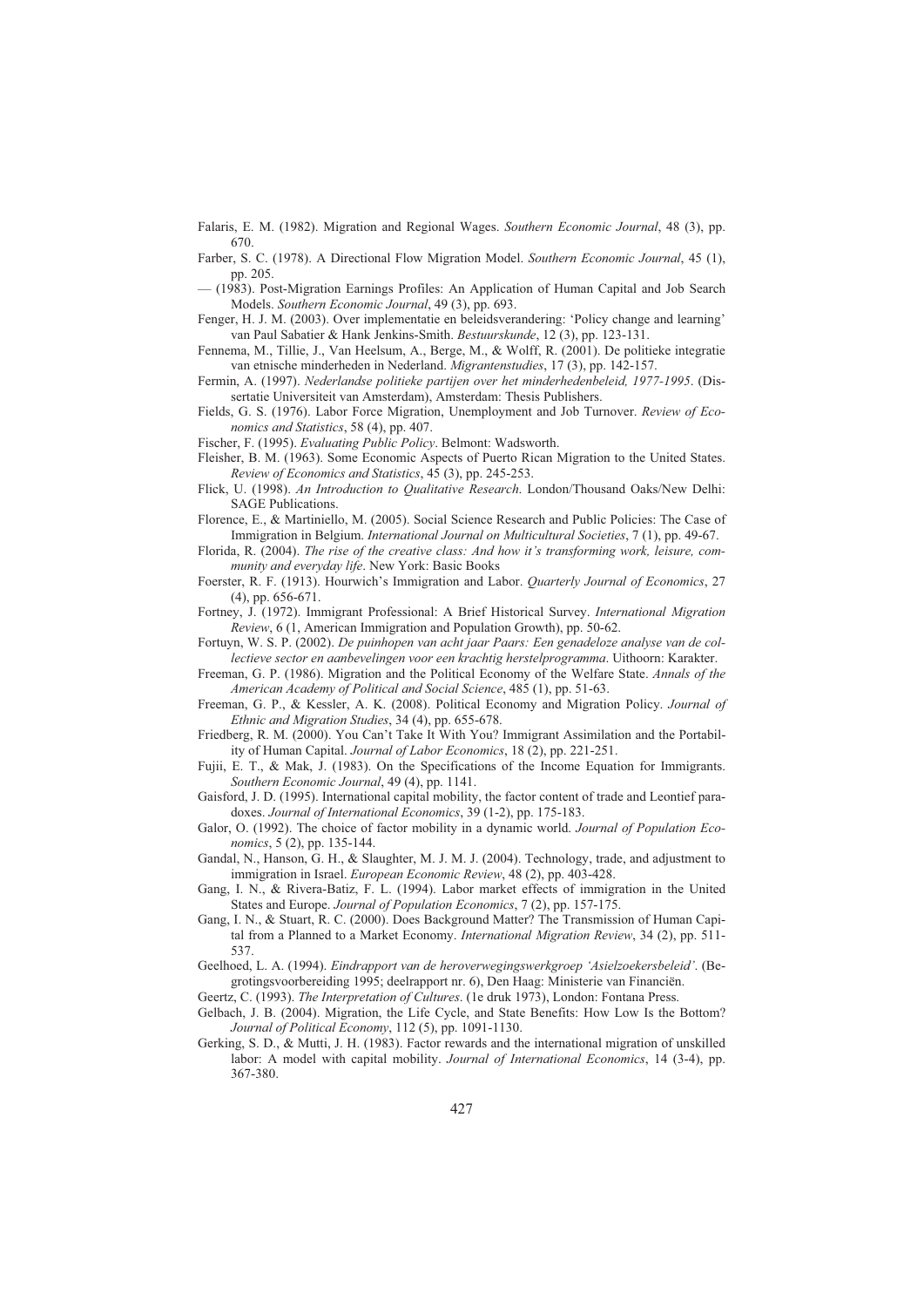Falaris, E. M. (1982). Migration and Regional Wages. *Southern Economic Journal*, 48 (3), pp. 670.

Farber, S. C. (1978). A Directional Flow Migration Model. *Southern Economic Journal*, 45 (1), pp. 205.

— (1983). Post-Migration Earnings Profiles: An Application of Human Capital and Job Search Models. *Southern Economic Journal*, 49 (3), pp. 693.

Fenger, H. J. M. (2003). Over implementatie en beleidsverandering: 'Policy change and learning' van Paul Sabatier & Hank Jenkins-Smith. *Bestuurskunde*, 12 (3), pp. 123-131.

Fennema, M., Tillie, J., Van Heelsum, A., Berge, M., & Wolff, R. (2001). De politieke integratie van etnische minderheden in Nederland. *Migrantenstudies*, 17 (3), pp. 142-157.

Fermin, A. (1997). *Nederlandse politieke partijen over het minderhedenbeleid, 1977-1995*. (Dissertatie Universiteit van Amsterdam), Amsterdam: Thesis Publishers.

Fields, G. S. (1976). Labor Force Migration, Unemployment and Job Turnover. *Review of Economics and Statistics*, 58 (4), pp. 407.

Fischer, F. (1995). *Evaluating Public Policy*. Belmont: Wadsworth.

Fleisher, B. M. (1963). Some Economic Aspects of Puerto Rican Migration to the United States. *Review of Economics and Statistics*, 45 (3), pp. 245-253.

Flick, U. (1998). *An Introduction to Qualitative Research*. London/Thousand Oaks/New Delhi: SAGE Publications.

Florence, E., & Martiniello, M. (2005). Social Science Research and Public Policies: The Case of Immigration in Belgium. *International Journal on Multicultural Societies*, 7 (1), pp. 49-67.

Florida, R. (2004). *The rise of the creative class: And how it's transforming work, leisure, community and everyday life*. New York: Basic Books

Foerster, R. F. (1913). Hourwich's Immigration and Labor. *Quarterly Journal of Economics*, 27 (4), pp. 656-671.

Fortney, J. (1972). Immigrant Professional: A Brief Historical Survey. *International Migration Review*, 6 (1, American Immigration and Population Growth), pp. 50-62.

Fortuyn, W. S. P. (2002). *De puinhopen van acht jaar Paars: Een genadeloze analyse van de collectieve sector en aanbevelingen voor een krachtig herstelprogramma*. Uithoorn: Karakter.

Freeman, G. P. (1986). Migration and the Political Economy of the Welfare State. *Annals of the American Academy of Political and Social Science*, 485 (1), pp. 51-63.

Freeman, G. P., & Kessler, A. K. (2008). Political Economy and Migration Policy. *Journal of Ethnic and Migration Studies*, 34 (4), pp. 655-678.

Friedberg, R. M. (2000). You Can't Take It With You? Immigrant Assimilation and the Portability of Human Capital. *Journal of Labor Economics*, 18 (2), pp. 221-251.

Fujii, E. T., & Mak, J. (1983). On the Specifications of the Income Equation for Immigrants. *Southern Economic Journal*, 49 (4), pp. 1141.

Gaisford, J. D. (1995). International capital mobility, the factor content of trade and Leontief paradoxes. *Journal of International Economics*, 39 (1-2), pp. 175-183.

Galor, O. (1992). The choice of factor mobility in a dynamic world. *Journal of Population Economics*, 5 (2), pp. 135-144.

Gandal, N., Hanson, G. H., & Slaughter, M. J. M. J. (2004). Technology, trade, and adjustment to immigration in Israel. *European Economic Review*, 48 (2), pp. 403-428.

Gang, I. N., & Rivera-Batiz, F. L. (1994). Labor market effects of immigration in the United States and Europe. *Journal of Population Economics*, 7 (2), pp. 157-175.

Gang, I. N., & Stuart, R. C. (2000). Does Background Matter? The Transmission of Human Capital from a Planned to a Market Economy. *International Migration Review*, 34 (2), pp. 511-537.

Geelhoed, L. A. (1994). *Eindrapport van de heroverwegingswerkgroep 'Asielzoekersbeleid'*. (Begrotingsvoorbereiding 1995; deelrapport nr. 6), Den Haag: Ministerie van Financiën.

Geertz, C. (1993). *The Interpretation of Cultures*. (1e druk 1973), London: Fontana Press.

Gelbach, J. B. (2004). Migration, the Life Cycle, and State Benefits: How Low Is the Bottom? *Journal of Political Economy*, 112 (5), pp. 1091-1130.

Gerking, S. D., & Mutti, J. H. (1983). Factor rewards and the international migration of unskilled labor: A model with capital mobility. *Journal of International Economics*, 14 (3-4), pp. 367-380.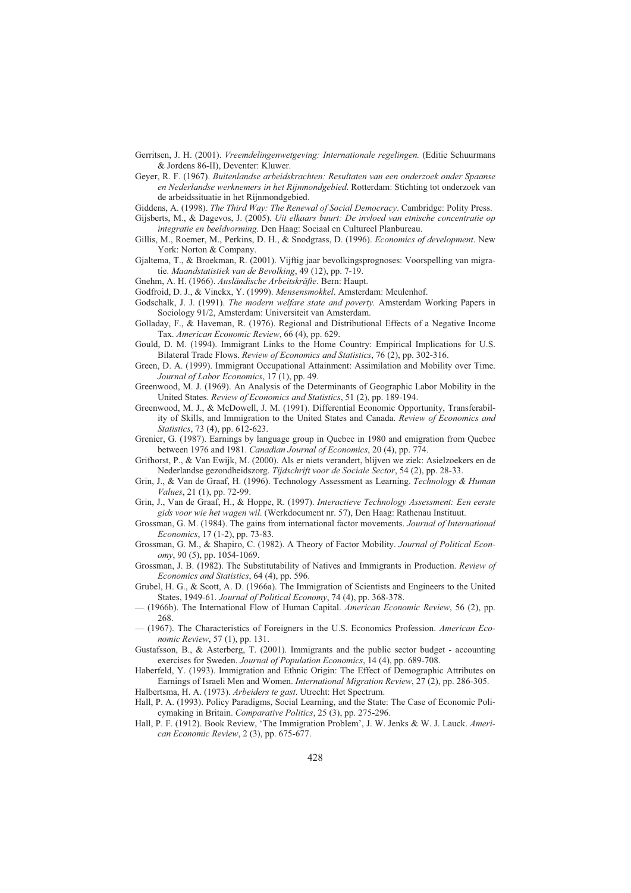Gerritsen, J. H. (2001). *Vreemdelingenwetgeving: Internationale regelingen.* (Editie Schuurmans & Jordens 86-II), Deventer: Kluwer.

Geyer, R. F. (1967). *Buitenlandse arbeidskrachten: Resultaten van een onderzoek onder Spaanse en Nederlandse werknemers in het Rijnmondgebied*. Rotterdam: Stichting tot onderzoek van de arbeidssituatie in het Rijnmondgebied.

Giddens, A. (1998). *The Third Way: The Renewal of Social Democracy*. Cambridge: Polity Press.

Gijsberts, M., & Dagevos, J. (2005). *Uit elkaars buurt: De invloed van etnische concentratie op integratie en beeldvorming*. Den Haag: Sociaal en Cultureel Planbureau.

Gillis, M., Roemer, M., Perkins, D. H., & Snodgrass, D. (1996). *Economics of development*. New York: Norton & Company.

Gjaltema, T., & Broekman, R. (2001). Vijftig jaar bevolkingsprognoses: Voorspelling van migratie. *Maandstatistiek van de Bevolking*, 49 (12), pp. 7-19.

Gnehm, A. H. (1966). *Ausländische Arbeitskräfte*. Bern: Haupt.

Godfroid, D. J., & Vinckx, Y. (1999). *Mensensmokkel*. Amsterdam: Meulenhof.

Godschalk, J. J. (1991). *The modern welfare state and poverty.* Amsterdam Working Papers in Sociology 91/2, Amsterdam: Universiteit van Amsterdam.

Golladay, F., & Haveman, R. (1976). Regional and Distributional Effects of a Negative Income Tax. *American Economic Review*, 66 (4), pp. 629.

Gould, D. M. (1994). Immigrant Links to the Home Country: Empirical Implications for U.S. Bilateral Trade Flows. *Review of Economics and Statistics*, 76 (2), pp. 302-316.

Green, D. A. (1999). Immigrant Occupational Attainment: Assimilation and Mobility over Time. *Journal of Labor Economics*, 17 (1), pp. 49.

Greenwood, M. J. (1969). An Analysis of the Determinants of Geographic Labor Mobility in the United States. *Review of Economics and Statistics*, 51 (2), pp. 189-194.

Greenwood, M. J., & McDowell, J. M. (1991). Differential Economic Opportunity, Transferability of Skills, and Immigration to the United States and Canada. *Review of Economics and Statistics*, 73 (4), pp. 612-623.

Grenier, G. (1987). Earnings by language group in Quebec in 1980 and emigration from Quebec between 1976 and 1981. *Canadian Journal of Economics*, 20 (4), pp. 774.

Grifhorst, P., & Van Ewijk, M. (2000). Als er niets verandert, blijven we ziek: Asielzoekers en de Nederlandse gezondheidszorg. *Tijdschrift voor de Sociale Sector*, 54 (2), pp. 28-33.

Grin, J., & Van de Graaf, H. (1996). Technology Assessment as Learning. *Technology & Human Values*, 21 (1), pp. 72-99.

Grin, J., Van de Graaf, H., & Hoppe, R. (1997). *Interactieve Technology Assessment: Een eerste gids voor wie het wagen wil*. (Werkdocument nr. 57), Den Haag: Rathenau Instituut.

Grossman, G. M. (1984). The gains from international factor movements. *Journal of International Economics*, 17 (1-2), pp. 73-83.

Grossman, G. M., & Shapiro, C. (1982). A Theory of Factor Mobility. *Journal of Political Economy*, 90 (5), pp. 1054-1069.

Grossman, J. B. (1982). The Substitutability of Natives and Immigrants in Production. *Review of Economics and Statistics*, 64 (4), pp. 596.

Grubel, H. G., & Scott, A. D. (1966a). The Immigration of Scientists and Engineers to the United States, 1949-61. *Journal of Political Economy*, 74 (4), pp. 368-378.

— (1966b). The International Flow of Human Capital. *American Economic Review*, 56 (2), pp. 268.

— (1967). The Characteristics of Foreigners in the U.S. Economics Profession. *American Economic Review*, 57 (1), pp. 131.

Gustafsson, B., & Asterberg, T. (2001). Immigrants and the public sector budget - accounting exercises for Sweden. *Journal of Population Economics*, 14 (4), pp. 689-708.

Haberfeld, Y. (1993). Immigration and Ethnic Origin: The Effect of Demographic Attributes on Earnings of Israeli Men and Women. *International Migration Review*, 27 (2), pp. 286-305.

Halbertsma, H. A. (1973). *Arbeiders te gast*. Utrecht: Het Spectrum.

Hall, P. A. (1993). Policy Paradigms, Social Learning, and the State: The Case of Economic Policymaking in Britain. *Comparative Politics*, 25 (3), pp. 275-296.

Hall, P. F. (1912). Book Review, 'The Immigration Problem', J. W. Jenks & W. J. Lauck. *American Economic Review*, 2 (3), pp. 675-677.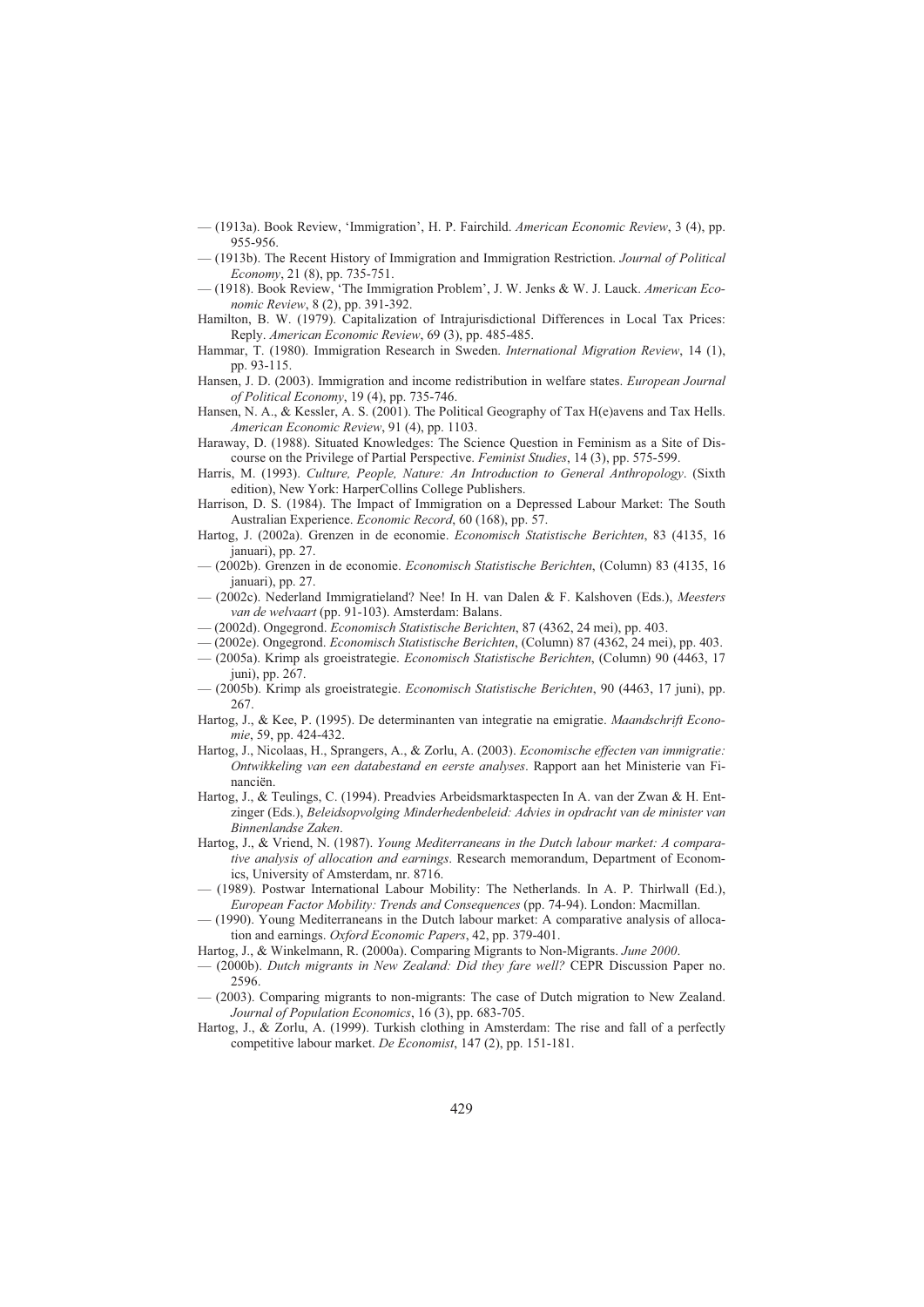— (1913a). Book Review, 'Immigration', H. P. Fairchild. *American Economic Review*, 3 (4), pp. 955-956.

— (1913b). The Recent History of Immigration and Immigration Restriction. *Journal of Political Economy*, 21 (8), pp. 735-751.

— (1918). Book Review, 'The Immigration Problem', J. W. Jenks & W. J. Lauck. *American Economic Review*, 8 (2), pp. 391-392.

Hamilton, B. W. (1979). Capitalization of Intrajurisdictional Differences in Local Tax Prices: Reply. *American Economic Review*, 69 (3), pp. 485-485.

Hammar, T. (1980). Immigration Research in Sweden. *International Migration Review*, 14 (1), pp. 93-115.

Hansen, J. D. (2003). Immigration and income redistribution in welfare states. *European Journal of Political Economy*, 19 (4), pp. 735-746.

Hansen, N. A., & Kessler, A. S. (2001). The Political Geography of Tax H(e)avens and Tax Hells. *American Economic Review*, 91 (4), pp. 1103.

Haraway, D. (1988). Situated Knowledges: The Science Question in Feminism as a Site of Discourse on the Privilege of Partial Perspective. *Feminist Studies*, 14 (3), pp. 575-599.

Harris, M. (1993). *Culture, People, Nature: An Introduction to General Anthropology*. (Sixth edition), New York: HarperCollins College Publishers.

Harrison, D. S. (1984). The Impact of Immigration on a Depressed Labour Market: The South Australian Experience. *Economic Record*, 60 (168), pp. 57.

Hartog, J. (2002a). Grenzen in de economie. *Economisch Statistische Berichten*, 83 (4135, 16 januari), pp. 27.

— (2002b). Grenzen in de economie. *Economisch Statistische Berichten*, (Column) 83 (4135, 16 januari), pp. 27.

— (2002c). Nederland Immigratieland? Nee! In H. van Dalen & F. Kalshoven (Eds.), *Meesters van de welvaart* (pp. 91-103). Amsterdam: Balans.

— (2002d). Ongegrond. *Economisch Statistische Berichten*, 87 (4362, 24 mei), pp. 403.

— (2002e). Ongegrond. *Economisch Statistische Berichten*, (Column) 87 (4362, 24 mei), pp. 403.

— (2005a). Krimp als groeistrategie. *Economisch Statistische Berichten*, (Column) 90 (4463, 17 juni), pp. 267.

— (2005b). Krimp als groeistrategie. *Economisch Statistische Berichten*, 90 (4463, 17 juni), pp. 267.

Hartog, J., & Kee, P. (1995). De determinanten van integratie na emigratie. *Maandschrift Economie*, 59, pp. 424-432.

Hartog, J., Nicolaas, H., Sprangers, A., & Zorlu, A. (2003). *Economische effecten van immigratie: Ontwikkeling van een databestand en eerste analyses*. Rapport aan het Ministerie van Financiën.

Hartog, J., & Teulings, C. (1994). Preadvies Arbeidsmarktaspecten In A. van der Zwan & H. Entzinger (Eds.), *Beleidsopvolging Minderhedenbeleid: Advies in opdracht van de minister van Binnenlandse Zaken*.

Hartog, J., & Vriend, N. (1987). *Young Mediterraneans in the Dutch labour market: A comparative analysis of allocation and earnings*. Research memorandum, Department of Economics, University of Amsterdam, nr. 8716.

— (1989). Postwar International Labour Mobility: The Netherlands. In A. P. Thirlwall (Ed.), *European Factor Mobility: Trends and Consequences* (pp. 74-94). London: Macmillan.

— (1990). Young Mediterraneans in the Dutch labour market: A comparative analysis of allocation and earnings. *Oxford Economic Papers*, 42, pp. 379-401.

Hartog, J., & Winkelmann, R. (2000a). Comparing Migrants to Non-Migrants. *June 2000*.

— (2000b). *Dutch migrants in New Zealand: Did they fare well?* CEPR Discussion Paper no. 2596.

— (2003). Comparing migrants to non-migrants: The case of Dutch migration to New Zealand. *Journal of Population Economics*, 16 (3), pp. 683-705.

Hartog, J., & Zorlu, A. (1999). Turkish clothing in Amsterdam: The rise and fall of a perfectly competitive labour market. *De Economist*, 147 (2), pp. 151-181.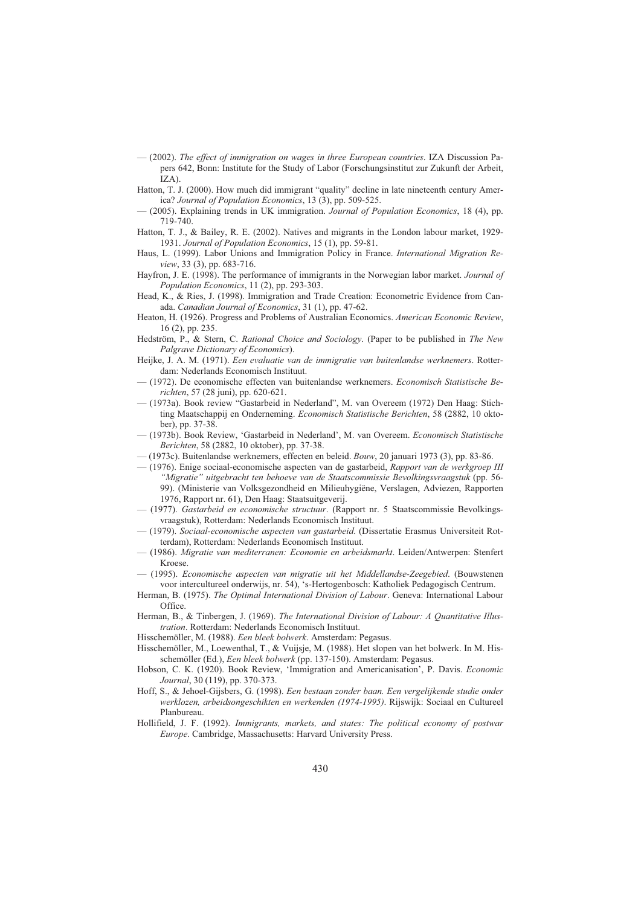— (2002). *The effect of immigration on wages in three European countries*. IZA Discussion Papers 642, Bonn: Institute for the Study of Labor (Forschungsinstitut zur Zukunft der Arbeit, IZA).

Hatton, T. J. (2000). How much did immigrant "quality" decline in late nineteenth century America? *Journal of Population Economics*, 13 (3), pp. 509-525.

— (2005). Explaining trends in UK immigration. *Journal of Population Economics*, 18 (4), pp. 719-740.

Hatton, T. J., & Bailey, R. E. (2002). Natives and migrants in the London labour market, 1929-1931. *Journal of Population Economics*, 15 (1), pp. 59-81.

Haus, L. (1999). Labor Unions and Immigration Policy in France. *International Migration Review*, 33 (3), pp. 683-716.

Hayfron, J. E. (1998). The performance of immigrants in the Norwegian labor market. *Journal of Population Economics*, 11 (2), pp. 293-303.

Head, K., & Ries, J. (1998). Immigration and Trade Creation: Econometric Evidence from Canada. *Canadian Journal of Economics*, 31 (1), pp. 47-62.

Heaton, H. (1926). Progress and Problems of Australian Economics. *American Economic Review*, 16 (2), pp. 235.

Hedström, P., & Stern, C. *Rational Choice and Sociology*. (Paper to be published in *The New Palgrave Dictionary of Economics*).

Heijke, J. A. M. (1971). *Een evaluatie van de immigratie van buitenlandse werknemers*. Rotterdam: Nederlands Economisch Instituut.

— (1972). De economische effecten van buitenlandse werknemers. *Economisch Statistische Berichten*, 57 (28 juni), pp. 620-621.

— (1973a). Book review "Gastarbeid in Nederland", M. van Overeem (1972) Den Haag: Stichting Maatschappij en Onderneming. *Economisch Statistische Berichten*, 58 (2882, 10 oktober), pp. 37-38.

— (1973b). Book Review, 'Gastarbeid in Nederland', M. van Overeem. *Economisch Statistische Berichten*, 58 (2882, 10 oktober), pp. 37-38.

— (1973c). Buitenlandse werknemers, effecten en beleid. *Bouw*, 20 januari 1973 (3), pp. 83-86.

— (1976). Enige sociaal-economische aspecten van de gastarbeid, *Rapport van de werkgroep III "Migratie" uitgebracht ten behoeve van de Staatscommissie Bevolkingsvraagstuk* (pp. 56-99). (Ministerie van Volksgezondheid en Milieuhygiëne, Verslagen, Adviezen, Rapporten 1976, Rapport nr. 61), Den Haag: Staatsuitgeverij.

— (1977). *Gastarbeid en economische structuur*. (Rapport nr. 5 Staatscommissie Bevolkingsvraagstuk), Rotterdam: Nederlands Economisch Instituut.

— (1979). *Sociaal-economische aspecten van gastarbeid*. (Dissertatie Erasmus Universiteit Rotterdam), Rotterdam: Nederlands Economisch Instituut.

— (1986). *Migratie van mediterranen: Economie en arbeidsmarkt*. Leiden/Antwerpen: Stenfert Kroese.

— (1995). *Economische aspecten van migratie uit het Middellandse-Zeegebied*. (Bouwstenen voor intercultureel onderwijs, nr. 54), 's-Hertogenbosch: Katholiek Pedagogisch Centrum.

Herman, B. (1975). *The Optimal International Division of Labour*. Geneva: International Labour Office.

Herman, B., & Tinbergen, J. (1969). *The International Division of Labour: A Quantitative Illustration*. Rotterdam: Nederlands Economisch Instituut.

Hisschemöller, M. (1988). *Een bleek bolwerk*. Amsterdam: Pegasus.

Hisschemöller, M., Loewenthal, T., & Vuijsje, M. (1988). Het slopen van het bolwerk. In M. Hisschemöller (Ed.), *Een bleek bolwerk* (pp. 137-150). Amsterdam: Pegasus.

Hobson, C. K. (1920). Book Review, 'Immigration and Americanisation', P. Davis. *Economic Journal*, 30 (119), pp. 370-373.

Hoff, S., & Jehoel-Gijsbers, G. (1998). *Een bestaan zonder baan. Een vergelijkende studie onder werklozen, arbeidsongeschikten en werkenden (1974-1995)*. Rijswijk: Sociaal en Cultureel Planbureau.

Hollifield, J. F. (1992). *Immigrants, markets, and states: The political economy of postwar Europe*. Cambridge, Massachusetts: Harvard University Press.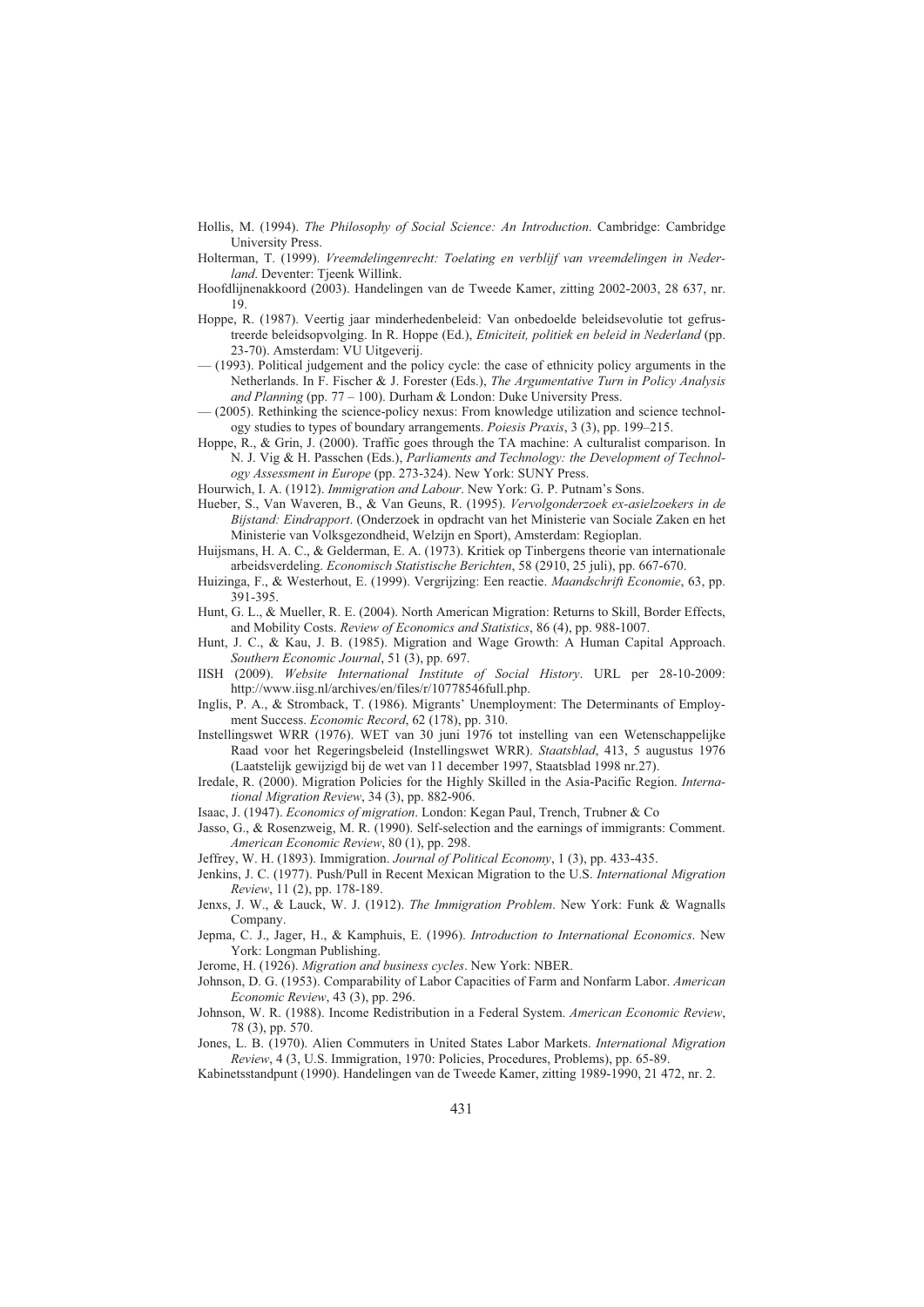Hollis, M. (1994). *The Philosophy of Social Science: An Introduction*. Cambridge: Cambridge University Press.

Holterman, T. (1999). *Vreemdelingenrecht: Toelating en verblijf van vreemdelingen in Nederland*. Deventer: Tjeenk Willink.

Hoofdlijnenakkoord (2003). Handelingen van de Tweede Kamer, zitting 2002-2003, 28 637, nr. 19.

Hoppe, R. (1987). Veertig jaar minderhedenbeleid: Van onbedoelde beleidsevolutie tot gefrustreerde beleidsopvolging. In R. Hoppe (Ed.), *Etniciteit, politiek en beleid in Nederland* (pp. 23-70). Amsterdam: VU Uitgeverij.

— (1993). Political judgement and the policy cycle: the case of ethnicity policy arguments in the Netherlands. In F. Fischer & J. Forester (Eds.), *The Argumentative Turn in Policy Analysis and Planning* (pp. 77 – 100). Durham & London: Duke University Press.

— (2005). Rethinking the science-policy nexus: From knowledge utilization and science technology studies to types of boundary arrangements. *Poiesis Praxis*, 3 (3), pp. 199–215.

Hoppe, R., & Grin, J. (2000). Traffic goes through the TA machine: A culturalist comparison. In N. J. Vig & H. Passchen (Eds.), *Parliaments and Technology: the Development of Technology Assessment in Europe* (pp. 273-324). New York: SUNY Press.

Hourwich, I. A. (1912). *Immigration and Labour*. New York: G. P. Putnam's Sons.

Hueber, S., Van Waveren, B., & Van Geuns, R. (1995). *Vervolgonderzoek ex-asielzoekers in de Bijstand: Eindrapport*. (Onderzoek in opdracht van het Ministerie van Sociale Zaken en het Ministerie van Volksgezondheid, Welzijn en Sport), Amsterdam: Regioplan.

Huijsmans, H. A. C., & Gelderman, E. A. (1973). Kritiek op Tinbergens theorie van internationale arbeidsverdeling. *Economisch Statistische Berichten*, 58 (2910, 25 juli), pp. 667-670.

Huizinga, F., & Westerhout, E. (1999). Vergrijzing: Een reactie. *Maandschrift Economie*, 63, pp. 391-395.

Hunt, G. L., & Mueller, R. E. (2004). North American Migration: Returns to Skill, Border Effects, and Mobility Costs. *Review of Economics and Statistics*, 86 (4), pp. 988-1007.

Hunt, J. C., & Kau, J. B. (1985). Migration and Wage Growth: A Human Capital Approach. *Southern Economic Journal*, 51 (3), pp. 697.

IISH (2009). *Website International Institute of Social History*. URL per 28-10-2009: http://www.iisg.nl/archives/en/files/r/10778546full.php.

Inglis, P. A., & Stromback, T. (1986). Migrants' Unemployment: The Determinants of Employment Success. *Economic Record*, 62 (178), pp. 310.

Instellingswet WRR (1976). WET van 30 juni 1976 tot instelling van een Wetenschappelijke Raad voor het Regeringsbeleid (Instellingswet WRR). *Staatsblad*, 413, 5 augustus 1976 (Laatstelijk gewijzigd bij de wet van 11 december 1997, Staatsblad 1998 nr.27).

Iredale, R. (2000). Migration Policies for the Highly Skilled in the Asia-Pacific Region. *International Migration Review*, 34 (3), pp. 882-906.

Isaac, J. (1947). *Economics of migration*. London: Kegan Paul, Trench, Trubner & Co

Jasso, G., & Rosenzweig, M. R. (1990). Self-selection and the earnings of immigrants: Comment. *American Economic Review*, 80 (1), pp. 298.

Jeffrey, W. H. (1893). Immigration. *Journal of Political Economy*, 1 (3), pp. 433-435.

Jenkins, J. C. (1977). Push/Pull in Recent Mexican Migration to the U.S. *International Migration Review*, 11 (2), pp. 178-189.

Jenxs, J. W., & Lauck, W. J. (1912). *The Immigration Problem*. New York: Funk & Wagnalls Company.

Jepma, C. J., Jager, H., & Kamphuis, E. (1996). *Introduction to International Economics*. New York: Longman Publishing.

Jerome, H. (1926). *Migration and business cycles*. New York: NBER.

Johnson, D. G. (1953). Comparability of Labor Capacities of Farm and Nonfarm Labor. *American Economic Review*, 43 (3), pp. 296.

Johnson, W. R. (1988). Income Redistribution in a Federal System. *American Economic Review*, 78 (3), pp. 570.

Jones, L. B. (1970). Alien Commuters in United States Labor Markets. *International Migration Review*, 4 (3, U.S. Immigration, 1970: Policies, Procedures, Problems), pp. 65-89.

Kabinetsstandpunt (1990). Handelingen van de Tweede Kamer, zitting 1989-1990, 21 472, nr. 2.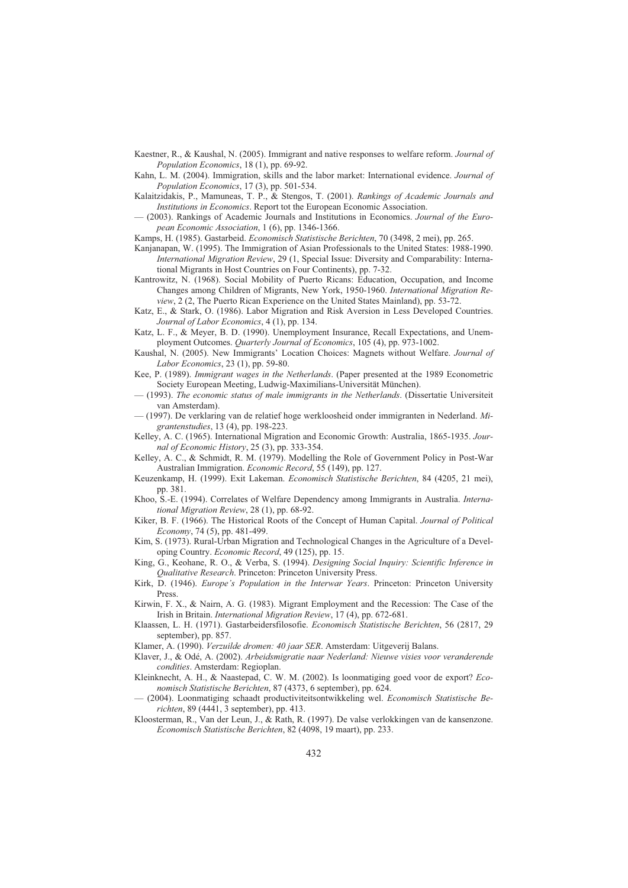Kaestner, R., & Kaushal, N. (2005). Immigrant and native responses to welfare reform. *Journal of Population Economics*, 18 (1), pp. 69-92.

Kahn, L. M. (2004). Immigration, skills and the labor market: International evidence. *Journal of Population Economics*, 17 (3), pp. 501-534.

Kalaitzidakis, P., Mamuneas, T. P., & Stengos, T. (2001). *Rankings of Academic Journals and Institutions in Economics*. Report tot the European Economic Association.

— (2003). Rankings of Academic Journals and Institutions in Economics. *Journal of the European Economic Association*, 1 (6), pp. 1346-1366.

Kamps, H. (1985). Gastarbeid. *Economisch Statistische Berichten*, 70 (3498, 2 mei), pp. 265.

Kanjanapan, W. (1995). The Immigration of Asian Professionals to the United States: 1988-1990. *International Migration Review*, 29 (1, Special Issue: Diversity and Comparability: International Migrants in Host Countries on Four Continents), pp. 7-32.

Kantrowitz, N. (1968). Social Mobility of Puerto Ricans: Education, Occupation, and Income Changes among Children of Migrants, New York, 1950-1960. *International Migration Review*, 2 (2, The Puerto Rican Experience on the United States Mainland), pp. 53-72.

Katz, E., & Stark, O. (1986). Labor Migration and Risk Aversion in Less Developed Countries. *Journal of Labor Economics*, 4 (1), pp. 134.

Katz, L. F., & Meyer, B. D. (1990). Unemployment Insurance, Recall Expectations, and Unemployment Outcomes. *Quarterly Journal of Economics*, 105 (4), pp. 973-1002.

Kaushal, N. (2005). New Immigrants' Location Choices: Magnets without Welfare. *Journal of Labor Economics*, 23 (1), pp. 59-80.

Kee, P. (1989). *Immigrant wages in the Netherlands*. (Paper presented at the 1989 Econometric Society European Meeting, Ludwig-Maximilians-Universität München).

— (1993). *The economic status of male immigrants in the Netherlands*. (Dissertatie Universiteit van Amsterdam).

— (1997). De verklaring van de relatief hoge werkloosheid onder immigranten in Nederland. *Migrantenstudies*, 13 (4), pp. 198-223.

Kelley, A. C. (1965). International Migration and Economic Growth: Australia, 1865-1935. *Journal of Economic History*, 25 (3), pp. 333-354.

Kelley, A. C., & Schmidt, R. M. (1979). Modelling the Role of Government Policy in Post-War Australian Immigration. *Economic Record*, 55 (149), pp. 127.

Keuzenkamp, H. (1999). Exit Lakeman. *Economisch Statistische Berichten*, 84 (4205, 21 mei), pp. 381.

Khoo, S.-E. (1994). Correlates of Welfare Dependency among Immigrants in Australia. *International Migration Review*, 28 (1), pp. 68-92.

Kiker, B. F. (1966). The Historical Roots of the Concept of Human Capital. *Journal of Political Economy*, 74 (5), pp. 481-499.

Kim, S. (1973). Rural-Urban Migration and Technological Changes in the Agriculture of a Developing Country. *Economic Record*, 49 (125), pp. 15.

King, G., Keohane, R. O., & Verba, S. (1994). *Designing Social Inquiry: Scientific Inference in Qualitative Research*. Princeton: Princeton University Press.

Kirk, D. (1946). *Europe's Population in the Interwar Years*. Princeton: Princeton University Press.

Kirwin, F. X., & Nairn, A. G. (1983). Migrant Employment and the Recession: The Case of the Irish in Britain. *International Migration Review*, 17 (4), pp. 672-681.

Klaassen, L. H. (1971). Gastarbeidersfilosofie. *Economisch Statistische Berichten*, 56 (2817, 29 september), pp. 857.

Klamer, A. (1990). *Verzuilde dromen: 40 jaar SER*. Amsterdam: Uitgeverij Balans.

Klaver, J., & Odé, A. (2002). *Arbeidsmigratie naar Nederland: Nieuwe visies voor veranderende condities*. Amsterdam: Regioplan.

Kleinknecht, A. H., & Naastepad, C. W. M. (2002). Is loonmatiging goed voor de export? *Economisch Statistische Berichten*, 87 (4373, 6 september), pp. 624.

— (2004). Loonmatiging schaadt productiviteitsontwikkeling wel. *Economisch Statistische Berichten*, 89 (4441, 3 september), pp. 413.

Kloosterman, R., Van der Leun, J., & Rath, R. (1997). De valse verlokkingen van de kansenzone. *Economisch Statistische Berichten*, 82 (4098, 19 maart), pp. 233.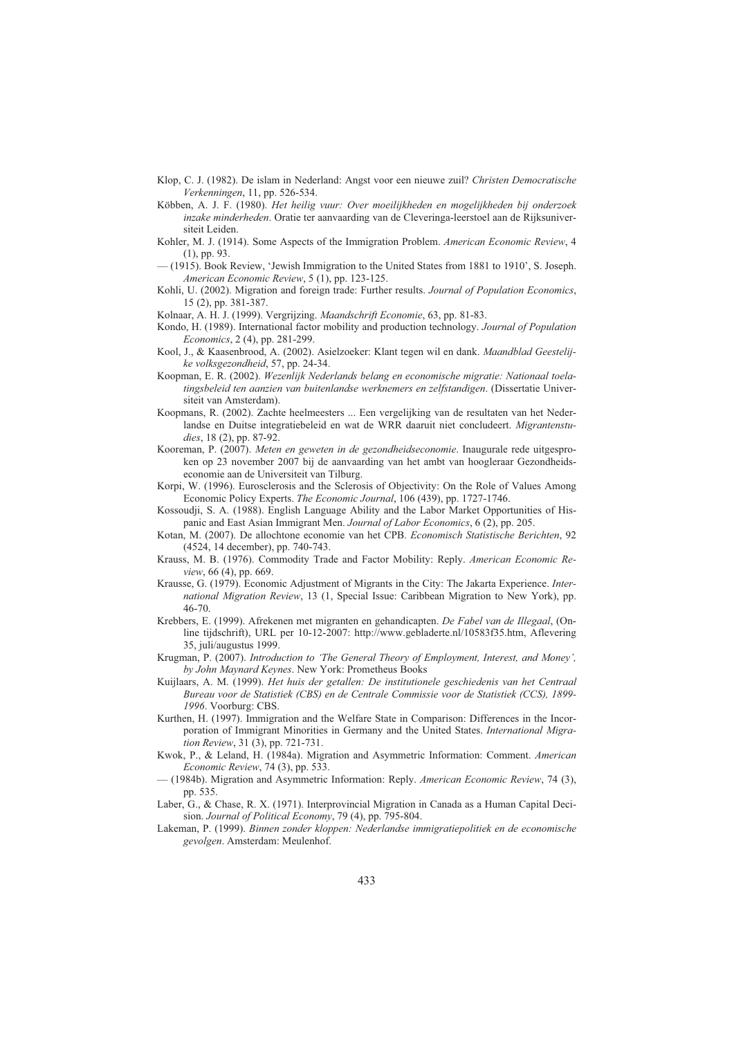Klop, C. J. (1982). De islam in Nederland: Angst voor een nieuwe zuil? *Christen Democratische Verkenningen*, 11, pp. 526-534.

Köbben, A. J. F. (1980). *Het heilig vuur: Over moeilijkheden en mogelijkheden bij onderzoek inzake minderheden*. Oratie ter aanvaarding van de Cleveringa-leerstoel aan de Rijksuniversiteit Leiden.

Kohler, M. J. (1914). Some Aspects of the Immigration Problem. *American Economic Review*, 4 (1), pp. 93.

— (1915). Book Review, 'Jewish Immigration to the United States from 1881 to 1910', S. Joseph. *American Economic Review*, 5 (1), pp. 123-125.

Kohli, U. (2002). Migration and foreign trade: Further results. *Journal of Population Economics*, 15 (2), pp. 381-387.

Kolnaar, A. H. J. (1999). Vergrijzing. *Maandschrift Economie*, 63, pp. 81-83.

Kondo, H. (1989). International factor mobility and production technology. *Journal of Population Economics*, 2 (4), pp. 281-299.

Kool, J., & Kaasenbrood, A. (2002). Asielzoeker: Klant tegen wil en dank. *Maandblad Geestelijke volksgezondheid*, 57, pp. 24-34.

Koopman, E. R. (2002). *Wezenlijk Nederlands belang en economische migratie: Nationaal toelatingsbeleid ten aanzien van buitenlandse werknemers en zelfstandigen*. (Dissertatie Universiteit van Amsterdam).

Koopmans, R. (2002). Zachte heelmeesters ... Een vergelijking van de resultaten van het Nederlandse en Duitse integratiebeleid en wat de WRR daaruit niet concludeert. *Migrantenstudies*, 18 (2), pp. 87-92.

Kooreman, P. (2007). *Meten en geweten in de gezondheidseconomie*. Inaugurale rede uitgesproken op 23 november 2007 bij de aanvaarding van het ambt van hoogleraar Gezondheidseconomie aan de Universiteit van Tilburg.

Korpi, W. (1996). Eurosclerosis and the Sclerosis of Objectivity: On the Role of Values Among Economic Policy Experts. *The Economic Journal*, 106 (439), pp. 1727-1746.

Kossoudji, S. A. (1988). English Language Ability and the Labor Market Opportunities of Hispanic and East Asian Immigrant Men. *Journal of Labor Economics*, 6 (2), pp. 205.

Kotan, M. (2007). De allochtone economie van het CPB. *Economisch Statistische Berichten*, 92 (4524, 14 december), pp. 740-743.

Krauss, M. B. (1976). Commodity Trade and Factor Mobility: Reply. *American Economic Review*, 66 (4), pp. 669.

Krausse, G. (1979). Economic Adjustment of Migrants in the City: The Jakarta Experience. *International Migration Review*, 13 (1, Special Issue: Caribbean Migration to New York), pp. 46-70.

Krebbers, E. (1999). Afrekenen met migranten en gehandicapten. *De Fabel van de Illegaal*, (Online tijdschrift), URL per 10-12-2007: http://www.gebladerte.nl/10583f35.htm, Aflevering 35, juli/augustus 1999.

Krugman, P. (2007). *Introduction to 'The General Theory of Employment, Interest, and Money', by John Maynard Keynes*. New York: Prometheus Books

Kuijlaars, A. M. (1999). *Het huis der getallen: De institutionele geschiedenis van het Centraal Bureau voor de Statistiek (CBS) en de Centrale Commissie voor de Statistiek (CCS), 1899-1996*. Voorburg: CBS.

Kurthen, H. (1997). Immigration and the Welfare State in Comparison: Differences in the Incorporation of Immigrant Minorities in Germany and the United States. *International Migration Review*, 31 (3), pp. 721-731.

Kwok, P., & Leland, H. (1984a). Migration and Asymmetric Information: Comment. *American Economic Review*, 74 (3), pp. 533.

— (1984b). Migration and Asymmetric Information: Reply. *American Economic Review*, 74 (3), pp. 535.

Laber, G., & Chase, R. X. (1971). Interprovincial Migration in Canada as a Human Capital Decision. *Journal of Political Economy*, 79 (4), pp. 795-804.

Lakeman, P. (1999). *Binnen zonder kloppen: Nederlandse immigratiepolitiek en de economische gevolgen*. Amsterdam: Meulenhof.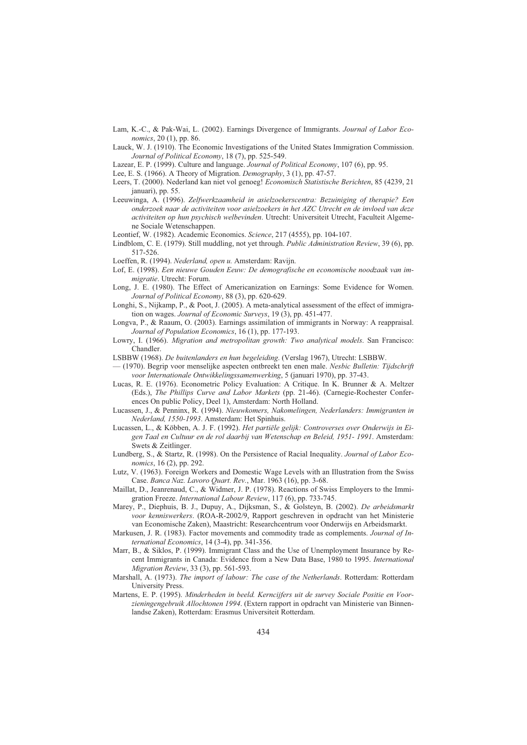Lam, K.-C., & Pak-Wai, L. (2002). Earnings Divergence of Immigrants. *Journal of Labor Economics*, 20 (1), pp. 86.

Lauck, W. J. (1910). The Economic Investigations of the United States Immigration Commission. *Journal of Political Economy*, 18 (7), pp. 525-549.

Lazear, E. P. (1999). Culture and language. *Journal of Political Economy*, 107 (6), pp. 95.

Lee, E. S. (1966). A Theory of Migration. *Demography*, 3 (1), pp. 47-57.

Leers, T. (2000). Nederland kan niet vol genoeg! *Economisch Statistische Berichten*, 85 (4239, 21 januari), pp. 55.

Leeuwinga, A. (1996). *Zelfwerkzaamheid in asielzoekerscentra: Bezuiniging of therapie? Een onderzoek naar de activiteiten voor asielzoekers in het AZC Utrecht en de invloed van deze activiteiten op hun psychisch welbevinden*. Utrecht: Universiteit Utrecht, Faculteit Algemene Sociale Wetenschappen.

Leontief, W. (1982). Academic Economics. *Science*, 217 (4555), pp. 104-107.

Lindblom, C. E. (1979). Still muddling, not yet through. *Public Administration Review*, 39 (6), pp. 517-526.

Loeffen, R. (1994). *Nederland, open u.* Amsterdam: Ravijn.

Lof, E. (1998). *Een nieuwe Gouden Eeuw: De demografische en economische noodzaak van immigratie*. Utrecht: Forum.

Long, J. E. (1980). The Effect of Americanization on Earnings: Some Evidence for Women. *Journal of Political Economy*, 88 (3), pp. 620-629.

Longhi, S., Nijkamp, P., & Poot, J. (2005). A meta-analytical assessment of the effect of immigration on wages. *Journal of Economic Surveys*, 19 (3), pp. 451-477.

Longva, P., & Raaum, O. (2003). Earnings assimilation of immigrants in Norway: A reappraisal. *Journal of Population Economics*, 16 (1), pp. 177-193.

Lowry, I. (1966). *Migration and metropolitan growth: Two analytical models*. San Francisco: Chandler.

LSBBW (1968). *De buitenlanders en hun begeleiding*. (Verslag 1967), Utrecht: LSBBW.

— (1970). Begrip voor menselijke aspecten ontbreekt ten enen male. *Nesbic Bulletin: Tijdschrift voor Internationale Ontwikkelingssamenwerking*, 5 (januari 1970), pp. 37-43.

Lucas, R. E. (1976). Econometric Policy Evaluation: A Critique. In K. Brunner & A. Meltzer (Eds.), *The Phillips Curve and Labor Markets* (pp. 21-46). (Carnegie-Rochester Conferences On public Policy, Deel 1), Amsterdam: North Holland.

Lucassen, J., & Penninx, R. (1994). *Nieuwkomers, Nakomelingen, Nederlanders: Immigranten in Nederland, 1550-1993*. Amsterdam: Het Spinhuis.

Lucassen, L., & Köbben, A. J. F. (1992). *Het partiële gelijk: Controverses over Onderwijs in Eigen Taal en Cultuur en de rol daarbij van Wetenschap en Beleid, 1951- 1991*. Amsterdam: Swets & Zeitlinger.

Lundberg, S., & Startz, R. (1998). On the Persistence of Racial Inequality. *Journal of Labor Economics*, 16 (2), pp. 292.

Lutz, V. (1963). Foreign Workers and Domestic Wage Levels with an Illustration from the Swiss Case. *Banca Naz. Lavoro Quart. Rev.*, Mar. 1963 (16), pp. 3-68.

Maillat, D., Jeanrenaud, C., & Widmer, J. P. (1978). Reactions of Swiss Employers to the Immigration Freeze. *International Labour Review*, 117 (6), pp. 733-745.

Marey, P., Diephuis, B. J., Dupuy, A., Dijksman, S., & Golsteyn, B. (2002). *De arbeidsmarkt voor kenniswerkers*. (ROA-R-2002/9, Rapport geschreven in opdracht van het Ministerie van Economische Zaken), Maastricht: Researchcentrum voor Onderwijs en Arbeidsmarkt.

Markusen, J. R. (1983). Factor movements and commodity trade as complements. *Journal of International Economics*, 14 (3-4), pp. 341-356.

Marr, B., & Siklos, P. (1999). Immigrant Class and the Use of Unemployment Insurance by Recent Immigrants in Canada: Evidence from a New Data Base, 1980 to 1995. *International Migration Review*, 33 (3), pp. 561-593.

Marshall, A. (1973). *The import of labour: The case of the Netherlands*. Rotterdam: Rotterdam University Press.

Martens, E. P. (1995). *Minderheden in beeld. Kerncijfers uit de survey Sociale Positie en Voorzieningengebruik Allochtonen 1994*. (Extern rapport in opdracht van Ministerie van Binnenlandse Zaken), Rotterdam: Erasmus Universiteit Rotterdam.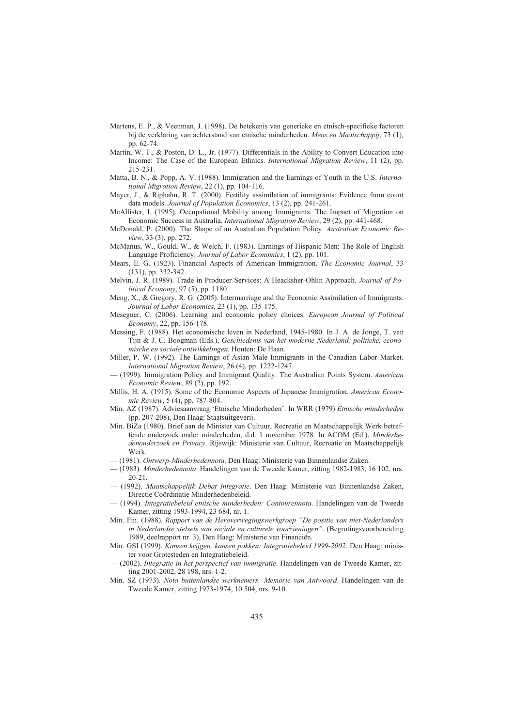Martens, E. P., & Veenman, J. (1998). De betekenis van generieke en etnisch-specifieke factoren bij de verklaring van achterstand van etnische minderheden. *Mens en Maatschappij*, 73 (1), pp. 62-74.

Martin, W. T., & Poston, D. L., Jr. (1977). Differentials in the Ability to Convert Education into Income: The Case of the European Ethnics. *International Migration Review*, 11 (2), pp. 215-231.

Matta, B. N., & Popp, A. V. (1988). Immigration and the Earnings of Youth in the U.S. *International Migration Review*, 22 (1), pp. 104-116.

Mayer, J., & Riphahn, R. T. (2000). Fertility assimilation of immigrants: Evidence from count data models. *Journal of Population Economics*, 13 (2), pp. 241-261.

McAllister, I. (1995). Occupational Mobility among Immigrants: The Impact of Migration on Economic Success in Australia. *International Migration Review*, 29 (2), pp. 441-468.

McDonald, P. (2000). The Shape of an Australian Population Policy. *Australian Economic Review*, 33 (3), pp. 272.

McManus, W., Gould, W., & Welch, F. (1983). Earnings of Hispanic Men: The Role of English Language Proficiency. *Journal of Labor Economics*, 1 (2), pp. 101.

Mears, E. G. (1923). Financial Aspects of American Immigration. *The Economic Journal*, 33 (131), pp. 332-342.

Melvin, J. R. (1989). Trade in Producer Services: A Heacksher-Ohlin Approach. *Journal of Political Economy*, 97 (5), pp. 1180.

Meng, X., & Gregory, R. G. (2005). Intermarriage and the Economic Assimilation of Immigrants. *Journal of Labor Economics*, 23 (1), pp. 135-175.

Meseguer, C. (2006). Learning and economic policy choices. *European Journal of Political Economy*, 22, pp. 156-178.

Messing, F. (1988). Het economische leven in Nederland, 1945-1980. In J. A. de Jonge, T. van Tijn & J. C. Boogman (Eds.), *Geschiedenis van het moderne Nederland: politieke, economische en sociale ontwikkelingen*. Houten: De Haan.

Miller, P. W. (1992). The Earnings of Asian Male Immigrants in the Canadian Labor Market. *International Migration Review*, 26 (4), pp. 1222-1247.

— (1999). Immigration Policy and Immigrant Quality: The Australian Points System. *American Economic Review*, 89 (2), pp. 192.

Millis, H. A. (1915). Some of the Economic Aspects of Japanese Immigration. *American Economic Review*, 5 (4), pp. 787-804.

Min. AZ (1987). Adviesaanvraag 'Etnische Minderheden'. In WRR (1979) *Etnische minderheden* (pp. 207-208), Den Haag: Staatsuitgeverij.

Min. BiZa (1980). Brief aan de Minister van Cultuur, Recreatie en Maatschappelijk Werk betreffende onderzoek onder minderheden, d.d. 1 november 1978. In ACOM (Ed.), *Minderhedenonderzoek en Privacy*. Rijswijk: Ministerie van Cultuur, Recreatie en Maatschappelijk Werk.

— (1981). *Ontwerp-Minderhedennota*. Den Haag: Ministerie van Binnenlandse Zaken.

— (1983). *Minderhedennota*. Handelingen van de Tweede Kamer, zitting 1982-1983, 16 102, nrs. 20-21.

— (1992). *Maatschappelijk Debat Integratie*. Den Haag: Ministerie van Binnenlandse Zaken, Directie Coördinatie Minderhedenbeleid.

— (1994). *Integratiebeleid etnische minderheden: Contourennota*. Handelingen van de Tweede Kamer, zitting 1993-1994, 23 684, nr. 1.

Min. Fin. (1988). *Rapport van de Heroverwegingswerkgroep "De positie van niet-Nederlanders in Nederlandse stelsels van sociale en culturele voorzieningen"*. (Begrotingsvoorbereiding 1989, deelrapport nr. 3), Den Haag: Ministerie van Financiën.

Min. GSI (1999). *Kansen krijgen, kansen pakken: Integratiebeleid 1999-2002*. Den Haag: minister voor Grotesteden en Integratiebeleid.

— (2002). *Integratie in het perspectief van immigratie*. Handelingen van de Tweede Kamer, zitting 2001-2002, 28 198, nrs. 1-2.

Min. SZ (1973). *Nota buitenlandse werknemers: Memorie van Antwoord*. Handelingen van de Tweede Kamer, zitting 1973-1974, 10 504, nrs. 9-10.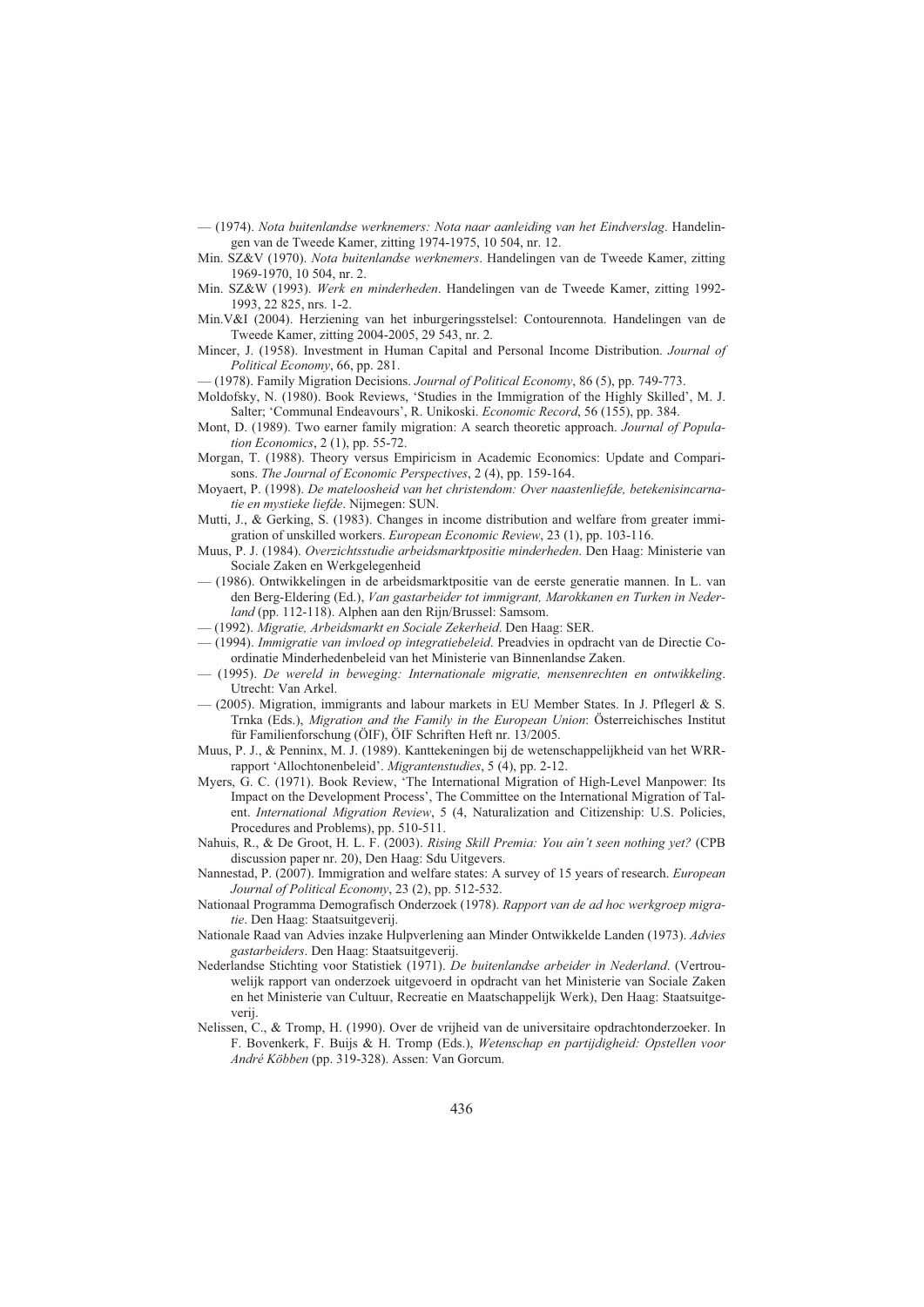— (1974). *Nota buitenlandse werknemers: Nota naar aanleiding van het Eindverslag*. Handelingen van de Tweede Kamer, zitting 1974-1975, 10 504, nr. 12.

Min. SZ&V (1970). *Nota buitenlandse werknemers*. Handelingen van de Tweede Kamer, zitting 1969-1970, 10 504, nr. 2.

Min. SZ&W (1993). *Werk en minderheden*. Handelingen van de Tweede Kamer, zitting 1992-1993, 22 825, nrs. 1-2.

Min.V&I (2004). Herziening van het inburgeringsstelsel: Contourennota. Handelingen van de Tweede Kamer, zitting 2004-2005, 29 543, nr. 2.

Mincer, J. (1958). Investment in Human Capital and Personal Income Distribution. *Journal of Political Economy*, 66, pp. 281.

— (1978). Family Migration Decisions. *Journal of Political Economy*, 86 (5), pp. 749-773.

Moldofsky, N. (1980). Book Reviews, 'Studies in the Immigration of the Highly Skilled', M. J. Salter; 'Communal Endeavours', R. Unikoski. *Economic Record*, 56 (155), pp. 384.

Mont, D. (1989). Two earner family migration: A search theoretic approach. *Journal of Population Economics*, 2 (1), pp. 55-72.

Morgan, T. (1988). Theory versus Empiricism in Academic Economics: Update and Comparisons. *The Journal of Economic Perspectives*, 2 (4), pp. 159-164.

Moyaert, P. (1998). *De mateloosheid van het christendom: Over naastenliefde, betekenisincarnatie en mystieke liefde*. Nijmegen: SUN.

Mutti, J., & Gerking, S. (1983). Changes in income distribution and welfare from greater immigration of unskilled workers. *European Economic Review*, 23 (1), pp. 103-116.

Muus, P. J. (1984). *Overzichtsstudie arbeidsmarktpositie minderheden*. Den Haag: Ministerie van Sociale Zaken en Werkgelegenheid

— (1986). Ontwikkelingen in de arbeidsmarktpositie van de eerste generatie mannen. In L. van den Berg-Eldering (Ed.), *Van gastarbeider tot immigrant, Marokkanen en Turken in Nederland* (pp. 112-118). Alphen aan den Rijn/Brussel: Samsom.

— (1992). *Migratie, Arbeidsmarkt en Sociale Zekerheid*. Den Haag: SER.

— (1994). *Immigratie van invloed op integratiebeleid*. Preadvies in opdracht van de Directie Coordinatie Minderhedenbeleid van het Ministerie van Binnenlandse Zaken.

— (1995). *De wereld in beweging: Internationale migratie, mensenrechten en ontwikkeling*. Utrecht: Van Arkel.

— (2005). Migration, immigrants and labour markets in EU Member States. In J. Pflegerl & S. Trnka (Eds.), *Migration and the Family in the European Union*: Österreichisches Institut für Familienforschung (ÖIF), ÖIF Schriften Heft nr. 13/2005.

Muus, P. J., & Penninx, M. J. (1989). Kanttekeningen bij de wetenschappelijkheid van het WRR-rapport 'Allochtonenbeleid'. *Migrantenstudies*, 5 (4), pp. 2-12.

Myers, G. C. (1971). Book Review, 'The International Migration of High-Level Manpower: Its Impact on the Development Process', The Committee on the International Migration of Talent. *International Migration Review*, 5 (4, Naturalization and Citizenship: U.S. Policies, Procedures and Problems), pp. 510-511.

Nahuis, R., & De Groot, H. L. F. (2003). *Rising Skill Premia: You ain't seen nothing yet?* (CPB discussion paper nr. 20), Den Haag: Sdu Uitgevers.

Nannestad, P. (2007). Immigration and welfare states: A survey of 15 years of research. *European Journal of Political Economy*, 23 (2), pp. 512-532.

Nationaal Programma Demografisch Onderzoek (1978). *Rapport van de ad hoc werkgroep migratie*. Den Haag: Staatsuitgeverij.

Nationale Raad van Advies inzake Hulpverlening aan Minder Ontwikkelde Landen (1973). *Advies gastarbeiders*. Den Haag: Staatsuitgeverij.

Nederlandse Stichting voor Statistiek (1971). *De buitenlandse arbeider in Nederland*. (Vertrouwelijk rapport van onderzoek uitgevoerd in opdracht van het Ministerie van Sociale Zaken en het Ministerie van Cultuur, Recreatie en Maatschappelijk Werk), Den Haag: Staatsuitgeverij.

Nelissen, C., & Tromp, H. (1990). Over de vrijheid van de universitaire opdrachtonderzoeker. In F. Bovenkerk, F. Buijs & H. Tromp (Eds.), *Wetenschap en partijdigheid: Opstellen voor André Köbben* (pp. 319-328). Assen: Van Gorcum.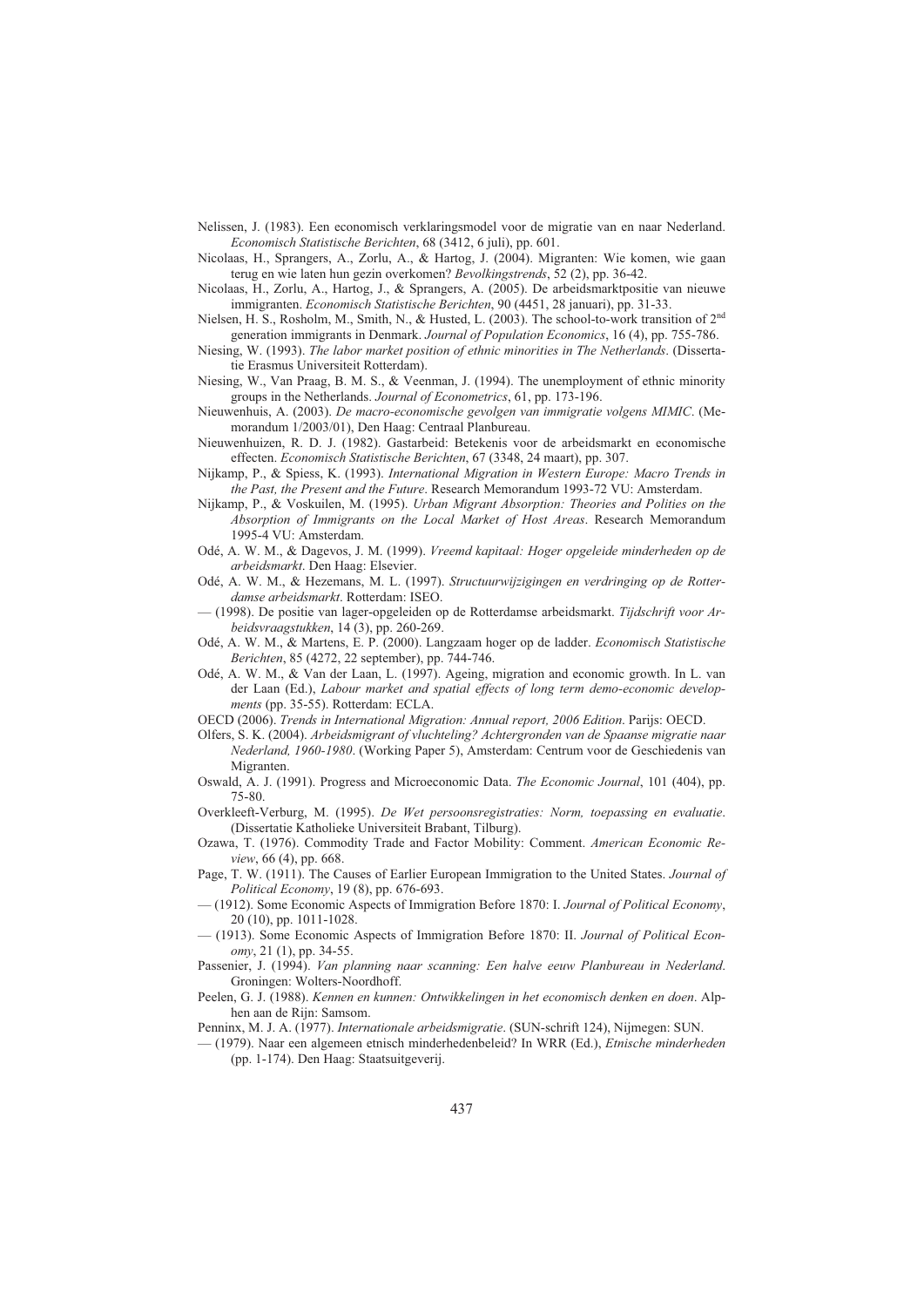Nelissen, J. (1983). Een economisch verklaringsmodel voor de migratie van en naar Nederland. *Economisch Statistische Berichten*, 68 (3412, 6 juli), pp. 601.

Nicolaas, H., Sprangers, A., Zorlu, A., & Hartog, J. (2004). Migranten: Wie komen, wie gaan terug en wie laten hun gezin overkomen? *Bevolkingstrends*, 52 (2), pp. 36-42.

Nicolaas, H., Zorlu, A., Hartog, J., & Sprangers, A. (2005). De arbeidsmarktpositie van nieuwe immigranten. *Economisch Statistische Berichten*, 90 (4451, 28 januari), pp. 31-33.

Nielsen, H. S., Rosholm, M., Smith, N., & Husted, L. (2003). The school-to-work transition of 2nd generation immigrants in Denmark. *Journal of Population Economics*, 16 (4), pp. 755-786.

Niesing, W. (1993). *The labor market position of ethnic minorities in The Netherlands*. (Dissertatie Erasmus Universiteit Rotterdam).

Niesing, W., Van Praag, B. M. S., & Veenman, J. (1994). The unemployment of ethnic minority groups in the Netherlands. *Journal of Econometrics*, 61, pp. 173-196.

Nieuwenhuis, A. (2003). *De macro-economische gevolgen van immigratie volgens MIMIC*. (Memorandum 1/2003/01), Den Haag: Centraal Planbureau.

Nieuwenhuizen, R. D. J. (1982). Gastarbeid: Betekenis voor de arbeidsmarkt en economische effecten. *Economisch Statistische Berichten*, 67 (3348, 24 maart), pp. 307.

Nijkamp, P., & Spiess, K. (1993). *International Migration in Western Europe: Macro Trends in the Past, the Present and the Future*. Research Memorandum 1993-72 VU: Amsterdam.

Nijkamp, P., & Voskuilen, M. (1995). *Urban Migrant Absorption: Theories and Polities on the Absorption of Immigrants on the Local Market of Host Areas*. Research Memorandum 1995-4 VU: Amsterdam.

Odé, A. W. M., & Dagevos, J. M. (1999). *Vreemd kapitaal: Hoger opgeleide minderheden op de arbeidsmarkt*. Den Haag: Elsevier.

Odé, A. W. M., & Hezemans, M. L. (1997). *Structuurwijzigingen en verdringing op de Rotterdamse arbeidsmarkt*. Rotterdam: ISEO.

— (1998). De positie van lager-opgeleiden op de Rotterdamse arbeidsmarkt. *Tijdschrift voor Arbeidsvraagstukken*, 14 (3), pp. 260-269.

Odé, A. W. M., & Martens, E. P. (2000). Langzaam hoger op de ladder. *Economisch Statistische Berichten*, 85 (4272, 22 september), pp. 744-746.

Odé, A. W. M., & Van der Laan, L. (1997). Ageing, migration and economic growth. In L. van der Laan (Ed.), *Labour market and spatial effects of long term demo-economic developments* (pp. 35-55). Rotterdam: ECLA.

OECD (2006). *Trends in International Migration: Annual report, 2006 Edition*. Parijs: OECD.

Olfers, S. K. (2004). *Arbeidsmigrant of vluchteling? Achtergronden van de Spaanse migratie naar Nederland, 1960-1980*. (Working Paper 5), Amsterdam: Centrum voor de Geschiedenis van Migranten.

Oswald, A. J. (1991). Progress and Microeconomic Data. *The Economic Journal*, 101 (404), pp. 75-80.

Overkleeft-Verburg, M. (1995). *De Wet persoonsregistraties: Norm, toepassing en evaluatie*. (Dissertatie Katholieke Universiteit Brabant, Tilburg).

Ozawa, T. (1976). Commodity Trade and Factor Mobility: Comment. *American Economic Review*, 66 (4), pp. 668.

Page, T. W. (1911). The Causes of Earlier European Immigration to the United States. *Journal of Political Economy*, 19 (8), pp. 676-693.

— (1912). Some Economic Aspects of Immigration Before 1870: I. *Journal of Political Economy*, 20 (10), pp. 1011-1028.

— (1913). Some Economic Aspects of Immigration Before 1870: II. *Journal of Political Economy*, 21 (1), pp. 34-55.

Passenier, J. (1994). *Van planning naar scanning: Een halve eeuw Planbureau in Nederland*. Groningen: Wolters-Noordhoff.

Peelen, G. J. (1988). *Kennen en kunnen: Ontwikkelingen in het economisch denken en doen*. Alphen aan de Rijn: Samsom.

Penninx, M. J. A. (1977). *Internationale arbeidsmigratie*. (SUN-schrift 124), Nijmegen: SUN.

— (1979). Naar een algemeen etnisch minderhedenbeleid? In WRR (Ed.), *Etnische minderheden* (pp. 1-174). Den Haag: Staatsuitgeverij.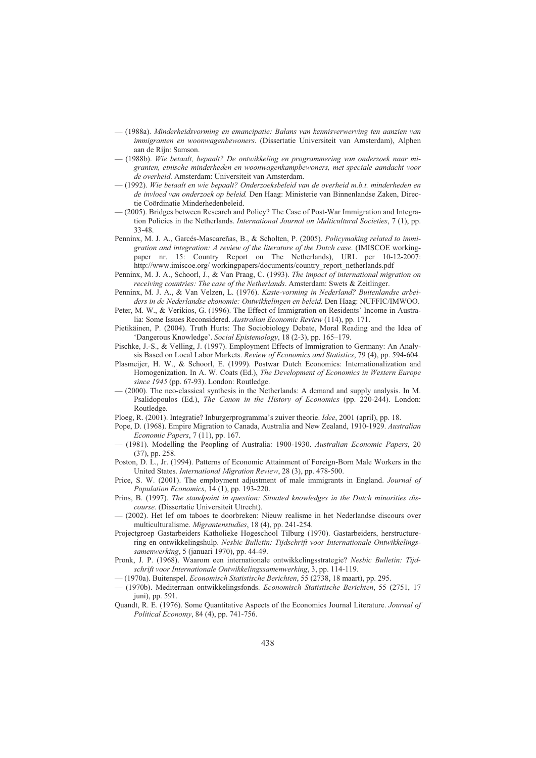— (1988a). *Minderheidsvorming en emancipatie: Balans van kennisverwerving ten aanzien van immigranten en woonwagenbewoners*. (Dissertatie Universiteit van Amsterdam), Alphen aan de Rijn: Samson.

— (1988b). *Wie betaalt, bepaalt? De ontwikkeling en programmering van onderzoek naar migranten, etnische minderheden en woonwagenkampbewoners, met speciale aandacht voor de overheid*. Amsterdam: Universiteit van Amsterdam.

— (1992). *Wie betaalt en wie bepaalt? Onderzoeksbeleid van de overheid m.b.t. minderheden en de invloed van onderzoek op beleid.* Den Haag: Ministerie van Binnenlandse Zaken, Directie Coördinatie Minderhedenbeleid.

— (2005). Bridges between Research and Policy? The Case of Post-War Immigration and Integration Policies in the Netherlands. *International Journal on Multicultural Societies*, 7 (1), pp. 33-48.

Penninx, M. J. A., Garcés-Mascareñas, B., & Scholten, P. (2005). *Policymaking related to immigration and integration: A review of the literature of the Dutch case*. (IMISCOE workingpaper nr. 15: Country Report on The Netherlands), URL per 10-12-2007: http://www.imiscoe.org/ workingpapers/documents/country_report_netherlands.pdf

Penninx, M. J. A., Schoorl, J., & Van Praag, C. (1993). *The impact of international migration on receiving countries: The case of the Netherlands*. Amsterdam: Swets & Zeitlinger.

Penninx, M. J. A., & Van Velzen, L. (1976). *Kaste-vorming in Nederland? Buitenlandse arbeiders in de Nederlandse ekonomie: Ontwikkelingen en beleid*. Den Haag: NUFFIC/IMWOO.

Peter, M. W., & Verikios, G. (1996). The Effect of Immigration on Residents' Income in Australia: Some Issues Reconsidered. *Australian Economic Review* (114), pp. 171.

Pietikäinen, P. (2004). Truth Hurts: The Sociobiology Debate, Moral Reading and the Idea of 'Dangerous Knowledge'. *Social Epistemology*, 18 (2-3), pp. 165–179.

Pischke, J.-S., & Velling, J. (1997). Employment Effects of Immigration to Germany: An Analysis Based on Local Labor Markets. *Review of Economics and Statistics*, 79 (4), pp. 594-604.

Plasmeijer, H. W., & Schoorl, E. (1999). Postwar Dutch Economics: Internationalization and Homogenization. In A. W. Coats (Ed.), *The Development of Economics in Western Europe since 1945* (pp. 67-93). London: Routledge.

— (2000). The neo-classical synthesis in the Netherlands: A demand and supply analysis. In M. Psalidopoulos (Ed.), *The Canon in the History of Economics* (pp. 220-244). London: Routledge.

Ploeg, R. (2001). Integratie? Inburgerprogramma's zuiver theorie. *Idee*, 2001 (april), pp. 18.

Pope, D. (1968). Empire Migration to Canada, Australia and New Zealand, 1910-1929. *Australian Economic Papers*, 7 (11), pp. 167.

— (1981). Modelling the Peopling of Australia: 1900-1930. *Australian Economic Papers*, 20 (37), pp. 258.

Poston, D. L., Jr. (1994). Patterns of Economic Attainment of Foreign-Born Male Workers in the United States. *International Migration Review*, 28 (3), pp. 478-500.

Price, S. W. (2001). The employment adjustment of male immigrants in England. *Journal of Population Economics*, 14 (1), pp. 193-220.

Prins, B. (1997). *The standpoint in question: Situated knowledges in the Dutch minorities discourse*. (Dissertatie Universiteit Utrecht).

— (2002). Het lef om taboes te doorbreken: Nieuw realisme in het Nederlandse discours over multiculturalisme. *Migrantenstudies*, 18 (4), pp. 241-254.

Projectgroep Gastarbeiders Katholieke Hogeschool Tilburg (1970). Gastarbeiders, herstructurering en ontwikkelingshulp. *Nesbic Bulletin: Tijdschrift voor Internationale Ontwikkelingssamenwerking*, 5 (januari 1970), pp. 44-49.

Pronk, J. P. (1968). Waarom een internationale ontwikkelingsstrategie? *Nesbic Bulletin: Tijdschrift voor Internationale Ontwikkelingssamenwerking*, 3, pp. 114-119.

— (1970a). Buitenspel. *Economisch Statistische Berichten*, 55 (2738, 18 maart), pp. 295.

— (1970b). Mediterraan ontwikkelingsfonds. *Economisch Statistische Berichten*, 55 (2751, 17 juni), pp. 591.

Quandt, R. E. (1976). Some Quantitative Aspects of the Economics Journal Literature. *Journal of Political Economy*, 84 (4), pp. 741-756.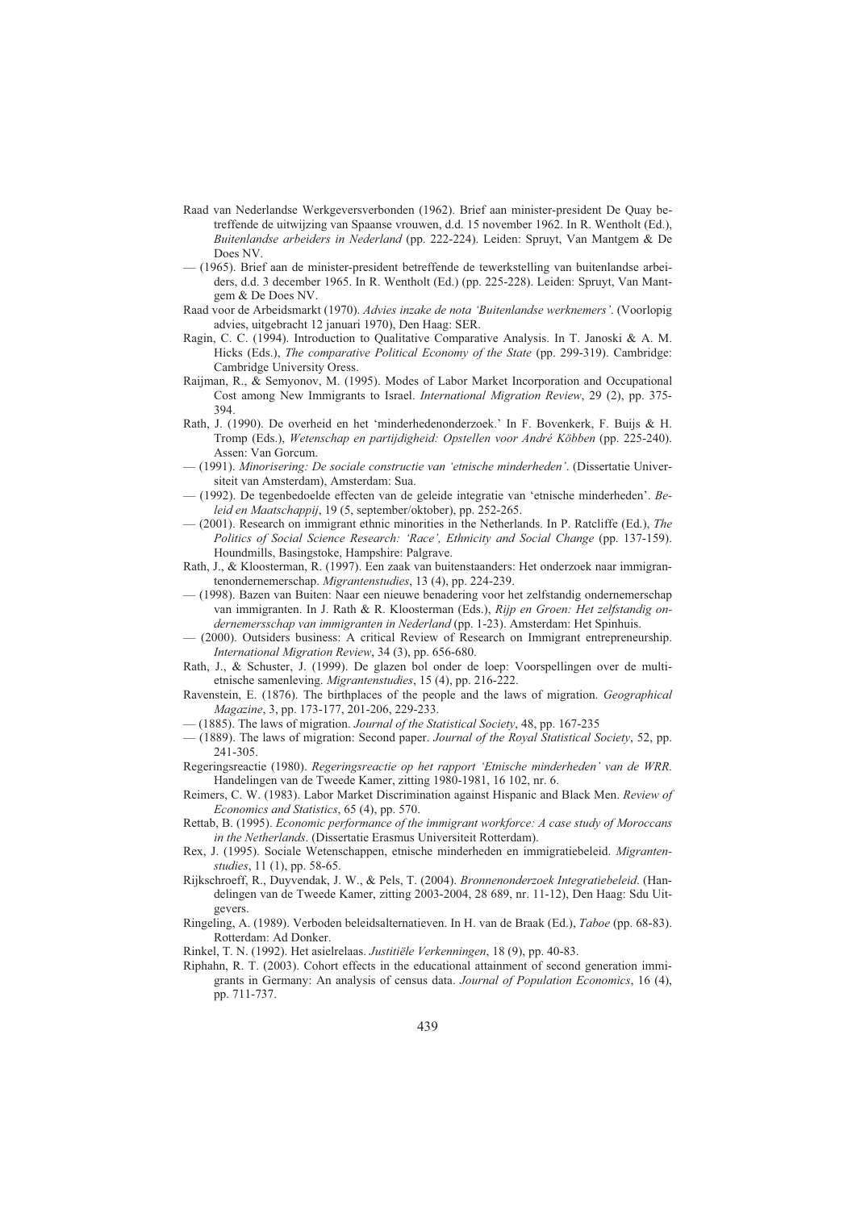Raad van Nederlandse Werkgeversverbonden (1962). Brief aan minister-president De Quay betreffende de uitwijzing van Spaanse vrouwen, d.d. 15 november 1962. In R. Wentholt (Ed.), *Buitenlandse arbeiders in Nederland* (pp. 222-224). Leiden: Spruyt, Van Mantgem & De Does NV.

— (1965). Brief aan de minister-president betreffende de tewerkstelling van buitenlandse arbeiders, d.d. 3 december 1965. In R. Wentholt (Ed.) (pp. 225-228). Leiden: Spruyt, Van Mantgem & De Does NV.

Raad voor de Arbeidsmarkt (1970). *Advies inzake de nota 'Buitenlandse werknemers'*. (Voorlopig advies, uitgebracht 12 januari 1970), Den Haag: SER.

Ragin, C. C. (1994). Introduction to Qualitative Comparative Analysis. In T. Janoski & A. M. Hicks (Eds.), *The comparative Political Economy of the State* (pp. 299-319). Cambridge: Cambridge University Oress.

Raijman, R., & Semyonov, M. (1995). Modes of Labor Market Incorporation and Occupational Cost among New Immigrants to Israel. *International Migration Review*, 29 (2), pp. 375-394.

Rath, J. (1990). De overheid en het 'minderhedenonderzoek.' In F. Bovenkerk, F. Buijs & H. Tromp (Eds.), *Wetenschap en partijdigheid: Opstellen voor André Köbben* (pp. 225-240). Assen: Van Gorcum.

— (1991). *Minorisering: De sociale constructie van 'etnische minderheden'*. (Dissertatie Universiteit van Amsterdam), Amsterdam: Sua.

— (1992). De tegenbedoelde effecten van de geleide integratie van 'etnische minderheden'. *Beleid en Maatschappij*, 19 (5, september/oktober), pp. 252-265.

— (2001). Research on immigrant ethnic minorities in the Netherlands. In P. Ratcliffe (Ed.), *The Politics of Social Science Research: 'Race', Ethnicity and Social Change* (pp. 137-159). Houndmills, Basingstoke, Hampshire: Palgrave.

Rath, J., & Kloosterman, R. (1997). Een zaak van buitenstaanders: Het onderzoek naar immigrantenondernemerschap. *Migrantenstudies*, 13 (4), pp. 224-239.

— (1998). Bazen van Buiten: Naar een nieuwe benadering voor het zelfstandig ondernemerschap van immigranten. In J. Rath & R. Kloosterman (Eds.), *Rijp en Groen: Het zelfstandig ondernemersschap van immigranten in Nederland* (pp. 1-23). Amsterdam: Het Spinhuis.

— (2000). Outsiders business: A critical Review of Research on Immigrant entrepreneurship. *International Migration Review*, 34 (3), pp. 656-680.

Rath, J., & Schuster, J. (1999). De glazen bol onder de loep: Voorspellingen over de multietnische samenleving. *Migrantenstudies*, 15 (4), pp. 216-222.

Ravenstein, E. (1876). The birthplaces of the people and the laws of migration. *Geographical Magazine*, 3, pp. 173-177, 201-206, 229-233.

— (1885). The laws of migration. *Journal of the Statistical Society*, 48, pp. 167-235

— (1889). The laws of migration: Second paper. *Journal of the Royal Statistical Society*, 52, pp. 241-305.

Regeringsreactie (1980). *Regeringsreactie op het rapport 'Etnische minderheden' van de WRR*. Handelingen van de Tweede Kamer, zitting 1980-1981, 16 102, nr. 6.

Reimers, C. W. (1983). Labor Market Discrimination against Hispanic and Black Men. *Review of Economics and Statistics*, 65 (4), pp. 570.

Rettab, B. (1995). *Economic performance of the immigrant workforce: A case study of Moroccans in the Netherlands*. (Dissertatie Erasmus Universiteit Rotterdam).

Rex, J. (1995). Sociale Wetenschappen, etnische minderheden en immigratiebeleid. *Migrantenstudies*, 11 (1), pp. 58-65.

Rijkschroeff, R., Duyvendak, J. W., & Pels, T. (2004). *Bronnenonderzoek Integratiebeleid*. (Handelingen van de Tweede Kamer, zitting 2003-2004, 28 689, nr. 11-12), Den Haag: Sdu Uitgevers.

Ringeling, A. (1989). Verboden beleidsalternatieven. In H. van de Braak (Ed.), *Taboe* (pp. 68-83). Rotterdam: Ad Donker.

Rinkel, T. N. (1992). Het asielrelaas. *Justitiële Verkenningen*, 18 (9), pp. 40-83.

Riphahn, R. T. (2003). Cohort effects in the educational attainment of second generation immigrants in Germany: An analysis of census data. *Journal of Population Economics*, 16 (4), pp. 711-737.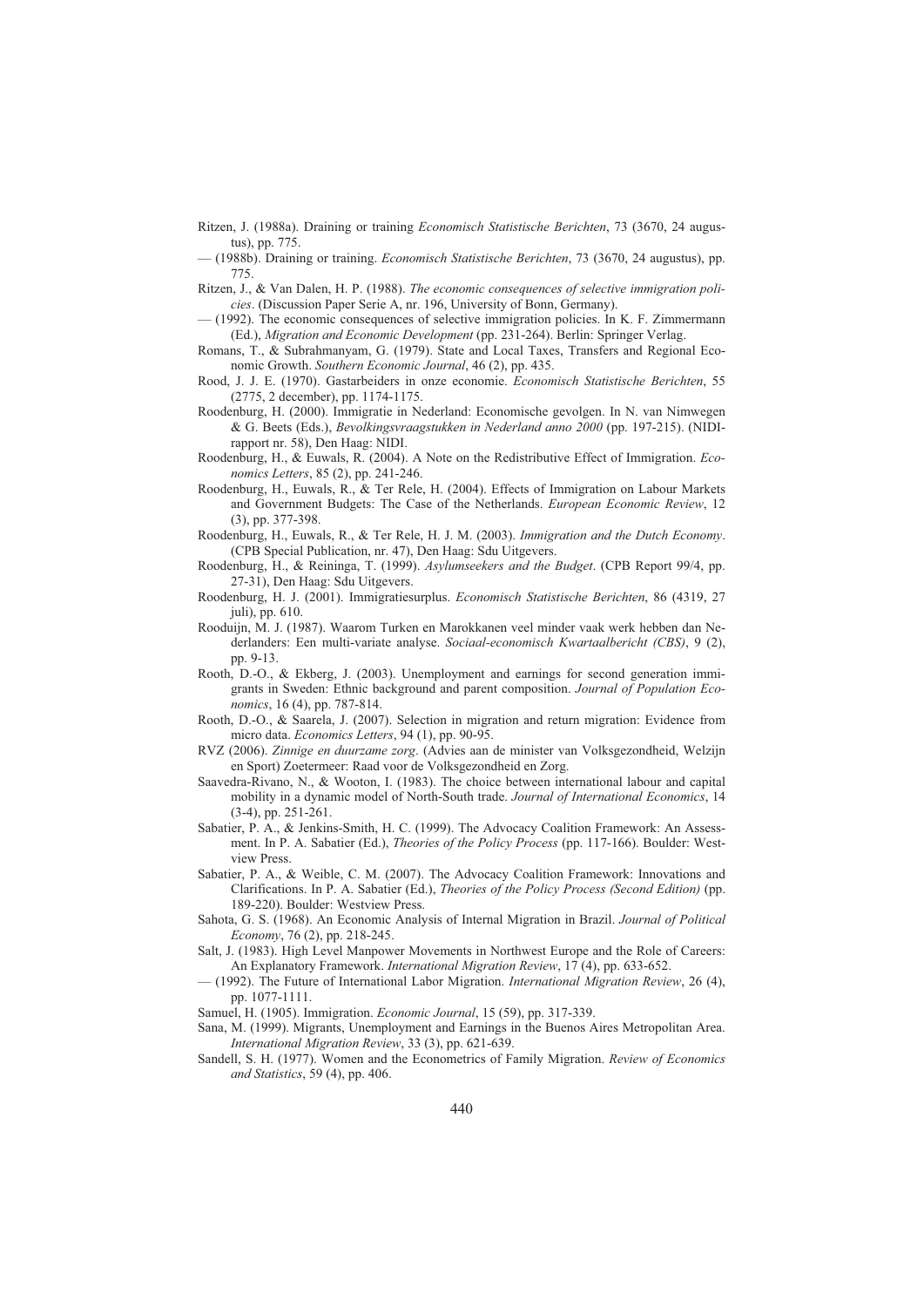Ritzen, J. (1988a). Draining or training *Economisch Statistische Berichten*, 73 (3670, 24 augustus), pp. 775.

— (1988b). Draining or training. *Economisch Statistische Berichten*, 73 (3670, 24 augustus), pp. 775.

Ritzen, J., & Van Dalen, H. P. (1988). *The economic consequences of selective immigration policies*. (Discussion Paper Serie A, nr. 196, University of Bonn, Germany).

— (1992). The economic consequences of selective immigration policies. In K. F. Zimmermann (Ed.), *Migration and Economic Development* (pp. 231-264). Berlin: Springer Verlag.

Romans, T., & Subrahmanyam, G. (1979). State and Local Taxes, Transfers and Regional Economic Growth. *Southern Economic Journal*, 46 (2), pp. 435.

Rood, J. J. E. (1970). Gastarbeiders in onze economie. *Economisch Statistische Berichten*, 55 (2775, 2 december), pp. 1174-1175.

Roodenburg, H. (2000). Immigratie in Nederland: Economische gevolgen. In N. van Nimwegen & G. Beets (Eds.), *Bevolkingsvraagstukken in Nederland anno 2000* (pp. 197-215). (NIDI-rapport nr. 58), Den Haag: NIDI.

Roodenburg, H., & Euwals, R. (2004). A Note on the Redistributive Effect of Immigration. *Economics Letters*, 85 (2), pp. 241-246.

Roodenburg, H., Euwals, R., & Ter Rele, H. (2004). Effects of Immigration on Labour Markets and Government Budgets: The Case of the Netherlands. *European Economic Review*, 12 (3), pp. 377-398.

Roodenburg, H., Euwals, R., & Ter Rele, H. J. M. (2003). *Immigration and the Dutch Economy*. (CPB Special Publication, nr. 47), Den Haag: Sdu Uitgevers.

Roodenburg, H., & Reininga, T. (1999). *Asylumseekers and the Budget*. (CPB Report 99/4, pp. 27-31), Den Haag: Sdu Uitgevers.

Roodenburg, H. J. (2001). Immigratiesurplus. *Economisch Statistische Berichten*, 86 (4319, 27 juli), pp. 610.

Rooduijn, M. J. (1987). Waarom Turken en Marokkanen veel minder vaak werk hebben dan Nederlanders: Een multi-variate analyse. *Sociaal-economisch Kwartaalbericht (CBS)*, 9 (2), pp. 9-13.

Rooth, D.-O., & Ekberg, J. (2003). Unemployment and earnings for second generation immigrants in Sweden: Ethnic background and parent composition. *Journal of Population Economics*, 16 (4), pp. 787-814.

Rooth, D.-O., & Saarela, J. (2007). Selection in migration and return migration: Evidence from micro data. *Economics Letters*, 94 (1), pp. 90-95.

RVZ (2006). *Zinnige en duurzame zorg*. (Advies aan de minister van Volksgezondheid, Welzijn en Sport) Zoetermeer: Raad voor de Volksgezondheid en Zorg.

Saavedra-Rivano, N., & Wooton, I. (1983). The choice between international labour and capital mobility in a dynamic model of North-South trade. *Journal of International Economics*, 14 (3-4), pp. 251-261.

Sabatier, P. A., & Jenkins-Smith, H. C. (1999). The Advocacy Coalition Framework: An Assessment. In P. A. Sabatier (Ed.), *Theories of the Policy Process* (pp. 117-166). Boulder: Westview Press.

Sabatier, P. A., & Weible, C. M. (2007). The Advocacy Coalition Framework: Innovations and Clarifications. In P. A. Sabatier (Ed.), *Theories of the Policy Process (Second Edition)* (pp. 189-220). Boulder: Westview Press.

Sahota, G. S. (1968). An Economic Analysis of Internal Migration in Brazil. *Journal of Political Economy*, 76 (2), pp. 218-245.

Salt, J. (1983). High Level Manpower Movements in Northwest Europe and the Role of Careers: An Explanatory Framework. *International Migration Review*, 17 (4), pp. 633-652.

— (1992). The Future of International Labor Migration. *International Migration Review*, 26 (4), pp. 1077-1111.

Samuel, H. (1905). Immigration. *Economic Journal*, 15 (59), pp. 317-339.

Sana, M. (1999). Migrants, Unemployment and Earnings in the Buenos Aires Metropolitan Area. *International Migration Review*, 33 (3), pp. 621-639.

Sandell, S. H. (1977). Women and the Econometrics of Family Migration. *Review of Economics and Statistics*, 59 (4), pp. 406.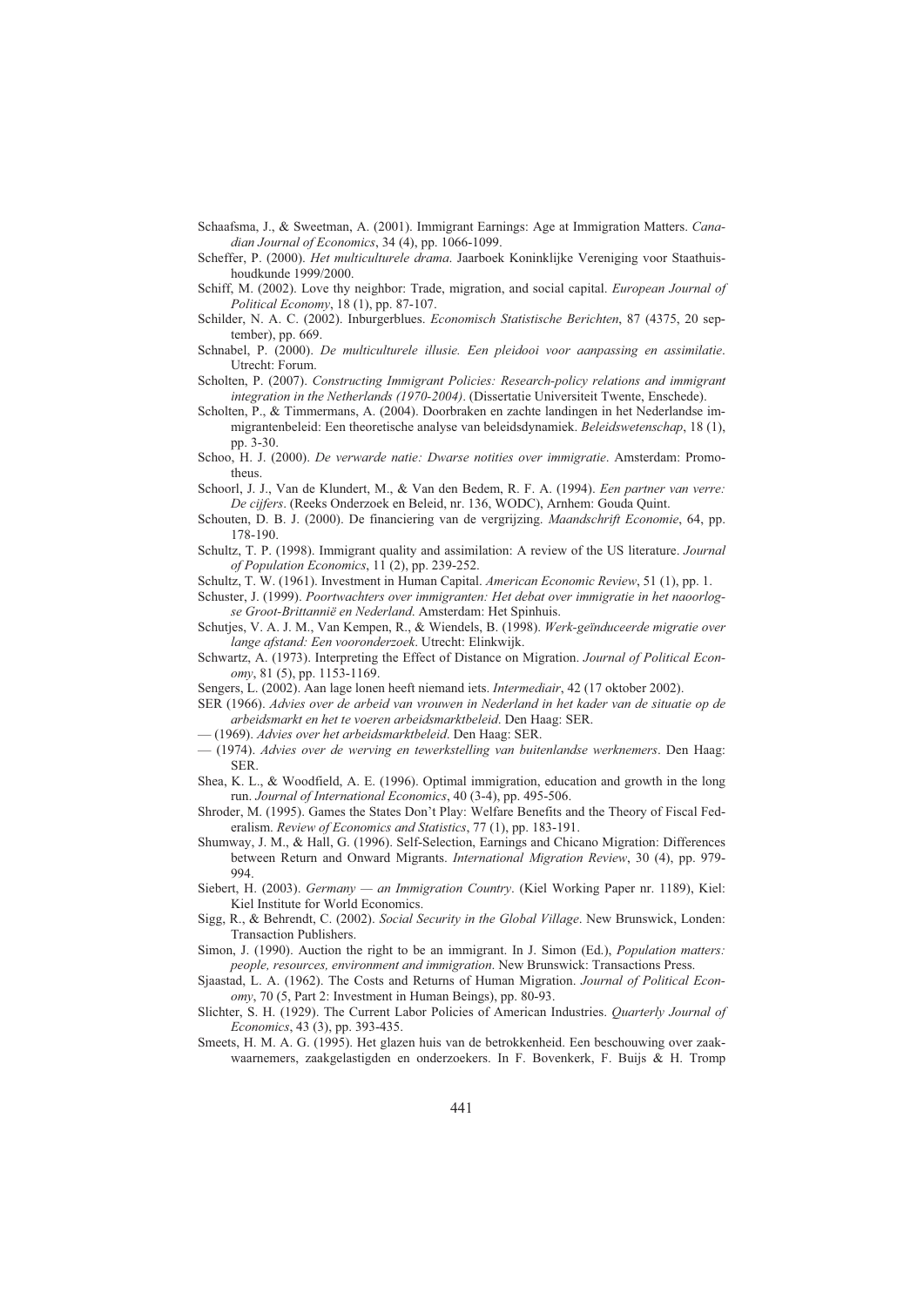Schaafsma, J., & Sweetman, A. (2001). Immigrant Earnings: Age at Immigration Matters. *Canadian Journal of Economics*, 34 (4), pp. 1066-1099.

Scheffer, P. (2000). *Het multiculturele drama*. Jaarboek Koninklijke Vereniging voor Staathuishoudkunde 1999/2000.

Schiff, M. (2002). Love thy neighbor: Trade, migration, and social capital. *European Journal of Political Economy*, 18 (1), pp. 87-107.

Schilder, N. A. C. (2002). Inburgerblues. *Economisch Statistische Berichten*, 87 (4375, 20 september), pp. 669.

Schnabel, P. (2000). *De multiculturele illusie. Een pleidooi voor aanpassing en assimilatie*. Utrecht: Forum.

Scholten, P. (2007). *Constructing Immigrant Policies: Research-policy relations and immigrant integration in the Netherlands (1970-2004)*. (Dissertatie Universiteit Twente, Enschede).

Scholten, P., & Timmermans, A. (2004). Doorbraken en zachte landingen in het Nederlandse immigrantenbeleid: Een theoretische analyse van beleidsdynamiek. *Beleidswetenschap*, 18 (1), pp. 3-30.

Schoo, H. J. (2000). *De verwarde natie: Dwarse notities over immigratie*. Amsterdam: Promotheus.

Schoorl, J. J., Van de Klundert, M., & Van den Bedem, R. F. A. (1994). *Een partner van verre: De cijfers*. (Reeks Onderzoek en Beleid, nr. 136, WODC), Arnhem: Gouda Quint.

Schouten, D. B. J. (2000). De financiering van de vergrijzing. *Maandschrift Economie*, 64, pp. 178-190.

Schultz, T. P. (1998). Immigrant quality and assimilation: A review of the US literature. *Journal of Population Economics*, 11 (2), pp. 239-252.

Schultz, T. W. (1961). Investment in Human Capital. *American Economic Review*, 51 (1), pp. 1.

Schuster, J. (1999). *Poortwachters over immigranten: Het debat over immigratie in het naoorlogse Groot-Brittannië en Nederland*. Amsterdam: Het Spinhuis.

Schutjes, V. A. J. M., Van Kempen, R., & Wiendels, B. (1998). *Werk-geïnduceerde migratie over lange afstand: Een vooronderzoek*. Utrecht: Elinkwijk.

Schwartz, A. (1973). Interpreting the Effect of Distance on Migration. *Journal of Political Economy*, 81 (5), pp. 1153-1169.

Sengers, L. (2002). Aan lage lonen heeft niemand iets. *Intermediair*, 42 (17 oktober 2002).

SER (1966). *Advies over de arbeid van vrouwen in Nederland in het kader van de situatie op de arbeidsmarkt en het te voeren arbeidsmarktbeleid*. Den Haag: SER.

— (1969). *Advies over het arbeidsmarktbeleid*. Den Haag: SER.

— (1974). *Advies over de werving en tewerkstelling van buitenlandse werknemers*. Den Haag: SER.

Shea, K. L., & Woodfield, A. E. (1996). Optimal immigration, education and growth in the long run. *Journal of International Economics*, 40 (3-4), pp. 495-506.

Shroder, M. (1995). Games the States Don't Play: Welfare Benefits and the Theory of Fiscal Federalism. *Review of Economics and Statistics*, 77 (1), pp. 183-191.

Shumway, J. M., & Hall, G. (1996). Self-Selection, Earnings and Chicano Migration: Differences between Return and Onward Migrants. *International Migration Review*, 30 (4), pp. 979-994.

Siebert, H. (2003). *Germany — an Immigration Country*. (Kiel Working Paper nr. 1189), Kiel: Kiel Institute for World Economics.

Sigg, R., & Behrendt, C. (2002). *Social Security in the Global Village*. New Brunswick, Londen: Transaction Publishers.

Simon, J. (1990). Auction the right to be an immigrant. In J. Simon (Ed.), *Population matters: people, resources, environment and immigration*. New Brunswick: Transactions Press.

Sjaastad, L. A. (1962). The Costs and Returns of Human Migration. *Journal of Political Economy*, 70 (5, Part 2: Investment in Human Beings), pp. 80-93.

Slichter, S. H. (1929). The Current Labor Policies of American Industries. *Quarterly Journal of Economics*, 43 (3), pp. 393-435.

Smeets, H. M. A. G. (1995). Het glazen huis van de betrokkenheid. Een beschouwing over zaakwaarnemers, zaakgelastigden en onderzoekers. In F. Bovenkerk, F. Buijs & H. Tromp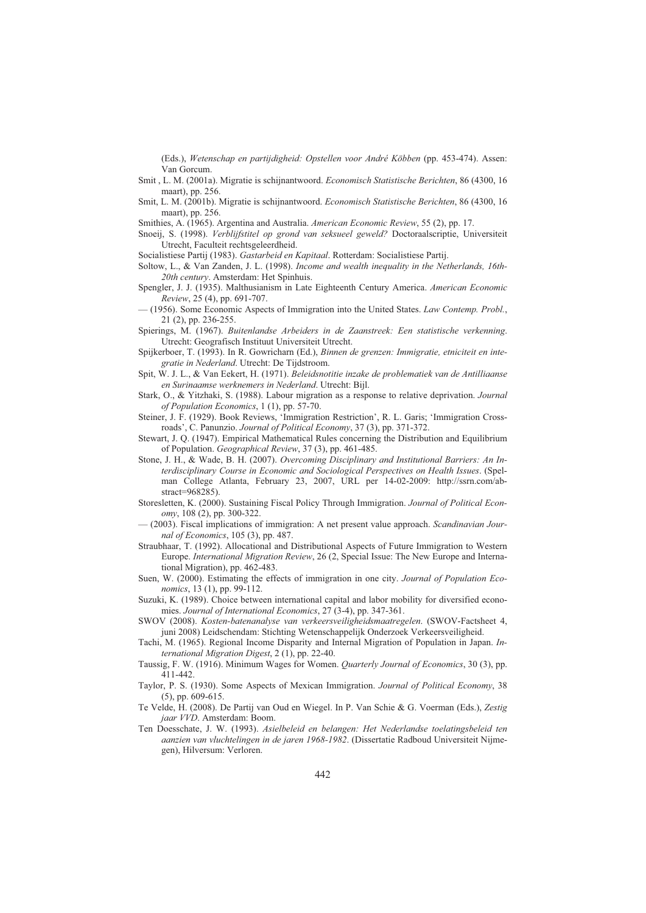(Eds.), *Wetenschap en partijdigheid: Opstellen voor André Köbben* (pp. 453-474). Assen: Van Gorcum.

Smit , L. M. (2001a). Migratie is schijnantwoord. *Economisch Statistische Berichten*, 86 (4300, 16 maart), pp. 256.

Smit, L. M. (2001b). Migratie is schijnantwoord. *Economisch Statistische Berichten*, 86 (4300, 16 maart), pp. 256.

Smithies, A. (1965). Argentina and Australia. *American Economic Review*, 55 (2), pp. 17.

Snoeij, S. (1998). *Verblijfstitel op grond van seksueel geweld?* Doctoraalscriptie, Universiteit Utrecht, Faculteit rechtsgeleerdheid.

Socialistiese Partij (1983). *Gastarbeid en Kapitaal*. Rotterdam: Socialistiese Partij.

Soltow, L., & Van Zanden, J. L. (1998). *Income and wealth inequality in the Netherlands, 16th-20th century*. Amsterdam: Het Spinhuis.

Spengler, J. J. (1935). Malthusianism in Late Eighteenth Century America. *American Economic Review*, 25 (4), pp. 691-707.

— (1956). Some Economic Aspects of Immigration into the United States. *Law Contemp. Probl.*, 21 (2), pp. 236-255.

Spierings, M. (1967). *Buitenlandse Arbeiders in de Zaanstreek: Een statistische verkenning*. Utrecht: Geografisch Instituut Universiteit Utrecht.

Spijkerboer, T. (1993). In R. Gowricharn (Ed.), *Binnen de grenzen: Immigratie, etniciteit en integratie in Nederland*. Utrecht: De Tijdstroom.

Spit, W. J. L., & Van Eekert, H. (1971). *Beleidsnotitie inzake de problematiek van de Antilliaanse en Surinaamse werknemers in Nederland*. Utrecht: Bijl.

Stark, O., & Yitzhaki, S. (1988). Labour migration as a response to relative deprivation. *Journal of Population Economics*, 1 (1), pp. 57-70.

Steiner, J. F. (1929). Book Reviews, 'Immigration Restriction', R. L. Garis; 'Immigration Crossroads', C. Panunzio. *Journal of Political Economy*, 37 (3), pp. 371-372.

Stewart, J. Q. (1947). Empirical Mathematical Rules concerning the Distribution and Equilibrium of Population. *Geographical Review*, 37 (3), pp. 461-485.

Stone, J. H., & Wade, B. H. (2007). *Overcoming Disciplinary and Institutional Barriers: An Interdisciplinary Course in Economic and Sociological Perspectives on Health Issues*. (Spelman College Atlanta, February 23, 2007, URL per 14-02-2009: http://ssrn.com/abstract=968285).

Storesletten, K. (2000). Sustaining Fiscal Policy Through Immigration. *Journal of Political Economy*, 108 (2), pp. 300-322.

— (2003). Fiscal implications of immigration: A net present value approach. *Scandinavian Journal of Economics*, 105 (3), pp. 487.

Straubhaar, T. (1992). Allocational and Distributional Aspects of Future Immigration to Western Europe. *International Migration Review*, 26 (2, Special Issue: The New Europe and International Migration), pp. 462-483.

Suen, W. (2000). Estimating the effects of immigration in one city. *Journal of Population Economics*, 13 (1), pp. 99-112.

Suzuki, K. (1989). Choice between international capital and labor mobility for diversified economies. *Journal of International Economics*, 27 (3-4), pp. 347-361.

SWOV (2008). *Kosten-batenanalyse van verkeersveiligheidsmaatregelen*. (SWOV-Factsheet 4, juni 2008) Leidschendam: Stichting Wetenschappelijk Onderzoek Verkeersveiligheid.

Tachi, M. (1965). Regional Income Disparity and Internal Migration of Population in Japan. *International Migration Digest*, 2 (1), pp. 22-40.

Taussig, F. W. (1916). Minimum Wages for Women. *Quarterly Journal of Economics*, 30 (3), pp. 411-442.

Taylor, P. S. (1930). Some Aspects of Mexican Immigration. *Journal of Political Economy*, 38 (5), pp. 609-615.

Te Velde, H. (2008). De Partij van Oud en Wiegel. In P. Van Schie & G. Voerman (Eds.), *Zestig jaar VVD*. Amsterdam: Boom.

Ten Doesschate, J. W. (1993). *Asielbeleid en belangen: Het Nederlandse toelatingsbeleid ten aanzien van vluchtelingen in de jaren 1968-1982*. (Dissertatie Radboud Universiteit Nijmegen), Hilversum: Verloren.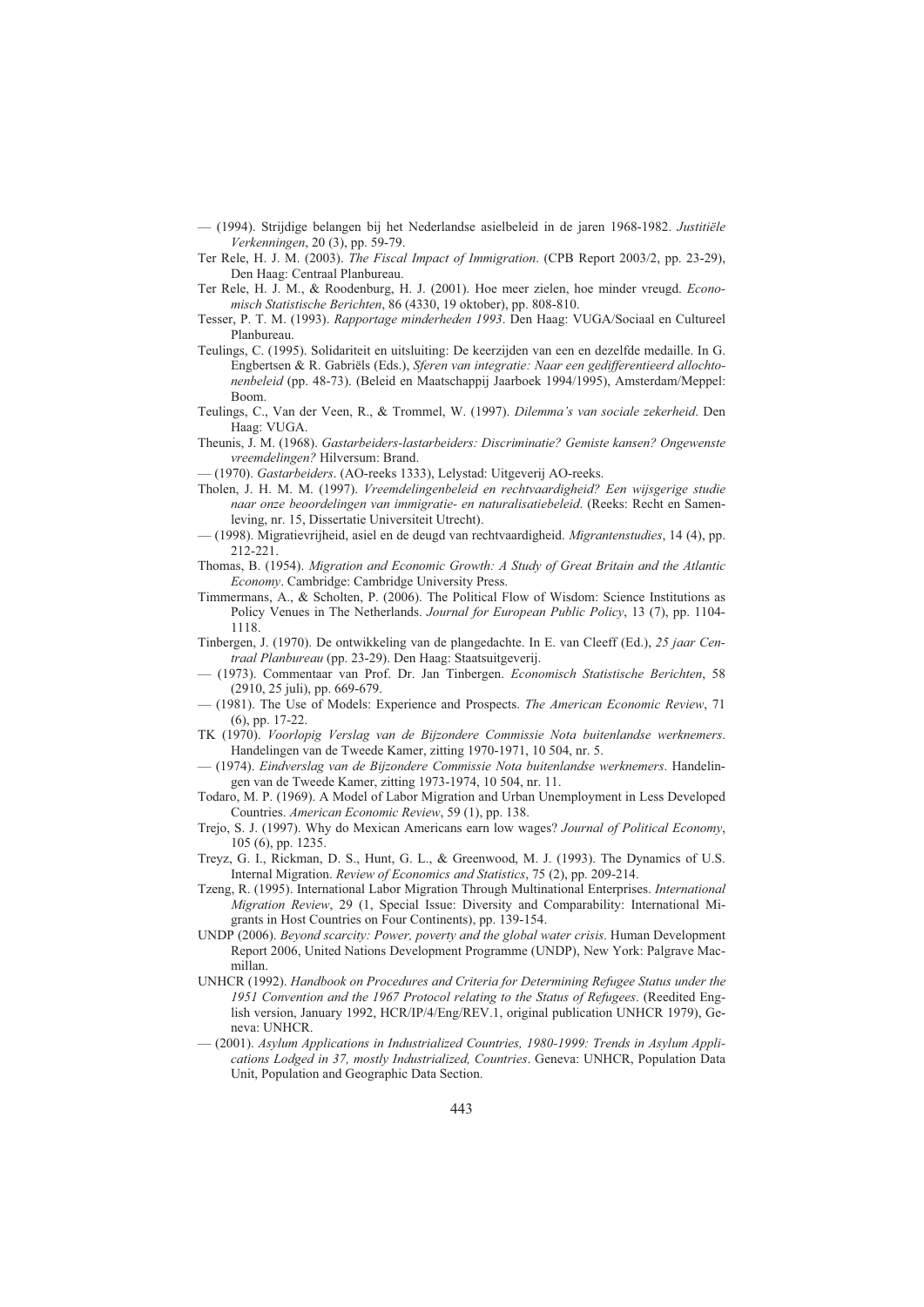— (1994). Strijdige belangen bij het Nederlandse asielbeleid in de jaren 1968-1982. *Justitiële Verkenningen*, 20 (3), pp. 59-79.

Ter Rele, H. J. M. (2003). *The Fiscal Impact of Immigration*. (CPB Report 2003/2, pp. 23-29), Den Haag: Centraal Planbureau.

Ter Rele, H. J. M., & Roodenburg, H. J. (2001). Hoe meer zielen, hoe minder vreugd. *Economisch Statistische Berichten*, 86 (4330, 19 oktober), pp. 808-810.

Tesser, P. T. M. (1993). *Rapportage minderheden 1993*. Den Haag: VUGA/Sociaal en Cultureel Planbureau.

Teulings, C. (1995). Solidariteit en uitsluiting: De keerzijden van een en dezelfde medaille. In G. Engbertsen & R. Gabriëls (Eds.), *Sferen van integratie: Naar een gedifferentieerd allochtonenbeleid* (pp. 48-73). (Beleid en Maatschappij Jaarboek 1994/1995), Amsterdam/Meppel: Boom.

Teulings, C., Van der Veen, R., & Trommel, W. (1997). *Dilemma's van sociale zekerheid*. Den Haag: VUGA.

Theunis, J. M. (1968). *Gastarbeiders-lastarbeiders: Discriminatie? Gemiste kansen? Ongewenste vreemdelingen?* Hilversum: Brand.

— (1970). *Gastarbeiders*. (AO-reeks 1333), Lelystad: Uitgeverij AO-reeks.

Tholen, J. H. M. M. (1997). *Vreemdelingenbeleid en rechtvaardigheid? Een wijsgerige studie naar onze beoordelingen van immigratie- en naturalisatiebeleid*. (Reeks: Recht en Samenleving, nr. 15, Dissertatie Universiteit Utrecht).

— (1998). Migratievrijheid, asiel en de deugd van rechtvaardigheid. *Migrantenstudies*, 14 (4), pp. 212-221.

Thomas, B. (1954). *Migration and Economic Growth: A Study of Great Britain and the Atlantic Economy*. Cambridge: Cambridge University Press.

Timmermans, A., & Scholten, P. (2006). The Political Flow of Wisdom: Science Institutions as Policy Venues in The Netherlands. *Journal for European Public Policy*, 13 (7), pp. 1104-1118.

Tinbergen, J. (1970). De ontwikkeling van de plangedachte. In E. van Cleeff (Ed.), *25 jaar Centraal Planbureau* (pp. 23-29). Den Haag: Staatsuitgeverij.

— (1973). Commentaar van Prof. Dr. Jan Tinbergen. *Economisch Statistische Berichten*, 58 (2910, 25 juli), pp. 669-679.

— (1981). The Use of Models: Experience and Prospects. *The American Economic Review*, 71 (6), pp. 17-22.

TK (1970). *Voorlopig Verslag van de Bijzondere Commissie Nota buitenlandse werknemers*. Handelingen van de Tweede Kamer, zitting 1970-1971, 10 504, nr. 5.

— (1974). *Eindverslag van de Bijzondere Commissie Nota buitenlandse werknemers*. Handelingen van de Tweede Kamer, zitting 1973-1974, 10 504, nr. 11.

Todaro, M. P. (1969). A Model of Labor Migration and Urban Unemployment in Less Developed Countries. *American Economic Review*, 59 (1), pp. 138.

Trejo, S. J. (1997). Why do Mexican Americans earn low wages? *Journal of Political Economy*, 105 (6), pp. 1235.

Treyz, G. I., Rickman, D. S., Hunt, G. L., & Greenwood, M. J. (1993). The Dynamics of U.S. Internal Migration. *Review of Economics and Statistics*, 75 (2), pp. 209-214.

Tzeng, R. (1995). International Labor Migration Through Multinational Enterprises. *International Migration Review*, 29 (1, Special Issue: Diversity and Comparability: International Migrants in Host Countries on Four Continents), pp. 139-154.

UNDP (2006). *Beyond scarcity: Power, poverty and the global water crisis*. Human Development Report 2006, United Nations Development Programme (UNDP), New York: Palgrave Macmillan.

UNHCR (1992). *Handbook on Procedures and Criteria for Determining Refugee Status under the 1951 Convention and the 1967 Protocol relating to the Status of Refugees*. (Reedited English version, January 1992, HCR/IP/4/Eng/REV.1, original publication UNHCR 1979), Geneva: UNHCR.

— (2001). *Asylum Applications in Industrialized Countries, 1980-1999: Trends in Asylum Applications Lodged in 37, mostly Industrialized, Countries*. Geneva: UNHCR, Population Data Unit, Population and Geographic Data Section.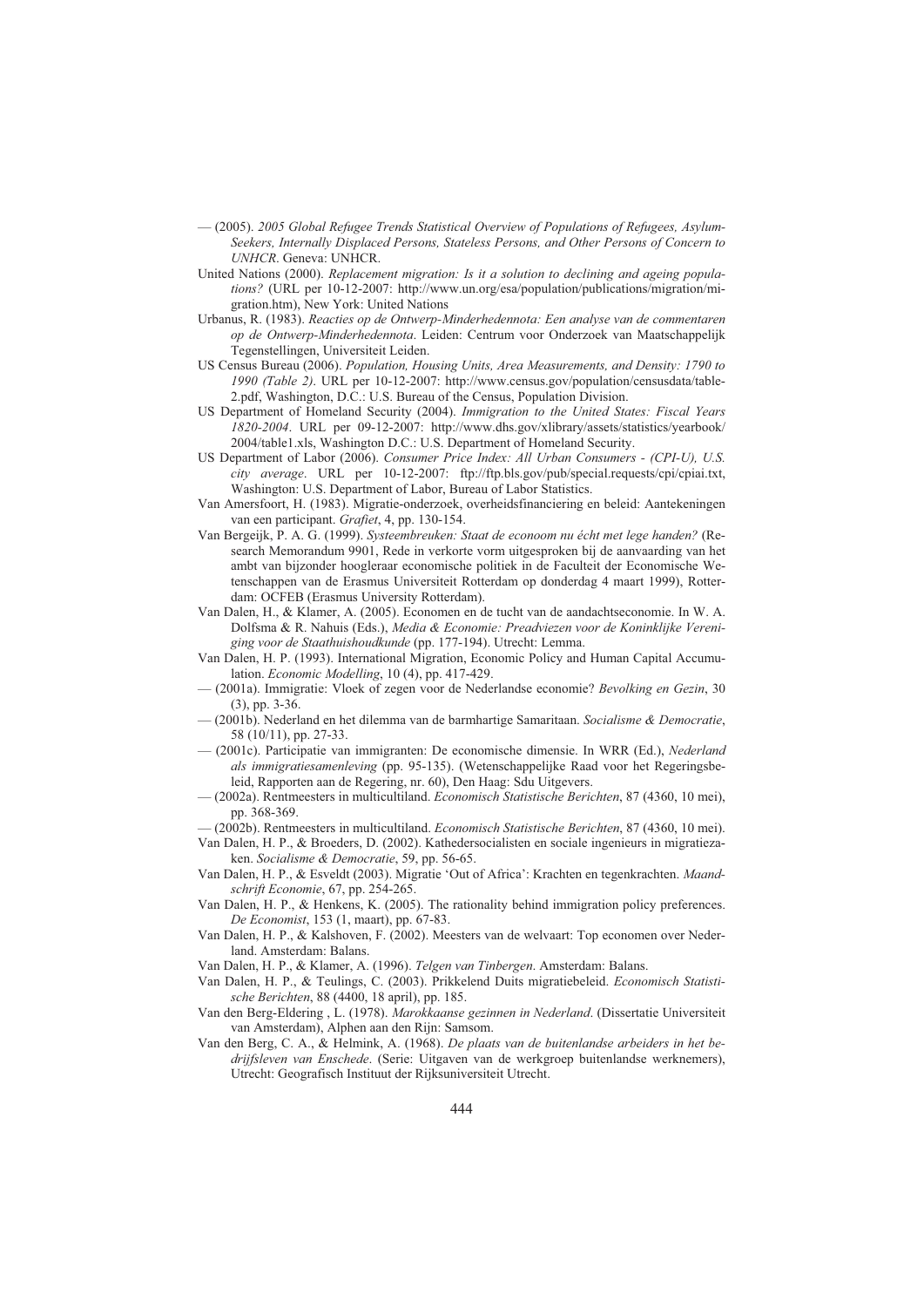— (2005). *2005 Global Refugee Trends Statistical Overview of Populations of Refugees, Asylum-Seekers, Internally Displaced Persons, Stateless Persons, and Other Persons of Concern to UNHCR*. Geneva: UNHCR.

United Nations (2000). *Replacement migration: Is it a solution to declining and ageing populations?* (URL per 10-12-2007: http://www.un.org/esa/population/publications/migration/migration.htm), New York: United Nations

Urbanus, R. (1983). *Reacties op de Ontwerp-Minderhedennota: Een analyse van de commentaren op de Ontwerp-Minderhedennota*. Leiden: Centrum voor Onderzoek van Maatschappelijk Tegenstellingen, Universiteit Leiden.

US Census Bureau (2006). *Population, Housing Units, Area Measurements, and Density: 1790 to 1990 (Table 2)*. URL per 10-12-2007: http://www.census.gov/population/censusdata/table-2.pdf, Washington, D.C.: U.S. Bureau of the Census, Population Division.

US Department of Homeland Security (2004). *Immigration to the United States: Fiscal Years 1820-2004*. URL per 09-12-2007: http://www.dhs.gov/xlibrary/assets/statistics/yearbook/2004/table1.xls, Washington D.C.: U.S. Department of Homeland Security.

US Department of Labor (2006). *Consumer Price Index: All Urban Consumers - (CPI-U), U.S. city average*. URL per 10-12-2007: ftp://ftp.bls.gov/pub/special.requests/cpi/cpiai.txt, Washington: U.S. Department of Labor, Bureau of Labor Statistics.

Van Amersfoort, H. (1983). Migratie-onderzoek, overheidsfinanciering en beleid: Aantekeningen van een participant. *Grafiet*, 4, pp. 130-154.

Van Bergeijk, P. A. G. (1999). *Systeembreuken: Staat de econoom nu écht met lege handen?* (Research Memorandum 9901, Rede in verkorte vorm uitgesproken bij de aanvaarding van het ambt van bijzonder hoogleraar economische politiek in de Faculteit der Economische Wetenschappen van de Erasmus Universiteit Rotterdam op donderdag 4 maart 1999), Rotterdam: OCFEB (Erasmus University Rotterdam).

Van Dalen, H., & Klamer, A. (2005). Economen en de tucht van de aandachtseconomie. In W. A. Dolfsma & R. Nahuis (Eds.), *Media & Economie: Preadviezen voor de Koninklijke Vereniging voor de Staathuishoudkunde* (pp. 177-194). Utrecht: Lemma.

Van Dalen, H. P. (1993). International Migration, Economic Policy and Human Capital Accumulation. *Economic Modelling*, 10 (4), pp. 417-429.

— (2001a). Immigratie: Vloek of zegen voor de Nederlandse economie? *Bevolking en Gezin*, 30 (3), pp. 3-36.

— (2001b). Nederland en het dilemma van de barmhartige Samaritaan. *Socialisme & Democratie*, 58 (10/11), pp. 27-33.

— (2001c). Participatie van immigranten: De economische dimensie. In WRR (Ed.), *Nederland als immigratiesamenleving* (pp. 95-135). (Wetenschappelijke Raad voor het Regeringsbeleid, Rapporten aan de Regering, nr. 60), Den Haag: Sdu Uitgevers.

— (2002a). Rentmeesters in multicultiland. *Economisch Statistische Berichten*, 87 (4360, 10 mei), pp. 368-369.

— (2002b). Rentmeesters in multicultiland. *Economisch Statistische Berichten*, 87 (4360, 10 mei).

Van Dalen, H. P., & Broeders, D. (2002). Kathedersocialisten en sociale ingenieurs in migratiezaken. *Socialisme & Democratie*, 59, pp. 56-65.

Van Dalen, H. P., & Esveldt (2003). Migratie 'Out of Africa': Krachten en tegenkrachten. *Maandschrift Economie*, 67, pp. 254-265.

Van Dalen, H. P., & Henkens, K. (2005). The rationality behind immigration policy preferences. *De Economist*, 153 (1, maart), pp. 67-83.

Van Dalen, H. P., & Kalshoven, F. (2002). Meesters van de welvaart: Top economen over Nederland. Amsterdam: Balans.

Van Dalen, H. P., & Klamer, A. (1996). *Telgen van Tinbergen*. Amsterdam: Balans.

Van Dalen, H. P., & Teulings, C. (2003). Prikkelend Duits migratiebeleid. *Economisch Statistische Berichten*, 88 (4400, 18 april), pp. 185.

Van den Berg-Eldering , L. (1978). *Marokkaanse gezinnen in Nederland*. (Dissertatie Universiteit van Amsterdam), Alphen aan den Rijn: Samsom.

Van den Berg, C. A., & Helmink, A. (1968). *De plaats van de buitenlandse arbeiders in het bedrijfsleven van Enschede*. (Serie: Uitgaven van de werkgroep buitenlandse werknemers), Utrecht: Geografisch Instituut der Rijksuniversiteit Utrecht.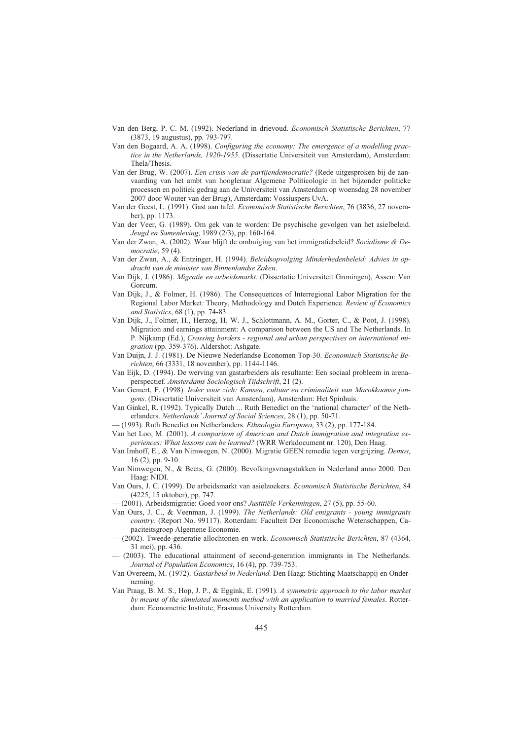Van den Berg, P. C. M. (1992). Nederland in drievoud. *Economisch Statistische Berichten*, 77 (3873, 19 augustus), pp. 793-797.

Van den Bogaard, A. A. (1998). *Configuring the economy: The emergence of a modelling practice in the Netherlands, 1920-1955*. (Dissertatie Universiteit van Amsterdam), Amsterdam: Thela/Thesis.

Van der Brug, W. (2007). *Een crisis van de partijendemocratie?* (Rede uitgesproken bij de aanvaarding van het ambt van hoogleraar Algemene Politicologie in het bijzonder politieke processen en politiek gedrag aan de Universiteit van Amsterdam op woensdag 28 november 2007 door Wouter van der Brug), Amsterdam: Vossiuspers UvA.

Van der Geest, L. (1991). Gast aan tafel. *Economisch Statistische Berichten*, 76 (3836, 27 november), pp. 1173.

Van der Veer, G. (1989). Om gek van te worden: De psychische gevolgen van het asielbeleid. *Jeugd en Samenleving*, 1989 (2/3), pp. 160-164.

Van der Zwan, A. (2002). Waar blijft de ombuiging van het immigratiebeleid? *Socialisme & Democratie*, 59 (4).

Van der Zwan, A., & Entzinger, H. (1994). *Beleidsopvolging Minderhedenbeleid: Advies in opdracht van de minister van Binnenlandse Zaken*.

Van Dijk, J. (1986). *Migratie en arbeidsmarkt*. (Dissertatie Universiteit Groningen), Assen: Van Gorcum.

Van Dijk, J., & Folmer, H. (1986). The Consequences of Interregional Labor Migration for the Regional Labor Market: Theory, Methodology and Dutch Experience. *Review of Economics and Statistics*, 68 (1), pp. 74-83.

Van Dijk, J., Folmer, H., Herzog, H. W. J., Schlottmann, A. M., Gorter, C., & Poot, J. (1998). Migration and earnings attainment: A comparison between the US and The Netherlands. In P. Nijkamp (Ed.), *Crossing borders - regional and urban perspectives on international migration* (pp. 359-376). Aldershot: Ashgate.

Van Duijn, J. J. (1981). De Nieuwe Nederlandse Economen Top-30. *Economisch Statistische Berichten*, 66 (3331, 18 november), pp. 1144-1146.

Van Eijk, D. (1994). De werving van gastarbeiders als resultante: Een sociaal probleem in arenaperspectief. *Amsterdams Sociologisch Tijdschrift*, 21 (2).

Van Gemert, F. (1998). *Ieder voor zich: Kansen, cultuur en criminaliteit van Marokkaanse jongens*. (Dissertatie Universiteit van Amsterdam), Amsterdam: Het Spinhuis.

Van Ginkel, R. (1992). Typically Dutch ... Ruth Benedict on the 'national character' of the Netherlanders. *Netherlands' Journal of Social Sciences*, 28 (1), pp. 50-71.

— (1993). Ruth Benedict on Netherlanders. *Ethnologia Europaea*, 33 (2), pp. 177-184.

Van het Loo, M. (2001). *A comparison of American and Dutch immigration and integration experiences: What lessons can be learned?* (WRR Werkdocument nr. 120), Den Haag.

Van Imhoff, E., & Van Nimwegen, N. (2000). Migratie GEEN remedie tegen vergrijzing. *Demos*, 16 (2), pp. 9-10.

Van Nimwegen, N., & Beets, G. (2000). Bevolkingsvraagstukken in Nederland anno 2000. Den Haag: NIDI.

Van Ours, J. C. (1999). De arbeidsmarkt van asielzoekers. *Economisch Statistische Berichten*, 84 (4225, 15 oktober), pp. 747.

— (2001). Arbeidsmigratie: Goed voor ons? *Justitiële Verkenningen*, 27 (5), pp. 55-60.

Van Ours, J. C., & Veenman, J. (1999). *The Netherlands: Old emigrants - young immigrants country*. (Report No. 99117). Rotterdam: Faculteit Der Economische Wetenschappen, Capaciteitsgroep Algemene Economie.

— (2002). Tweede-generatie allochtonen en werk. *Economisch Statistische Berichten*, 87 (4364, 31 mei), pp. 436.

— (2003). The educational attainment of second-generation immigrants in The Netherlands. *Journal of Population Economics*, 16 (4), pp. 739-753.

Van Overeem, M. (1972). *Gastarbeid in Nederland*. Den Haag: Stichting Maatschappij en Onderneming.

Van Praag, B. M. S., Hop, J. P., & Eggink, E. (1991). *A symmetric approach to the labor market by means of the simulated moments method with an application to married females*. Rotterdam: Econometric Institute, Erasmus University Rotterdam.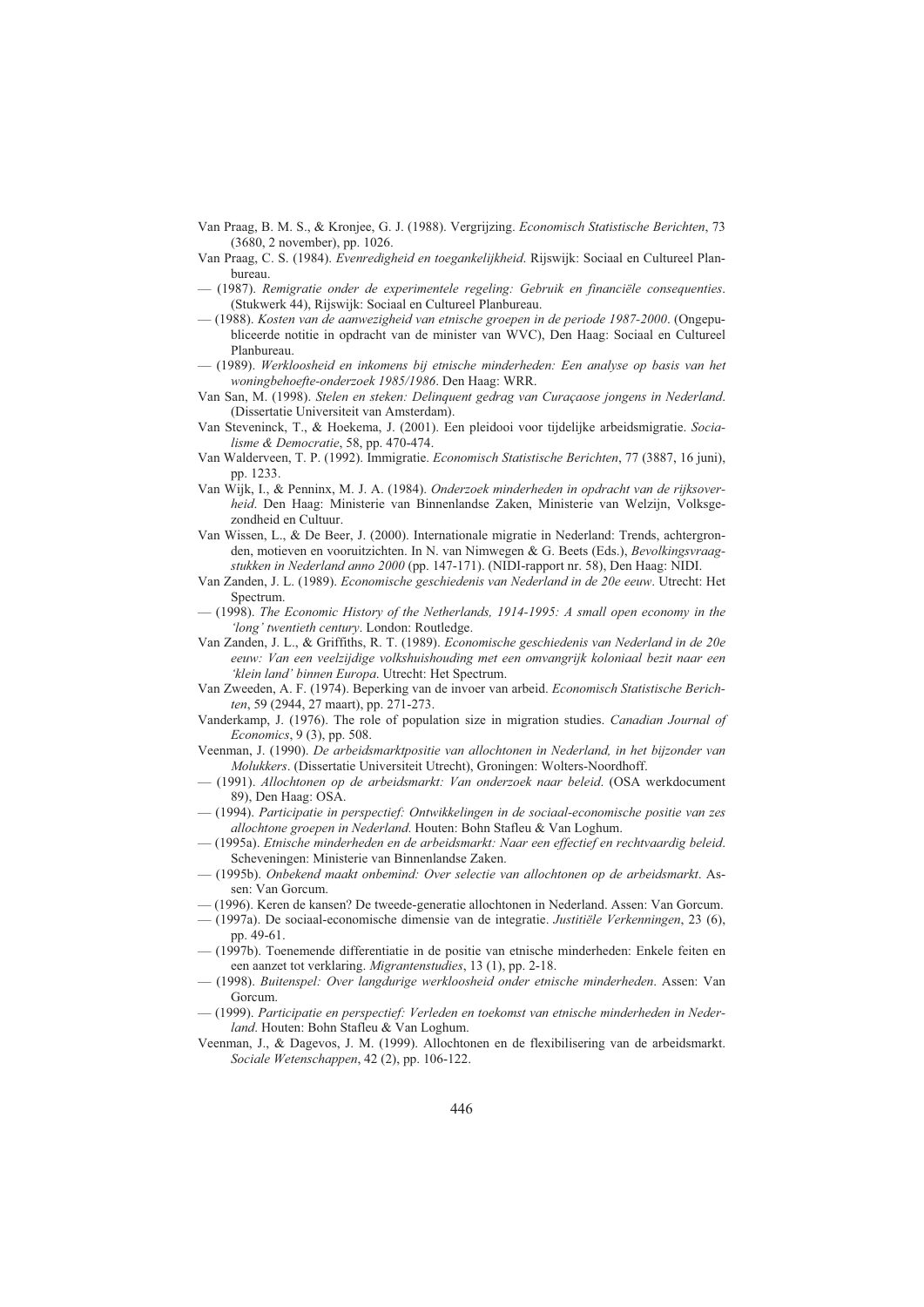Van Praag, B. M. S., & Kronjee, G. J. (1988). Vergrijzing. *Economisch Statistische Berichten*, 73 (3680, 2 november), pp. 1026.

Van Praag, C. S. (1984). *Evenredigheid en toegankelijkheid*. Rijswijk: Sociaal en Cultureel Planbureau.

— (1987). *Remigratie onder de experimentele regeling: Gebruik en financiële consequenties*. (Stukwerk 44), Rijswijk: Sociaal en Cultureel Planbureau.

— (1988). *Kosten van de aanwezigheid van etnische groepen in de periode 1987-2000*. (Ongepubliceerde notitie in opdracht van de minister van WVC), Den Haag: Sociaal en Cultureel Planbureau.

— (1989). *Werkloosheid en inkomens bij etnische minderheden: Een analyse op basis van het woningbehoefte-onderzoek 1985/1986*. Den Haag: WRR.

Van San, M. (1998). *Stelen en steken: Delinquent gedrag van Curaçaose jongens in Nederland*. (Dissertatie Universiteit van Amsterdam).

Van Steveninck, T., & Hoekema, J. (2001). Een pleidooi voor tijdelijke arbeidsmigratie. *Socialisme & Democratie*, 58, pp. 470-474.

Van Walderveen, T. P. (1992). Immigratie. *Economisch Statistische Berichten*, 77 (3887, 16 juni), pp. 1233.

Van Wijk, I., & Penninx, M. J. A. (1984). *Onderzoek minderheden in opdracht van de rijksoverheid*. Den Haag: Ministerie van Binnenlandse Zaken, Ministerie van Welzijn, Volksgezondheid en Cultuur.

Van Wissen, L., & De Beer, J. (2000). Internationale migratie in Nederland: Trends, achtergronden, motieven en vooruitzichten. In N. van Nimwegen & G. Beets (Eds.), *Bevolkingsvraagstukken in Nederland anno 2000* (pp. 147-171). (NIDI-rapport nr. 58), Den Haag: NIDI.

Van Zanden, J. L. (1989). *Economische geschiedenis van Nederland in de 20e eeuw*. Utrecht: Het Spectrum.

— (1998). *The Economic History of the Netherlands, 1914-1995: A small open economy in the 'long' twentieth century*. London: Routledge.

Van Zanden, J. L., & Griffiths, R. T. (1989). *Economische geschiedenis van Nederland in de 20e eeuw: Van een veelzijdige volkshuishouding met een omvangrijk koloniaal bezit naar een 'klein land' binnen Europa*. Utrecht: Het Spectrum.

Van Zweeden, A. F. (1974). Beperking van de invoer van arbeid. *Economisch Statistische Berichten*, 59 (2944, 27 maart), pp. 271-273.

Vanderkamp, J. (1976). The role of population size in migration studies. *Canadian Journal of Economics*, 9 (3), pp. 508.

Veenman, J. (1990). *De arbeidsmarktpositie van allochtonen in Nederland, in het bijzonder van Molukkers*. (Dissertatie Universiteit Utrecht), Groningen: Wolters-Noordhoff.

— (1991). *Allochtonen op de arbeidsmarkt: Van onderzoek naar beleid*. (OSA werkdocument 89), Den Haag: OSA.

— (1994). *Participatie in perspectief: Ontwikkelingen in de sociaal-economische positie van zes allochtone groepen in Nederland*. Houten: Bohn Stafleu & Van Loghum.

— (1995a). *Etnische minderheden en de arbeidsmarkt: Naar een effectief en rechtvaardig beleid*. Scheveningen: Ministerie van Binnenlandse Zaken.

— (1995b). *Onbekend maakt onbemind: Over selectie van allochtonen op de arbeidsmarkt*. Assen: Van Gorcum.

— (1996). Keren de kansen? De tweede-generatie allochtonen in Nederland. Assen: Van Gorcum.

— (1997a). De sociaal-economische dimensie van de integratie. *Justitiële Verkenningen*, 23 (6), pp. 49-61.

— (1997b). Toenemende differentiatie in de positie van etnische minderheden: Enkele feiten en een aanzet tot verklaring. *Migrantenstudies*, 13 (1), pp. 2-18.

— (1998). *Buitenspel: Over langdurige werkloosheid onder etnische minderheden*. Assen: Van Gorcum.

— (1999). *Participatie en perspectief: Verleden en toekomst van etnische minderheden in Nederland*. Houten: Bohn Stafleu & Van Loghum.

Veenman, J., & Dagevos, J. M. (1999). Allochtonen en de flexibilisering van de arbeidsmarkt. *Sociale Wetenschappen*, 42 (2), pp. 106-122.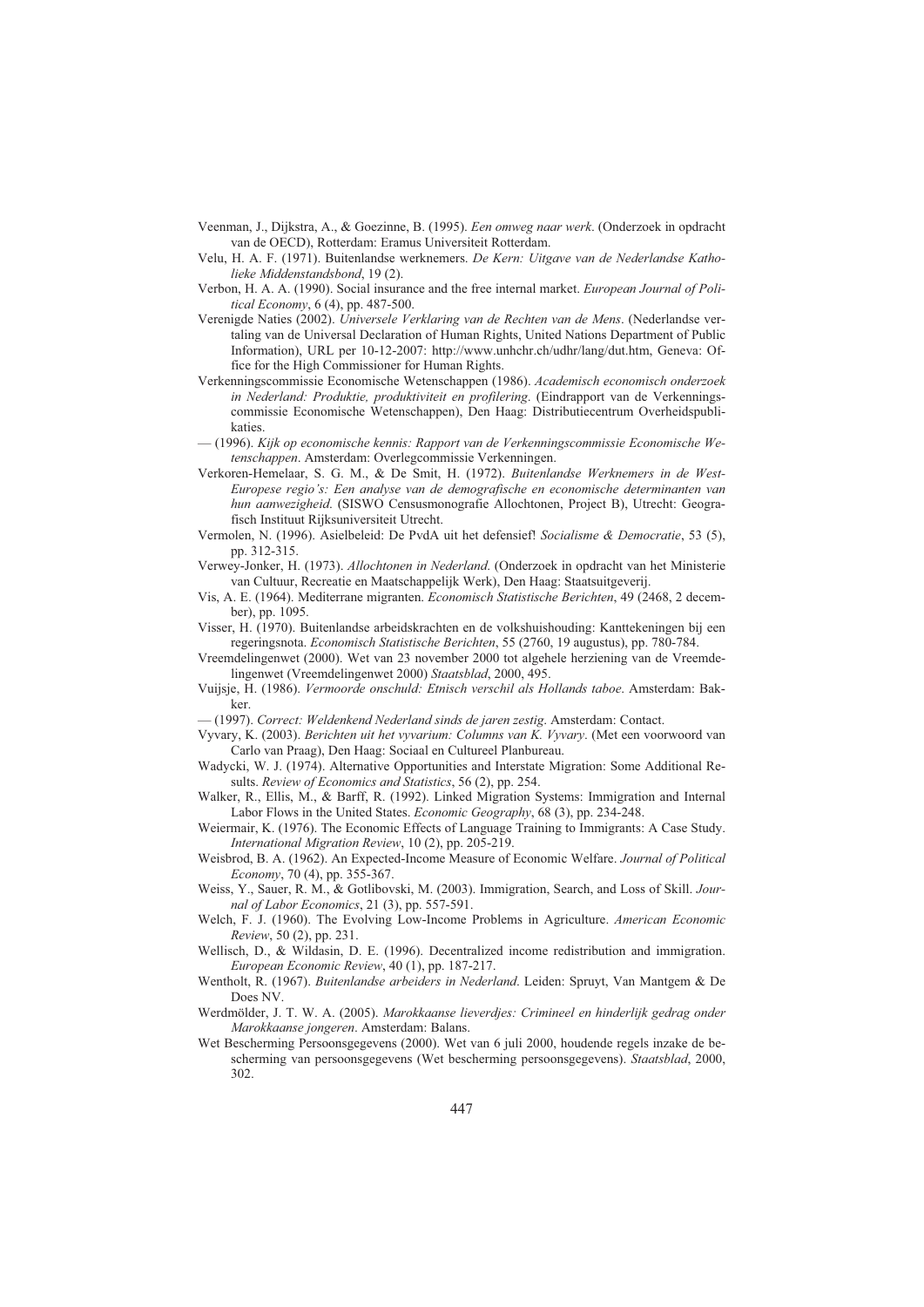Veenman, J., Dijkstra, A., & Goezinne, B. (1995). *Een omweg naar werk*. (Onderzoek in opdracht van de OECD), Rotterdam: Eramus Universiteit Rotterdam.

Velu, H. A. F. (1971). Buitenlandse werknemers. *De Kern: Uitgave van de Nederlandse Katholieke Middenstandsbond*, 19 (2).

Verbon, H. A. A. (1990). Social insurance and the free internal market. *European Journal of Political Economy*, 6 (4), pp. 487-500.

Verenigde Naties (2002). *Universele Verklaring van de Rechten van de Mens*. (Nederlandse vertaling van de Universal Declaration of Human Rights, United Nations Department of Public Information), URL per 10-12-2007: http://www.unhchr.ch/udhr/lang/dut.htm, Geneva: Office for the High Commissioner for Human Rights.

Verkenningscommissie Economische Wetenschappen (1986). *Academisch economisch onderzoek in Nederland: Produktie, produktiviteit en profilering*. (Eindrapport van de Verkenningscommissie Economische Wetenschappen), Den Haag: Distributiecentrum Overheidspublikaties.

— (1996). *Kijk op economische kennis: Rapport van de Verkenningscommissie Economische Wetenschappen*. Amsterdam: Overlegcommissie Verkenningen.

Verkoren-Hemelaar, S. G. M., & De Smit, H. (1972). *Buitenlandse Werknemers in de West-Europese regio's: Een analyse van de demografische en economische determinanten van hun aanwezigheid*. (SISWO Censusmonografie Allochtonen, Project B), Utrecht: Geografisch Instituut Rijksuniversiteit Utrecht.

Vermolen, N. (1996). Asielbeleid: De PvdA uit het defensief! *Socialisme & Democratie*, 53 (5), pp. 312-315.

Verwey-Jonker, H. (1973). *Allochtonen in Nederland*. (Onderzoek in opdracht van het Ministerie van Cultuur, Recreatie en Maatschappelijk Werk), Den Haag: Staatsuitgeverij.

Vis, A. E. (1964). Mediterrane migranten. *Economisch Statistische Berichten*, 49 (2468, 2 december), pp. 1095.

Visser, H. (1970). Buitenlandse arbeidskrachten en de volkshuishouding: Kanttekeningen bij een regeringsnota. *Economisch Statistische Berichten*, 55 (2760, 19 augustus), pp. 780-784.

Vreemdelingenwet (2000). Wet van 23 november 2000 tot algehele herziening van de Vreemdelingenwet (Vreemdelingenwet 2000) *Staatsblad*, 2000, 495.

Vuijsje, H. (1986). *Vermoorde onschuld: Etnisch verschil als Hollands taboe*. Amsterdam: Bakker.

— (1997). *Correct: Weldenkend Nederland sinds de jaren zestig*. Amsterdam: Contact.

Vyvary, K. (2003). *Berichten uit het vyvarium: Columns van K. Vyvary*. (Met een voorwoord van Carlo van Praag), Den Haag: Sociaal en Cultureel Planbureau.

Wadycki, W. J. (1974). Alternative Opportunities and Interstate Migration: Some Additional Results. *Review of Economics and Statistics*, 56 (2), pp. 254.

Walker, R., Ellis, M., & Barff, R. (1992). Linked Migration Systems: Immigration and Internal Labor Flows in the United States. *Economic Geography*, 68 (3), pp. 234-248.

Weiermair, K. (1976). The Economic Effects of Language Training to Immigrants: A Case Study. *International Migration Review*, 10 (2), pp. 205-219.

Weisbrod, B. A. (1962). An Expected-Income Measure of Economic Welfare. *Journal of Political Economy*, 70 (4), pp. 355-367.

Weiss, Y., Sauer, R. M., & Gotlibovski, M. (2003). Immigration, Search, and Loss of Skill. *Journal of Labor Economics*, 21 (3), pp. 557-591.

Welch, F. J. (1960). The Evolving Low-Income Problems in Agriculture. *American Economic Review*, 50 (2), pp. 231.

Wellisch, D., & Wildasin, D. E. (1996). Decentralized income redistribution and immigration. *European Economic Review*, 40 (1), pp. 187-217.

Wentholt, R. (1967). *Buitenlandse arbeiders in Nederland*. Leiden: Spruyt, Van Mantgem & De Does NV.

Werdmölder, J. T. W. A. (2005). *Marokkaanse lieverdjes: Crimineel en hinderlijk gedrag onder Marokkaanse jongeren*. Amsterdam: Balans.

Wet Bescherming Persoonsgegevens (2000). Wet van 6 juli 2000, houdende regels inzake de bescherming van persoonsgegevens (Wet bescherming persoonsgegevens). *Staatsblad*, 2000, 302.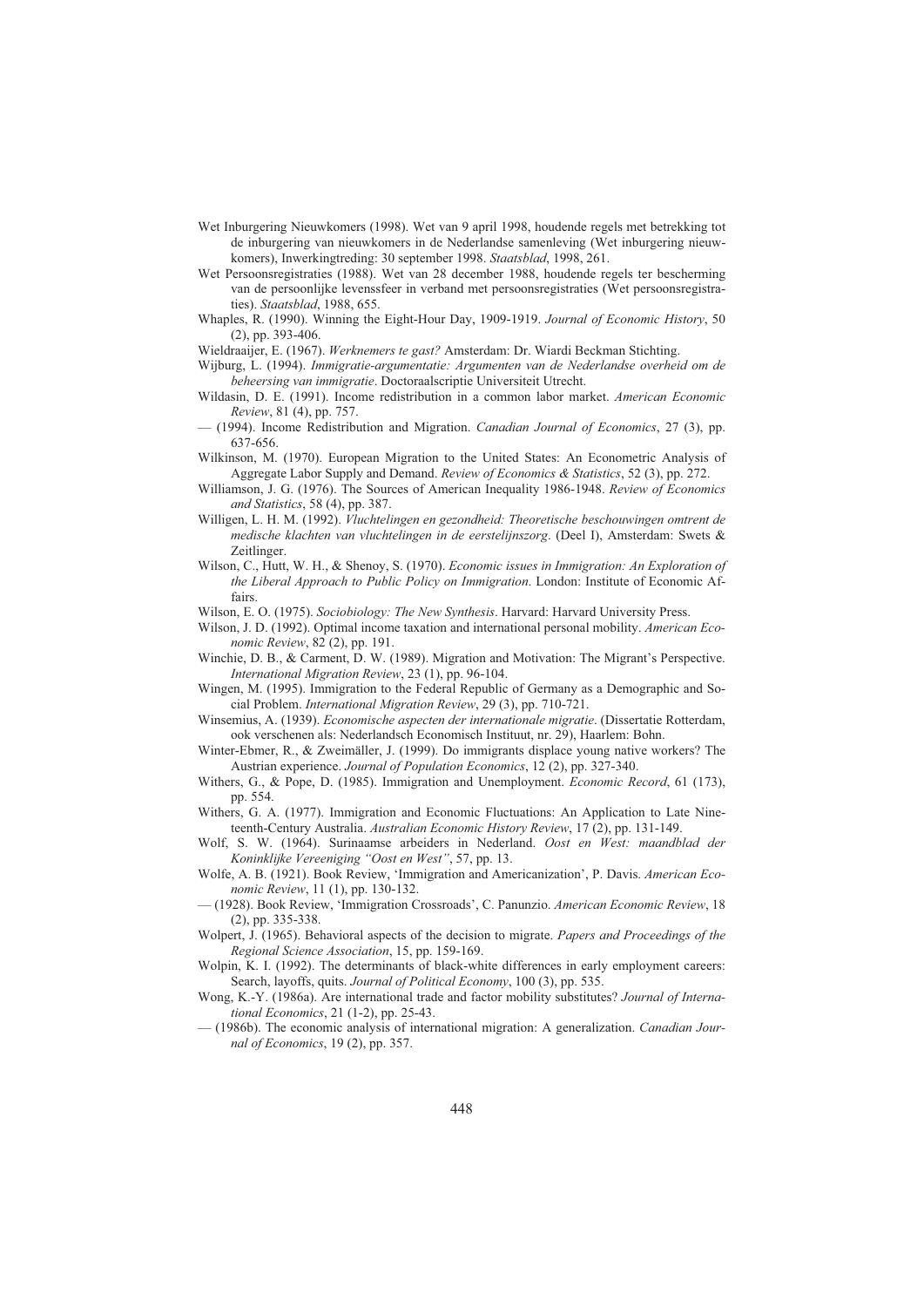Wet Inburgering Nieuwkomers (1998). Wet van 9 april 1998, houdende regels met betrekking tot de inburgering van nieuwkomers in de Nederlandse samenleving (Wet inburgering nieuwkomers), Inwerkingtreding: 30 september 1998. *Staatsblad*, 1998, 261.

Wet Persoonsregistraties (1988). Wet van 28 december 1988, houdende regels ter bescherming van de persoonlijke levenssfeer in verband met persoonsregistraties (Wet persoonsregistraties). *Staatsblad*, 1988, 655.

Whaples, R. (1990). Winning the Eight-Hour Day, 1909-1919. *Journal of Economic History*, 50 (2), pp. 393-406.

Wieldraaijer, E. (1967). *Werknemers te gast?* Amsterdam: Dr. Wiardi Beckman Stichting.

Wijburg, L. (1994). *Immigratie-argumentatie: Argumenten van de Nederlandse overheid om de beheersing van immigratie*. Doctoraalscriptie Universiteit Utrecht.

Wildasin, D. E. (1991). Income redistribution in a common labor market. *American Economic Review*, 81 (4), pp. 757.

— (1994). Income Redistribution and Migration. *Canadian Journal of Economics*, 27 (3), pp. 637-656.

Wilkinson, M. (1970). European Migration to the United States: An Econometric Analysis of Aggregate Labor Supply and Demand. *Review of Economics & Statistics*, 52 (3), pp. 272.

Williamson, J. G. (1976). The Sources of American Inequality 1986-1948. *Review of Economics and Statistics*, 58 (4), pp. 387.

Willigen, L. H. M. (1992). *Vluchtelingen en gezondheid: Theoretische beschouwingen omtrent de medische klachten van vluchtelingen in de eerstelijnszorg*. (Deel I), Amsterdam: Swets & Zeitlinger.

Wilson, C., Hutt, W. H., & Shenoy, S. (1970). *Economic issues in Immigration: An Exploration of the Liberal Approach to Public Policy on Immigration*. London: Institute of Economic Affairs.

Wilson, E. O. (1975). *Sociobiology: The New Synthesis*. Harvard: Harvard University Press.

Wilson, J. D. (1992). Optimal income taxation and international personal mobility. *American Economic Review*, 82 (2), pp. 191.

Winchie, D. B., & Carment, D. W. (1989). Migration and Motivation: The Migrant's Perspective. *International Migration Review*, 23 (1), pp. 96-104.

Wingen, M. (1995). Immigration to the Federal Republic of Germany as a Demographic and Social Problem. *International Migration Review*, 29 (3), pp. 710-721.

Winsemius, A. (1939). *Economische aspecten der internationale migratie*. (Dissertatie Rotterdam, ook verschenen als: Nederlandsch Economisch Instituut, nr. 29), Haarlem: Bohn.

Winter-Ebmer, R., & Zweimäller, J. (1999). Do immigrants displace young native workers? The Austrian experience. *Journal of Population Economics*, 12 (2), pp. 327-340.

Withers, G., & Pope, D. (1985). Immigration and Unemployment. *Economic Record*, 61 (173), pp. 554.

Withers, G. A. (1977). Immigration and Economic Fluctuations: An Application to Late Nineteenth-Century Australia. *Australian Economic History Review*, 17 (2), pp. 131-149.

Wolf, S. W. (1964). Surinaamse arbeiders in Nederland. *Oost en West: maandblad der Koninklijke Vereeniging "Oost en West"*, 57, pp. 13.

Wolfe, A. B. (1921). Book Review, 'Immigration and Americanization', P. Davis. *American Economic Review*, 11 (1), pp. 130-132.

— (1928). Book Review, 'Immigration Crossroads', C. Panunzio. *American Economic Review*, 18 (2), pp. 335-338.

Wolpert, J. (1965). Behavioral aspects of the decision to migrate. *Papers and Proceedings of the Regional Science Association*, 15, pp. 159-169.

Wolpin, K. I. (1992). The determinants of black-white differences in early employment careers: Search, layoffs, quits. *Journal of Political Economy*, 100 (3), pp. 535.

Wong, K.-Y. (1986a). Are international trade and factor mobility substitutes? *Journal of International Economics*, 21 (1-2), pp. 25-43.

— (1986b). The economic analysis of international migration: A generalization. *Canadian Journal of Economics*, 19 (2), pp. 357.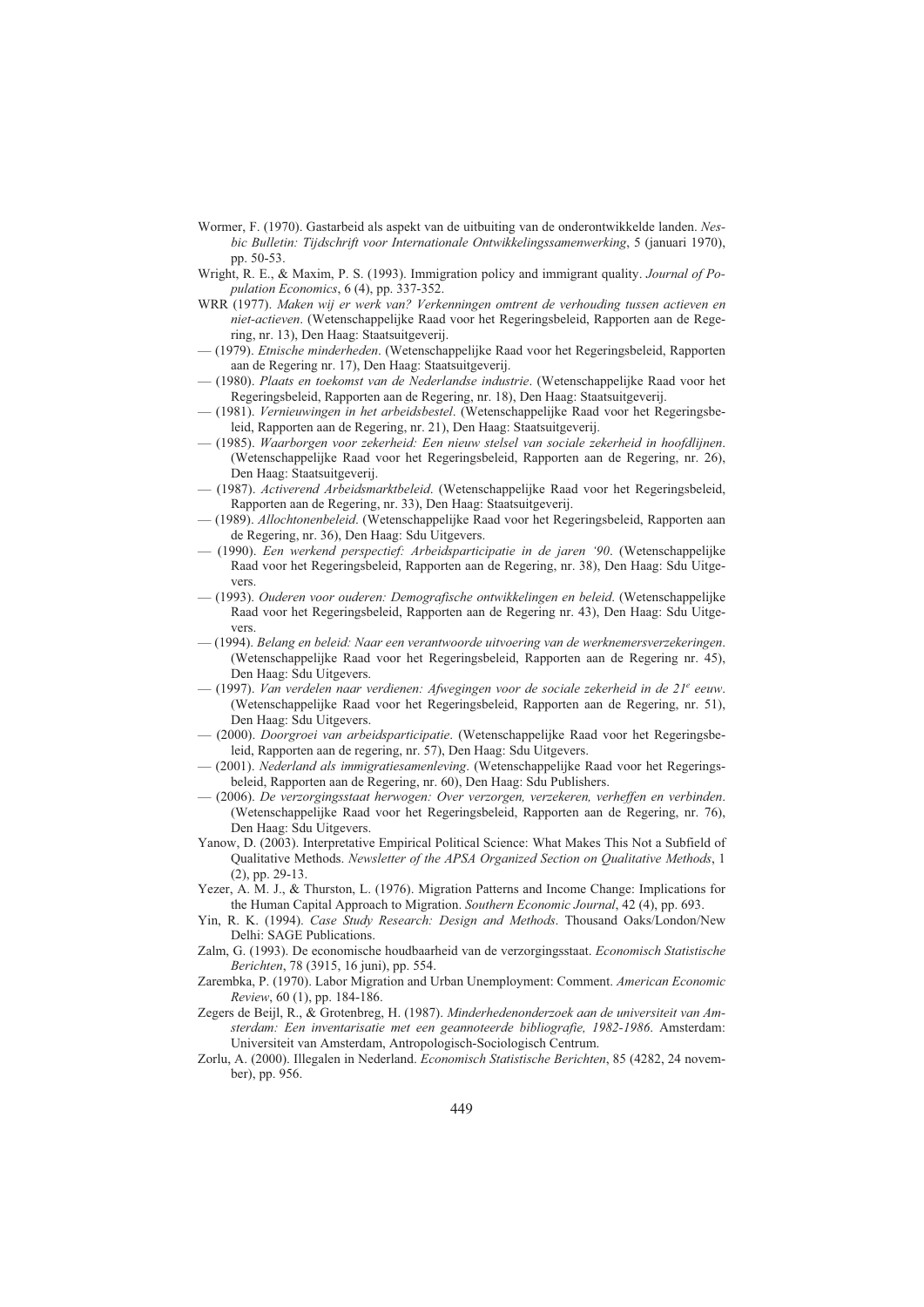Wormer, F. (1970). Gastarbeid als aspekt van de uitbuiting van de onderontwikkelde landen. *Nesbic Bulletin: Tijdschrift voor Internationale Ontwikkelingssamenwerking*, 5 (januari 1970), pp. 50-53.

Wright, R. E., & Maxim, P. S. (1993). Immigration policy and immigrant quality. *Journal of Population Economics*, 6 (4), pp. 337-352.

WRR (1977). *Maken wij er werk van? Verkenningen omtrent de verhouding tussen actieven en niet-actieven*. (Wetenschappelijke Raad voor het Regeringsbeleid, Rapporten aan de Regering, nr. 13), Den Haag: Staatsuitgeverij.

— (1979). *Etnische minderheden*. (Wetenschappelijke Raad voor het Regeringsbeleid, Rapporten aan de Regering nr. 17), Den Haag: Staatsuitgeverij.

— (1980). *Plaats en toekomst van de Nederlandse industrie*. (Wetenschappelijke Raad voor het Regeringsbeleid, Rapporten aan de Regering, nr. 18), Den Haag: Staatsuitgeverij.

— (1981). *Vernieuwingen in het arbeidsbestel*. (Wetenschappelijke Raad voor het Regeringsbeleid, Rapporten aan de Regering, nr. 21), Den Haag: Staatsuitgeverij.

— (1985). *Waarborgen voor zekerheid: Een nieuw stelsel van sociale zekerheid in hoofdlijnen*. (Wetenschappelijke Raad voor het Regeringsbeleid, Rapporten aan de Regering, nr. 26), Den Haag: Staatsuitgeverij.

— (1987). *Activerend Arbeidsmarktbeleid*. (Wetenschappelijke Raad voor het Regeringsbeleid, Rapporten aan de Regering, nr. 33), Den Haag: Staatsuitgeverij.

— (1989). *Allochtonenbeleid*. (Wetenschappelijke Raad voor het Regeringsbeleid, Rapporten aan de Regering, nr. 36), Den Haag: Sdu Uitgevers.

— (1990). *Een werkend perspectief: Arbeidsparticipatie in de jaren '90*. (Wetenschappelijke Raad voor het Regeringsbeleid, Rapporten aan de Regering, nr. 38), Den Haag: Sdu Uitgevers.

— (1993). *Ouderen voor ouderen: Demografische ontwikkelingen en beleid*. (Wetenschappelijke Raad voor het Regeringsbeleid, Rapporten aan de Regering nr. 43), Den Haag: Sdu Uitgevers.

— (1994). *Belang en beleid: Naar een verantwoorde uitvoering van de werknemersverzekeringen*. (Wetenschappelijke Raad voor het Regeringsbeleid, Rapporten aan de Regering nr. 45), Den Haag: Sdu Uitgevers.

— (1997). *Van verdelen naar verdienen: Afwegingen voor de sociale zekerheid in de 21e eeuw*. (Wetenschappelijke Raad voor het Regeringsbeleid, Rapporten aan de Regering, nr. 51), Den Haag: Sdu Uitgevers.

— (2000). *Doorgroei van arbeidsparticipatie*. (Wetenschappelijke Raad voor het Regeringsbeleid, Rapporten aan de regering, nr. 57), Den Haag: Sdu Uitgevers.

— (2001). *Nederland als immigratiesamenleving*. (Wetenschappelijke Raad voor het Regeringsbeleid, Rapporten aan de Regering, nr. 60), Den Haag: Sdu Publishers.

— (2006). *De verzorgingsstaat herwogen: Over verzorgen, verzekeren, verheffen en verbinden*. (Wetenschappelijke Raad voor het Regeringsbeleid, Rapporten aan de Regering, nr. 76), Den Haag: Sdu Uitgevers.

Yanow, D. (2003). Interpretative Empirical Political Science: What Makes This Not a Subfield of Qualitative Methods. *Newsletter of the APSA Organized Section on Qualitative Methods*, 1 (2), pp. 29-13.

Yezer, A. M. J., & Thurston, L. (1976). Migration Patterns and Income Change: Implications for the Human Capital Approach to Migration. *Southern Economic Journal*, 42 (4), pp. 693.

Yin, R. K. (1994). *Case Study Research: Design and Methods*. Thousand Oaks/London/New Delhi: SAGE Publications.

Zalm, G. (1993). De economische houdbaarheid van de verzorgingsstaat. *Economisch Statistische Berichten*, 78 (3915, 16 juni), pp. 554.

Zarembka, P. (1970). Labor Migration and Urban Unemployment: Comment. *American Economic Review*, 60 (1), pp. 184-186.

Zegers de Beijl, R., & Grotenbreg, H. (1987). *Minderhedenonderzoek aan de universiteit van Amsterdam: Een inventarisatie met een geannoteerde bibliografie, 1982-1986.* Amsterdam: Universiteit van Amsterdam, Antropologisch-Sociologisch Centrum.

Zorlu, A. (2000). Illegalen in Nederland. *Economisch Statistische Berichten*, 85 (4282, 24 november), pp. 956.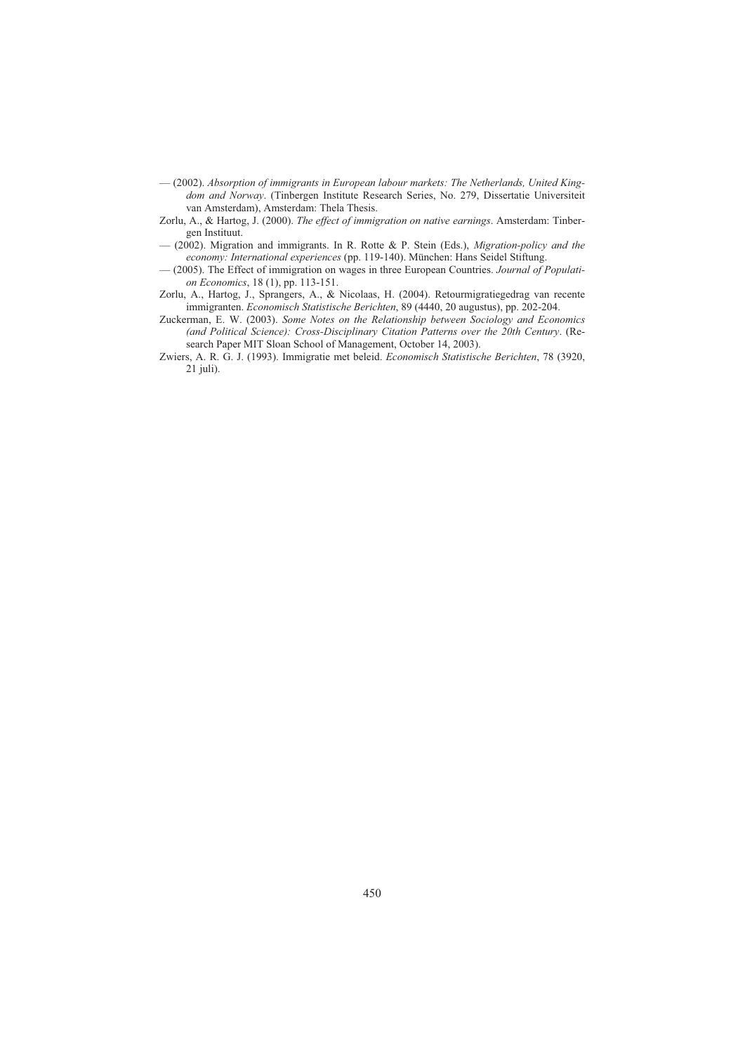— (2002). *Absorption of immigrants in European labour markets: The Netherlands, United Kingdom and Norway*. (Tinbergen Institute Research Series, No. 279, Dissertatie Universiteit van Amsterdam), Amsterdam: Thela Thesis.

Zorlu, A., & Hartog, J. (2000). *The effect of immigration on native earnings*. Amsterdam: Tinbergen Instituut.

— (2002). Migration and immigrants. In R. Rotte & P. Stein (Eds.), *Migration-policy and the economy: International experiences* (pp. 119-140). München: Hans Seidel Stiftung.

— (2005). The Effect of immigration on wages in three European Countries. *Journal of Population Economics*, 18 (1), pp. 113-151.

Zorlu, A., Hartog, J., Sprangers, A., & Nicolaas, H. (2004). Retourmigratiegedrag van recente immigranten. *Economisch Statistische Berichten*, 89 (4440, 20 augustus), pp. 202-204.

Zuckerman, E. W. (2003). *Some Notes on the Relationship between Sociology and Economics (and Political Science): Cross-Disciplinary Citation Patterns over the 20th Century*. (Research Paper MIT Sloan School of Management, October 14, 2003).

Zwiers, A. R. G. J. (1993). Immigratie met beleid. *Economisch Statistische Berichten*, 78 (3920, 21 juli).